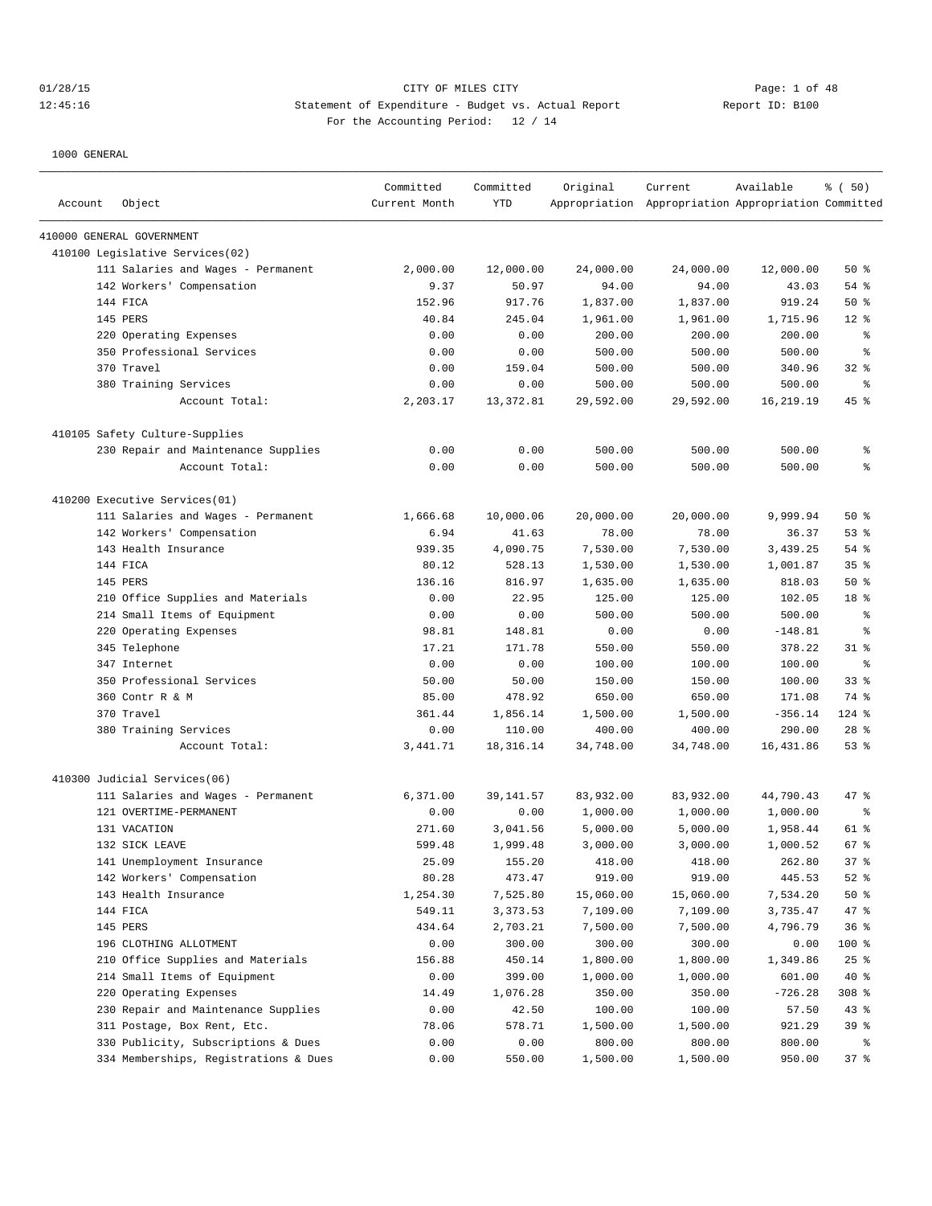CITY OF MILES CITY
Statement of Expenditure - Budget vs. Actual Report
Report ID: B100
For the Accounting Period: 12 / 14

1000 GENERAL

| Account | Object | Committed Current Month | Committed YTD | Original Appropriation | Current Appropriation | Available Appropriation | % ( 50) Committed |
|---|---|---|---|---|---|---|---|
| 410000 GENERAL GOVERNMENT | | | | | | | |
| 410100 Legislative Services(02) | | | | | | | |
| | 111 Salaries and Wages - Permanent | 2,000.00 | 12,000.00 | 24,000.00 | 24,000.00 | 12,000.00 | 50 % |
| | 142 Workers' Compensation | 9.37 | 50.97 | 94.00 | 94.00 | 43.03 | 54 % |
| | 144 FICA | 152.96 | 917.76 | 1,837.00 | 1,837.00 | 919.24 | 50 % |
| | 145 PERS | 40.84 | 245.04 | 1,961.00 | 1,961.00 | 1,715.96 | 12 % |
| | 220 Operating Expenses | 0.00 | 0.00 | 200.00 | 200.00 | 200.00 | % |
| | 350 Professional Services | 0.00 | 0.00 | 500.00 | 500.00 | 500.00 | % |
| | 370 Travel | 0.00 | 159.04 | 500.00 | 500.00 | 340.96 | 32 % |
| | 380 Training Services | 0.00 | 0.00 | 500.00 | 500.00 | 500.00 | % |
| | Account Total: | 2,203.17 | 13,372.81 | 29,592.00 | 29,592.00 | 16,219.19 | 45 % |
| 410105 Safety Culture-Supplies | | | | | | | |
| | 230 Repair and Maintenance Supplies | 0.00 | 0.00 | 500.00 | 500.00 | 500.00 | % |
| | Account Total: | 0.00 | 0.00 | 500.00 | 500.00 | 500.00 | % |
| 410200 Executive Services(01) | | | | | | | |
| | 111 Salaries and Wages - Permanent | 1,666.68 | 10,000.06 | 20,000.00 | 20,000.00 | 9,999.94 | 50 % |
| | 142 Workers' Compensation | 6.94 | 41.63 | 78.00 | 78.00 | 36.37 | 53 % |
| | 143 Health Insurance | 939.35 | 4,090.75 | 7,530.00 | 7,530.00 | 3,439.25 | 54 % |
| | 144 FICA | 80.12 | 528.13 | 1,530.00 | 1,530.00 | 1,001.87 | 35 % |
| | 145 PERS | 136.16 | 816.97 | 1,635.00 | 1,635.00 | 818.03 | 50 % |
| | 210 Office Supplies and Materials | 0.00 | 22.95 | 125.00 | 125.00 | 102.05 | 18 % |
| | 214 Small Items of Equipment | 0.00 | 0.00 | 500.00 | 500.00 | 500.00 | % |
| | 220 Operating Expenses | 98.81 | 148.81 | 0.00 | 0.00 | -148.81 | % |
| | 345 Telephone | 17.21 | 171.78 | 550.00 | 550.00 | 378.22 | 31 % |
| | 347 Internet | 0.00 | 0.00 | 100.00 | 100.00 | 100.00 | % |
| | 350 Professional Services | 50.00 | 50.00 | 150.00 | 150.00 | 100.00 | 33 % |
| | 360 Contr R & M | 85.00 | 478.92 | 650.00 | 650.00 | 171.08 | 74 % |
| | 370 Travel | 361.44 | 1,856.14 | 1,500.00 | 1,500.00 | -356.14 | 124 % |
| | 380 Training Services | 0.00 | 110.00 | 400.00 | 400.00 | 290.00 | 28 % |
| | Account Total: | 3,441.71 | 18,316.14 | 34,748.00 | 34,748.00 | 16,431.86 | 53 % |
| 410300 Judicial Services(06) | | | | | | | |
| | 111 Salaries and Wages - Permanent | 6,371.00 | 39,141.57 | 83,932.00 | 83,932.00 | 44,790.43 | 47 % |
| | 121 OVERTIME-PERMANENT | 0.00 | 0.00 | 1,000.00 | 1,000.00 | 1,000.00 | % |
| | 131 VACATION | 271.60 | 3,041.56 | 5,000.00 | 5,000.00 | 1,958.44 | 61 % |
| | 132 SICK LEAVE | 599.48 | 1,999.48 | 3,000.00 | 3,000.00 | 1,000.52 | 67 % |
| | 141 Unemployment Insurance | 25.09 | 155.20 | 418.00 | 418.00 | 262.80 | 37 % |
| | 142 Workers' Compensation | 80.28 | 473.47 | 919.00 | 919.00 | 445.53 | 52 % |
| | 143 Health Insurance | 1,254.30 | 7,525.80 | 15,060.00 | 15,060.00 | 7,534.20 | 50 % |
| | 144 FICA | 549.11 | 3,373.53 | 7,109.00 | 7,109.00 | 3,735.47 | 47 % |
| | 145 PERS | 434.64 | 2,703.21 | 7,500.00 | 7,500.00 | 4,796.79 | 36 % |
| | 196 CLOTHING ALLOTMENT | 0.00 | 300.00 | 300.00 | 300.00 | 0.00 | 100 % |
| | 210 Office Supplies and Materials | 156.88 | 450.14 | 1,800.00 | 1,800.00 | 1,349.86 | 25 % |
| | 214 Small Items of Equipment | 0.00 | 399.00 | 1,000.00 | 1,000.00 | 601.00 | 40 % |
| | 220 Operating Expenses | 14.49 | 1,076.28 | 350.00 | 350.00 | -726.28 | 308 % |
| | 230 Repair and Maintenance Supplies | 0.00 | 42.50 | 100.00 | 100.00 | 57.50 | 43 % |
| | 311 Postage, Box Rent, Etc. | 78.06 | 578.71 | 1,500.00 | 1,500.00 | 921.29 | 39 % |
| | 330 Publicity, Subscriptions & Dues | 0.00 | 0.00 | 800.00 | 800.00 | 800.00 | % |
| | 334 Memberships, Registrations & Dues | 0.00 | 550.00 | 1,500.00 | 1,500.00 | 950.00 | 37 % |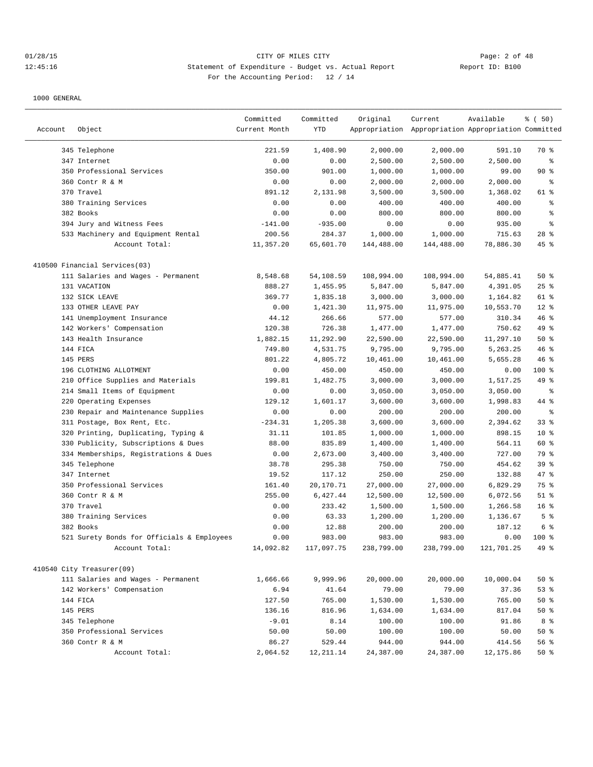CITY OF MILES CITY
Statement of Expenditure - Budget vs. Actual Report
For the Accounting Period: 12 / 14

1000 GENERAL

| Account | Object | Committed Current Month | Committed YTD | Original Appropriation | Current Appropriation | Available Appropriation | % ( 50) Committed |
|---|---|---|---|---|---|---|---|
| | 345 Telephone | 221.59 | 1,408.90 | 2,000.00 | 2,000.00 | 591.10 | 70 % |
| | 347 Internet | 0.00 | 0.00 | 2,500.00 | 2,500.00 | 2,500.00 | % |
| | 350 Professional Services | 350.00 | 901.00 | 1,000.00 | 1,000.00 | 99.00 | 90 % |
| | 360 Contr R & M | 0.00 | 0.00 | 2,000.00 | 2,000.00 | 2,000.00 | % |
| | 370 Travel | 891.12 | 2,131.98 | 3,500.00 | 3,500.00 | 1,368.02 | 61 % |
| | 380 Training Services | 0.00 | 0.00 | 400.00 | 400.00 | 400.00 | % |
| | 382 Books | 0.00 | 0.00 | 800.00 | 800.00 | 800.00 | % |
| | 394 Jury and Witness Fees | -141.00 | -935.00 | 0.00 | 0.00 | 935.00 | % |
| | 533 Machinery and Equipment Rental | 200.56 | 284.37 | 1,000.00 | 1,000.00 | 715.63 | 28 % |
| | Account Total: | 11,357.20 | 65,601.70 | 144,488.00 | 144,488.00 | 78,886.30 | 45 % |
| 410500 Financial Services(03) | | | | | | | |
| | 111 Salaries and Wages - Permanent | 8,548.68 | 54,108.59 | 108,994.00 | 108,994.00 | 54,885.41 | 50 % |
| | 131 VACATION | 888.27 | 1,455.95 | 5,847.00 | 5,847.00 | 4,391.05 | 25 % |
| | 132 SICK LEAVE | 369.77 | 1,835.18 | 3,000.00 | 3,000.00 | 1,164.82 | 61 % |
| | 133 OTHER LEAVE PAY | 0.00 | 1,421.30 | 11,975.00 | 11,975.00 | 10,553.70 | 12 % |
| | 141 Unemployment Insurance | 44.12 | 266.66 | 577.00 | 577.00 | 310.34 | 46 % |
| | 142 Workers' Compensation | 120.38 | 726.38 | 1,477.00 | 1,477.00 | 750.62 | 49 % |
| | 143 Health Insurance | 1,882.15 | 11,292.90 | 22,590.00 | 22,590.00 | 11,297.10 | 50 % |
| | 144 FICA | 749.80 | 4,531.75 | 9,795.00 | 9,795.00 | 5,263.25 | 46 % |
| | 145 PERS | 801.22 | 4,805.72 | 10,461.00 | 10,461.00 | 5,655.28 | 46 % |
| | 196 CLOTHING ALLOTMENT | 0.00 | 450.00 | 450.00 | 450.00 | 0.00 | 100 % |
| | 210 Office Supplies and Materials | 199.81 | 1,482.75 | 3,000.00 | 3,000.00 | 1,517.25 | 49 % |
| | 214 Small Items of Equipment | 0.00 | 0.00 | 3,050.00 | 3,050.00 | 3,050.00 | % |
| | 220 Operating Expenses | 129.12 | 1,601.17 | 3,600.00 | 3,600.00 | 1,998.83 | 44 % |
| | 230 Repair and Maintenance Supplies | 0.00 | 0.00 | 200.00 | 200.00 | 200.00 | % |
| | 311 Postage, Box Rent, Etc. | -234.31 | 1,205.38 | 3,600.00 | 3,600.00 | 2,394.62 | 33 % |
| | 320 Printing, Duplicating, Typing & | 31.11 | 101.85 | 1,000.00 | 1,000.00 | 898.15 | 10 % |
| | 330 Publicity, Subscriptions & Dues | 88.00 | 835.89 | 1,400.00 | 1,400.00 | 564.11 | 60 % |
| | 334 Memberships, Registrations & Dues | 0.00 | 2,673.00 | 3,400.00 | 3,400.00 | 727.00 | 79 % |
| | 345 Telephone | 38.78 | 295.38 | 750.00 | 750.00 | 454.62 | 39 % |
| | 347 Internet | 19.52 | 117.12 | 250.00 | 250.00 | 132.88 | 47 % |
| | 350 Professional Services | 161.40 | 20,170.71 | 27,000.00 | 27,000.00 | 6,829.29 | 75 % |
| | 360 Contr R & M | 255.00 | 6,427.44 | 12,500.00 | 12,500.00 | 6,072.56 | 51 % |
| | 370 Travel | 0.00 | 233.42 | 1,500.00 | 1,500.00 | 1,266.58 | 16 % |
| | 380 Training Services | 0.00 | 63.33 | 1,200.00 | 1,200.00 | 1,136.67 | 5 % |
| | 382 Books | 0.00 | 12.88 | 200.00 | 200.00 | 187.12 | 6 % |
| | 521 Surety Bonds for Officials & Employees | 0.00 | 983.00 | 983.00 | 983.00 | 0.00 | 100 % |
| | Account Total: | 14,092.82 | 117,097.75 | 238,799.00 | 238,799.00 | 121,701.25 | 49 % |
| 410540 City Treasurer(09) | | | | | | | |
| | 111 Salaries and Wages - Permanent | 1,666.66 | 9,999.96 | 20,000.00 | 20,000.00 | 10,000.04 | 50 % |
| | 142 Workers' Compensation | 6.94 | 41.64 | 79.00 | 79.00 | 37.36 | 53 % |
| | 144 FICA | 127.50 | 765.00 | 1,530.00 | 1,530.00 | 765.00 | 50 % |
| | 145 PERS | 136.16 | 816.96 | 1,634.00 | 1,634.00 | 817.04 | 50 % |
| | 345 Telephone | -9.01 | 8.14 | 100.00 | 100.00 | 91.86 | 8 % |
| | 350 Professional Services | 50.00 | 50.00 | 100.00 | 100.00 | 50.00 | 50 % |
| | 360 Contr R & M | 86.27 | 529.44 | 944.00 | 944.00 | 414.56 | 56 % |
| | Account Total: | 2,064.52 | 12,211.14 | 24,387.00 | 24,387.00 | 12,175.86 | 50 % |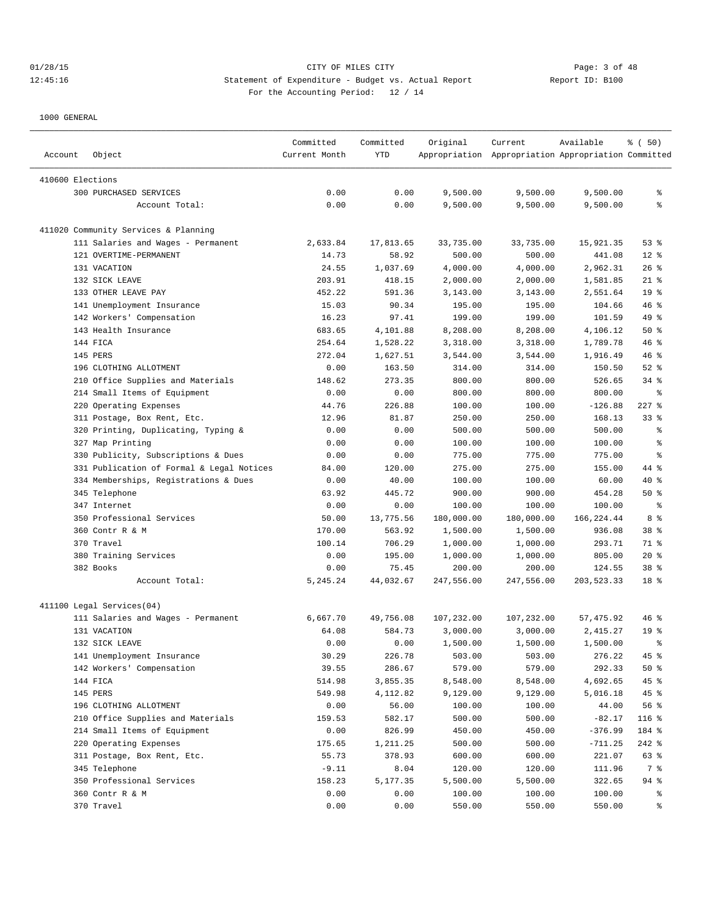CITY OF MILES CITY
Statement of Expenditure - Budget vs. Actual Report
For the Accounting Period: 12 / 14

1000 GENERAL

| Account | Object | Committed Current Month | Committed YTD | Original Appropriation | Current Appropriation | Available Appropriation | % ( 50) Committed |
|---|---|---|---|---|---|---|---|
| 410600 Elections | | | | | | | |
| | 300 PURCHASED SERVICES | 0.00 | 0.00 | 9,500.00 | 9,500.00 | 9,500.00 | % |
| | Account Total: | 0.00 | 0.00 | 9,500.00 | 9,500.00 | 9,500.00 | % |
| 411020 Community Services & Planning | | | | | | | |
| | 111 Salaries and Wages - Permanent | 2,633.84 | 17,813.65 | 33,735.00 | 33,735.00 | 15,921.35 | 53 % |
| | 121 OVERTIME-PERMANENT | 14.73 | 58.92 | 500.00 | 500.00 | 441.08 | 12 % |
| | 131 VACATION | 24.55 | 1,037.69 | 4,000.00 | 4,000.00 | 2,962.31 | 26 % |
| | 132 SICK LEAVE | 203.91 | 418.15 | 2,000.00 | 2,000.00 | 1,581.85 | 21 % |
| | 133 OTHER LEAVE PAY | 452.22 | 591.36 | 3,143.00 | 3,143.00 | 2,551.64 | 19 % |
| | 141 Unemployment Insurance | 15.03 | 90.34 | 195.00 | 195.00 | 104.66 | 46 % |
| | 142 Workers' Compensation | 16.23 | 97.41 | 199.00 | 199.00 | 101.59 | 49 % |
| | 143 Health Insurance | 683.65 | 4,101.88 | 8,208.00 | 8,208.00 | 4,106.12 | 50 % |
| | 144 FICA | 254.64 | 1,528.22 | 3,318.00 | 3,318.00 | 1,789.78 | 46 % |
| | 145 PERS | 272.04 | 1,627.51 | 3,544.00 | 3,544.00 | 1,916.49 | 46 % |
| | 196 CLOTHING ALLOTMENT | 0.00 | 163.50 | 314.00 | 314.00 | 150.50 | 52 % |
| | 210 Office Supplies and Materials | 148.62 | 273.35 | 800.00 | 800.00 | 526.65 | 34 % |
| | 214 Small Items of Equipment | 0.00 | 0.00 | 800.00 | 800.00 | 800.00 | % |
| | 220 Operating Expenses | 44.76 | 226.88 | 100.00 | 100.00 | -126.88 | 227 % |
| | 311 Postage, Box Rent, Etc. | 12.96 | 81.87 | 250.00 | 250.00 | 168.13 | 33 % |
| | 320 Printing, Duplicating, Typing & | 0.00 | 0.00 | 500.00 | 500.00 | 500.00 | % |
| | 327 Map Printing | 0.00 | 0.00 | 100.00 | 100.00 | 100.00 | % |
| | 330 Publicity, Subscriptions & Dues | 0.00 | 0.00 | 775.00 | 775.00 | 775.00 | % |
| | 331 Publication of Formal & Legal Notices | 84.00 | 120.00 | 275.00 | 275.00 | 155.00 | 44 % |
| | 334 Memberships, Registrations & Dues | 0.00 | 40.00 | 100.00 | 100.00 | 60.00 | 40 % |
| | 345 Telephone | 63.92 | 445.72 | 900.00 | 900.00 | 454.28 | 50 % |
| | 347 Internet | 0.00 | 0.00 | 100.00 | 100.00 | 100.00 | % |
| | 350 Professional Services | 50.00 | 13,775.56 | 180,000.00 | 180,000.00 | 166,224.44 | 8 % |
| | 360 Contr R & M | 170.00 | 563.92 | 1,500.00 | 1,500.00 | 936.08 | 38 % |
| | 370 Travel | 100.14 | 706.29 | 1,000.00 | 1,000.00 | 293.71 | 71 % |
| | 380 Training Services | 0.00 | 195.00 | 1,000.00 | 1,000.00 | 805.00 | 20 % |
| | 382 Books | 0.00 | 75.45 | 200.00 | 200.00 | 124.55 | 38 % |
| | Account Total: | 5,245.24 | 44,032.67 | 247,556.00 | 247,556.00 | 203,523.33 | 18 % |
| 411100 Legal Services(04) | | | | | | | |
| | 111 Salaries and Wages - Permanent | 6,667.70 | 49,756.08 | 107,232.00 | 107,232.00 | 57,475.92 | 46 % |
| | 131 VACATION | 64.08 | 584.73 | 3,000.00 | 3,000.00 | 2,415.27 | 19 % |
| | 132 SICK LEAVE | 0.00 | 0.00 | 1,500.00 | 1,500.00 | 1,500.00 | % |
| | 141 Unemployment Insurance | 30.29 | 226.78 | 503.00 | 503.00 | 276.22 | 45 % |
| | 142 Workers' Compensation | 39.55 | 286.67 | 579.00 | 579.00 | 292.33 | 50 % |
| | 144 FICA | 514.98 | 3,855.35 | 8,548.00 | 8,548.00 | 4,692.65 | 45 % |
| | 145 PERS | 549.98 | 4,112.82 | 9,129.00 | 9,129.00 | 5,016.18 | 45 % |
| | 196 CLOTHING ALLOTMENT | 0.00 | 56.00 | 100.00 | 100.00 | 44.00 | 56 % |
| | 210 Office Supplies and Materials | 159.53 | 582.17 | 500.00 | 500.00 | -82.17 | 116 % |
| | 214 Small Items of Equipment | 0.00 | 826.99 | 450.00 | 450.00 | -376.99 | 184 % |
| | 220 Operating Expenses | 175.65 | 1,211.25 | 500.00 | 500.00 | -711.25 | 242 % |
| | 311 Postage, Box Rent, Etc. | 55.73 | 378.93 | 600.00 | 600.00 | 221.07 | 63 % |
| | 345 Telephone | -9.11 | 8.04 | 120.00 | 120.00 | 111.96 | 7 % |
| | 350 Professional Services | 158.23 | 5,177.35 | 5,500.00 | 5,500.00 | 322.65 | 94 % |
| | 360 Contr R & M | 0.00 | 0.00 | 100.00 | 100.00 | 100.00 | % |
| | 370 Travel | 0.00 | 0.00 | 550.00 | 550.00 | 550.00 | % |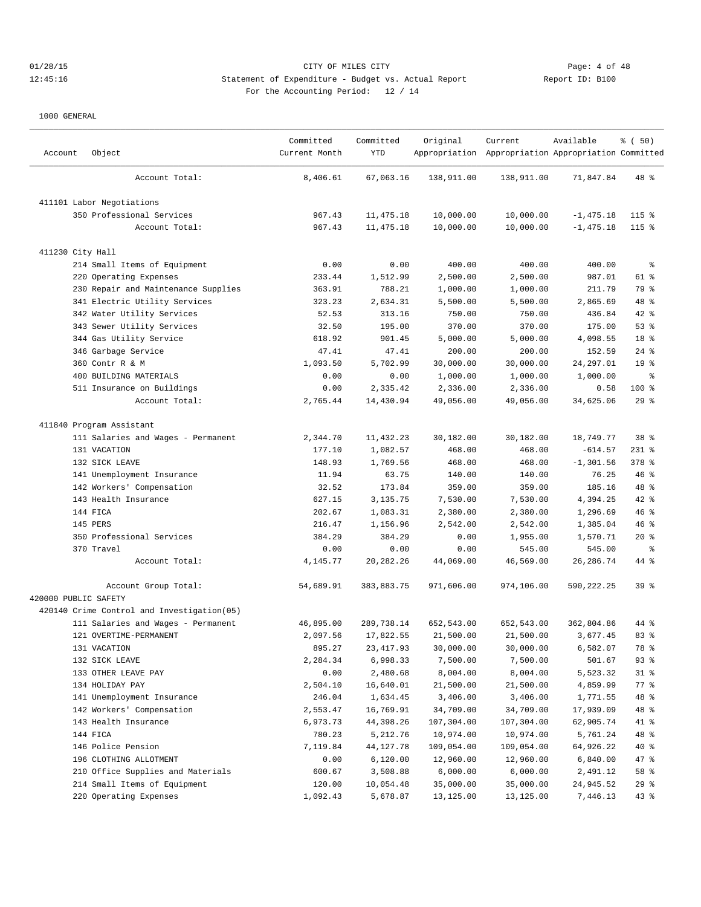CITY OF MILES CITY
Statement of Expenditure - Budget vs. Actual Report
For the Accounting Period: 12 / 14

Report ID: B100

1000 GENERAL

| Account | Object | Committed Current Month | Committed YTD | Original Appropriation | Current Appropriation | Available Appropriation | % ( 50) Committed |
|---|---|---|---|---|---|---|---|
| | Account Total: | 8,406.61 | 67,063.16 | 138,911.00 | 138,911.00 | 71,847.84 | 48 % |
| 411101 Labor Negotiations | | | | | | | |
| | 350 Professional Services | 967.43 | 11,475.18 | 10,000.00 | 10,000.00 | -1,475.18 | 115 % |
| | Account Total: | 967.43 | 11,475.18 | 10,000.00 | 10,000.00 | -1,475.18 | 115 % |
| 411230 City Hall | | | | | | | |
| | 214 Small Items of Equipment | 0.00 | 0.00 | 400.00 | 400.00 | 400.00 | % |
| | 220 Operating Expenses | 233.44 | 1,512.99 | 2,500.00 | 2,500.00 | 987.01 | 61 % |
| | 230 Repair and Maintenance Supplies | 363.91 | 788.21 | 1,000.00 | 1,000.00 | 211.79 | 79 % |
| | 341 Electric Utility Services | 323.23 | 2,634.31 | 5,500.00 | 5,500.00 | 2,865.69 | 48 % |
| | 342 Water Utility Services | 52.53 | 313.16 | 750.00 | 750.00 | 436.84 | 42 % |
| | 343 Sewer Utility Services | 32.50 | 195.00 | 370.00 | 370.00 | 175.00 | 53 % |
| | 344 Gas Utility Service | 618.92 | 901.45 | 5,000.00 | 5,000.00 | 4,098.55 | 18 % |
| | 346 Garbage Service | 47.41 | 47.41 | 200.00 | 200.00 | 152.59 | 24 % |
| | 360 Contr R & M | 1,093.50 | 5,702.99 | 30,000.00 | 30,000.00 | 24,297.01 | 19 % |
| | 400 BUILDING MATERIALS | 0.00 | 0.00 | 1,000.00 | 1,000.00 | 1,000.00 | % |
| | 511 Insurance on Buildings | 0.00 | 2,335.42 | 2,336.00 | 2,336.00 | 0.58 | 100 % |
| | Account Total: | 2,765.44 | 14,430.94 | 49,056.00 | 49,056.00 | 34,625.06 | 29 % |
| 411840 Program Assistant | | | | | | | |
| | 111 Salaries and Wages - Permanent | 2,344.70 | 11,432.23 | 30,182.00 | 30,182.00 | 18,749.77 | 38 % |
| | 131 VACATION | 177.10 | 1,082.57 | 468.00 | 468.00 | -614.57 | 231 % |
| | 132 SICK LEAVE | 148.93 | 1,769.56 | 468.00 | 468.00 | -1,301.56 | 378 % |
| | 141 Unemployment Insurance | 11.94 | 63.75 | 140.00 | 140.00 | 76.25 | 46 % |
| | 142 Workers' Compensation | 32.52 | 173.84 | 359.00 | 359.00 | 185.16 | 48 % |
| | 143 Health Insurance | 627.15 | 3,135.75 | 7,530.00 | 7,530.00 | 4,394.25 | 42 % |
| | 144 FICA | 202.67 | 1,083.31 | 2,380.00 | 2,380.00 | 1,296.69 | 46 % |
| | 145 PERS | 216.47 | 1,156.96 | 2,542.00 | 2,542.00 | 1,385.04 | 46 % |
| | 350 Professional Services | 384.29 | 384.29 | 0.00 | 1,955.00 | 1,570.71 | 20 % |
| | 370 Travel | 0.00 | 0.00 | 0.00 | 545.00 | 545.00 | % |
| | Account Total: | 4,145.77 | 20,282.26 | 44,069.00 | 46,569.00 | 26,286.74 | 44 % |
| | Account Group Total: | 54,689.91 | 383,883.75 | 971,606.00 | 974,106.00 | 590,222.25 | 39 % |
| 420000 PUBLIC SAFETY | | | | | | | |
| 420140 Crime Control and Investigation(05) | | | | | | | |
| | 111 Salaries and Wages - Permanent | 46,895.00 | 289,738.14 | 652,543.00 | 652,543.00 | 362,804.86 | 44 % |
| | 121 OVERTIME-PERMANENT | 2,097.56 | 17,822.55 | 21,500.00 | 21,500.00 | 3,677.45 | 83 % |
| | 131 VACATION | 895.27 | 23,417.93 | 30,000.00 | 30,000.00 | 6,582.07 | 78 % |
| | 132 SICK LEAVE | 2,284.34 | 6,998.33 | 7,500.00 | 7,500.00 | 501.67 | 93 % |
| | 133 OTHER LEAVE PAY | 0.00 | 2,480.68 | 8,004.00 | 8,004.00 | 5,523.32 | 31 % |
| | 134 HOLIDAY PAY | 2,504.10 | 16,640.01 | 21,500.00 | 21,500.00 | 4,859.99 | 77 % |
| | 141 Unemployment Insurance | 246.04 | 1,634.45 | 3,406.00 | 3,406.00 | 1,771.55 | 48 % |
| | 142 Workers' Compensation | 2,553.47 | 16,769.91 | 34,709.00 | 34,709.00 | 17,939.09 | 48 % |
| | 143 Health Insurance | 6,973.73 | 44,398.26 | 107,304.00 | 107,304.00 | 62,905.74 | 41 % |
| | 144 FICA | 780.23 | 5,212.76 | 10,974.00 | 10,974.00 | 5,761.24 | 48 % |
| | 146 Police Pension | 7,119.84 | 44,127.78 | 109,054.00 | 109,054.00 | 64,926.22 | 40 % |
| | 196 CLOTHING ALLOTMENT | 0.00 | 6,120.00 | 12,960.00 | 12,960.00 | 6,840.00 | 47 % |
| | 210 Office Supplies and Materials | 600.67 | 3,508.88 | 6,000.00 | 6,000.00 | 2,491.12 | 58 % |
| | 214 Small Items of Equipment | 120.00 | 10,054.48 | 35,000.00 | 35,000.00 | 24,945.52 | 29 % |
| | 220 Operating Expenses | 1,092.43 | 5,678.87 | 13,125.00 | 13,125.00 | 7,446.13 | 43 % |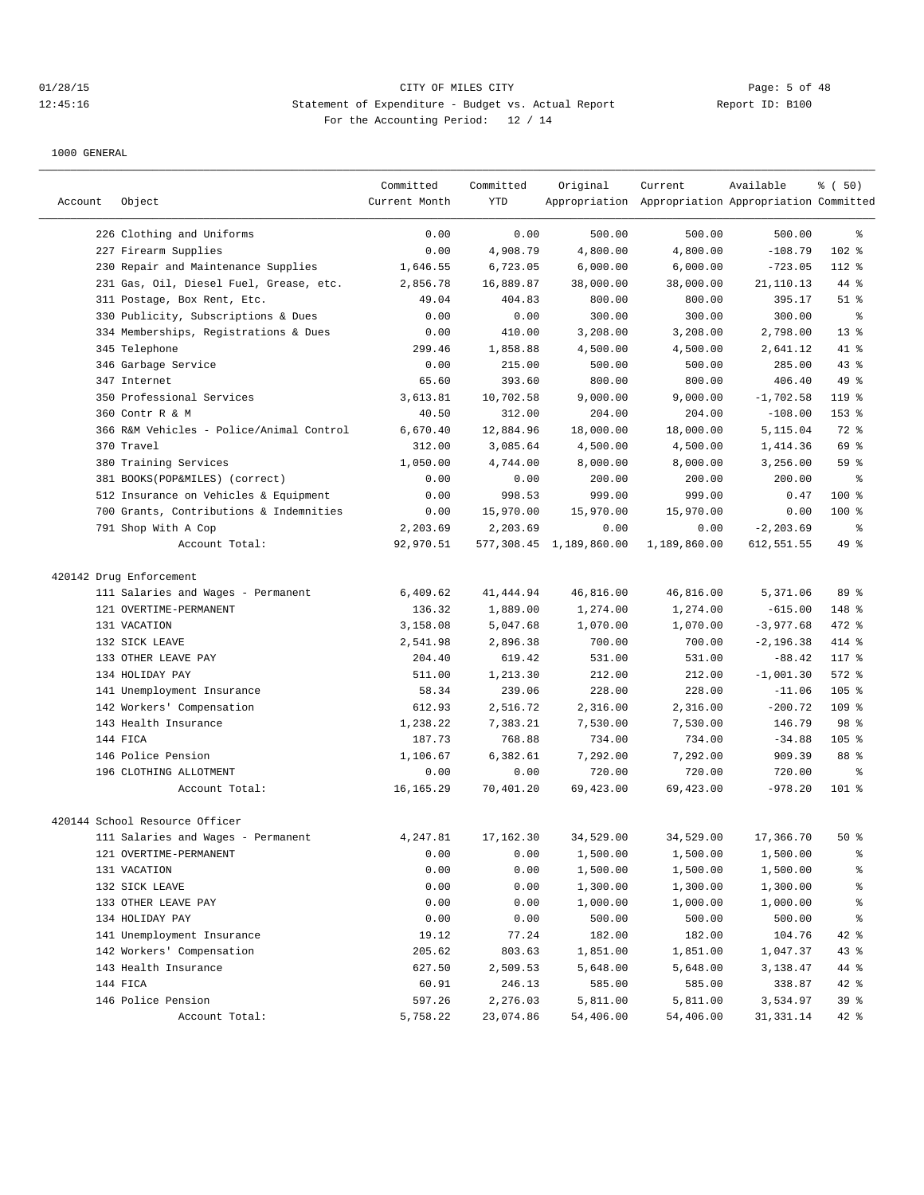CITY OF MILES CITY

Statement of Expenditure - Budget vs. Actual Report

Report ID: B100

For the Accounting Period: 12 / 14

1000 GENERAL

| Account | Object | Committed Current Month | Committed YTD | Original Appropriation | Current Appropriation | Available Appropriation | % ( 50) Committed |
|---|---|---|---|---|---|---|---|
| | 226 Clothing and Uniforms | 0.00 | 0.00 | 500.00 | 500.00 | 500.00 | % |
| | 227 Firearm Supplies | 0.00 | 4,908.79 | 4,800.00 | 4,800.00 | -108.79 | 102 % |
| | 230 Repair and Maintenance Supplies | 1,646.55 | 6,723.05 | 6,000.00 | 6,000.00 | -723.05 | 112 % |
| | 231 Gas, Oil, Diesel Fuel, Grease, etc. | 2,856.78 | 16,889.87 | 38,000.00 | 38,000.00 | 21,110.13 | 44 % |
| | 311 Postage, Box Rent, Etc. | 49.04 | 404.83 | 800.00 | 800.00 | 395.17 | 51 % |
| | 330 Publicity, Subscriptions & Dues | 0.00 | 0.00 | 300.00 | 300.00 | 300.00 | % |
| | 334 Memberships, Registrations & Dues | 0.00 | 410.00 | 3,208.00 | 3,208.00 | 2,798.00 | 13 % |
| | 345 Telephone | 299.46 | 1,858.88 | 4,500.00 | 4,500.00 | 2,641.12 | 41 % |
| | 346 Garbage Service | 0.00 | 215.00 | 500.00 | 500.00 | 285.00 | 43 % |
| | 347 Internet | 65.60 | 393.60 | 800.00 | 800.00 | 406.40 | 49 % |
| | 350 Professional Services | 3,613.81 | 10,702.58 | 9,000.00 | 9,000.00 | -1,702.58 | 119 % |
| | 360 Contr R & M | 40.50 | 312.00 | 204.00 | 204.00 | -108.00 | 153 % |
| | 366 R&M Vehicles - Police/Animal Control | 6,670.40 | 12,884.96 | 18,000.00 | 18,000.00 | 5,115.04 | 72 % |
| | 370 Travel | 312.00 | 3,085.64 | 4,500.00 | 4,500.00 | 1,414.36 | 69 % |
| | 380 Training Services | 1,050.00 | 4,744.00 | 8,000.00 | 8,000.00 | 3,256.00 | 59 % |
| | 381 BOOKS(POP&MILES) (correct) | 0.00 | 0.00 | 200.00 | 200.00 | 200.00 | % |
| | 512 Insurance on Vehicles & Equipment | 0.00 | 998.53 | 999.00 | 999.00 | 0.47 | 100 % |
| | 700 Grants, Contributions & Indemnities | 0.00 | 15,970.00 | 15,970.00 | 15,970.00 | 0.00 | 100 % |
| | 791 Shop With A Cop | 2,203.69 | 2,203.69 | 0.00 | 0.00 | -2,203.69 | % |
| | Account Total: | 92,970.51 | 577,308.45 | 1,189,860.00 | 1,189,860.00 | 612,551.55 | 49 % |
| 420142 Drug Enforcement | | | | | | | |
| | 111 Salaries and Wages - Permanent | 6,409.62 | 41,444.94 | 46,816.00 | 46,816.00 | 5,371.06 | 89 % |
| | 121 OVERTIME-PERMANENT | 136.32 | 1,889.00 | 1,274.00 | 1,274.00 | -615.00 | 148 % |
| | 131 VACATION | 3,158.08 | 5,047.68 | 1,070.00 | 1,070.00 | -3,977.68 | 472 % |
| | 132 SICK LEAVE | 2,541.98 | 2,896.38 | 700.00 | 700.00 | -2,196.38 | 414 % |
| | 133 OTHER LEAVE PAY | 204.40 | 619.42 | 531.00 | 531.00 | -88.42 | 117 % |
| | 134 HOLIDAY PAY | 511.00 | 1,213.30 | 212.00 | 212.00 | -1,001.30 | 572 % |
| | 141 Unemployment Insurance | 58.34 | 239.06 | 228.00 | 228.00 | -11.06 | 105 % |
| | 142 Workers' Compensation | 612.93 | 2,516.72 | 2,316.00 | 2,316.00 | -200.72 | 109 % |
| | 143 Health Insurance | 1,238.22 | 7,383.21 | 7,530.00 | 7,530.00 | 146.79 | 98 % |
| | 144 FICA | 187.73 | 768.88 | 734.00 | 734.00 | -34.88 | 105 % |
| | 146 Police Pension | 1,106.67 | 6,382.61 | 7,292.00 | 7,292.00 | 909.39 | 88 % |
| | 196 CLOTHING ALLOTMENT | 0.00 | 0.00 | 720.00 | 720.00 | 720.00 | % |
| | Account Total: | 16,165.29 | 70,401.20 | 69,423.00 | 69,423.00 | -978.20 | 101 % |
| 420144 School Resource Officer | | | | | | | |
| | 111 Salaries and Wages - Permanent | 4,247.81 | 17,162.30 | 34,529.00 | 34,529.00 | 17,366.70 | 50 % |
| | 121 OVERTIME-PERMANENT | 0.00 | 0.00 | 1,500.00 | 1,500.00 | 1,500.00 | % |
| | 131 VACATION | 0.00 | 0.00 | 1,500.00 | 1,500.00 | 1,500.00 | % |
| | 132 SICK LEAVE | 0.00 | 0.00 | 1,300.00 | 1,300.00 | 1,300.00 | % |
| | 133 OTHER LEAVE PAY | 0.00 | 0.00 | 1,000.00 | 1,000.00 | 1,000.00 | % |
| | 134 HOLIDAY PAY | 0.00 | 0.00 | 500.00 | 500.00 | 500.00 | % |
| | 141 Unemployment Insurance | 19.12 | 77.24 | 182.00 | 182.00 | 104.76 | 42 % |
| | 142 Workers' Compensation | 205.62 | 803.63 | 1,851.00 | 1,851.00 | 1,047.37 | 43 % |
| | 143 Health Insurance | 627.50 | 2,509.53 | 5,648.00 | 5,648.00 | 3,138.47 | 44 % |
| | 144 FICA | 60.91 | 246.13 | 585.00 | 585.00 | 338.87 | 42 % |
| | 146 Police Pension | 597.26 | 2,276.03 | 5,811.00 | 5,811.00 | 3,534.97 | 39 % |
| | Account Total: | 5,758.22 | 23,074.86 | 54,406.00 | 54,406.00 | 31,331.14 | 42 % |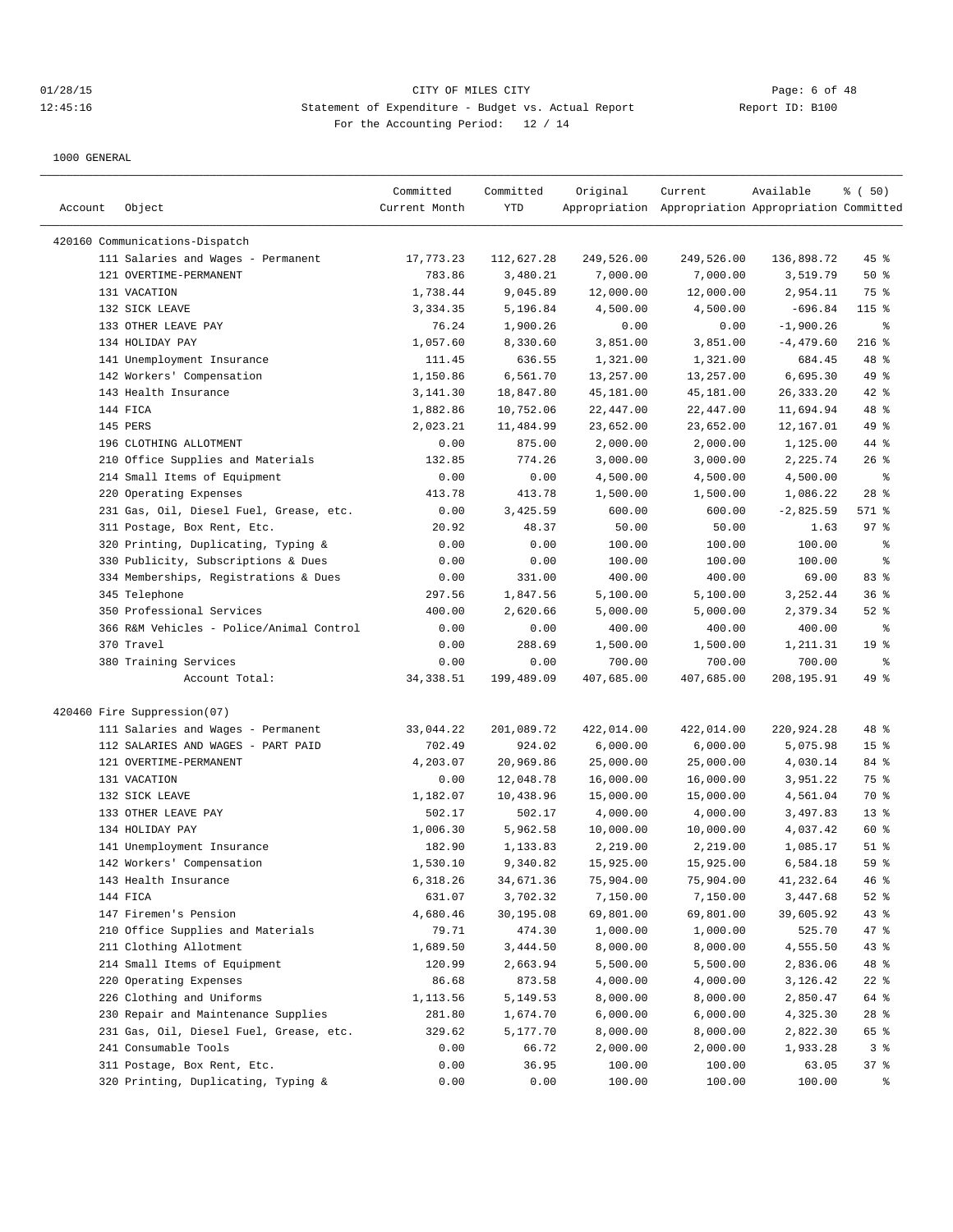CITY OF MILES CITY
Statement of Expenditure - Budget vs. Actual Report
For the Accounting Period: 12 / 14

01/28/15 12:45:16 — Report ID: B100

1000 GENERAL

| Account | Object | Committed Current Month | Committed YTD | Original Appropriation | Current Appropriation | Available Appropriation | % ( 50) Committed |
|---|---|---|---|---|---|---|---|
| 420160 Communications-Dispatch | | | | | | | |
| | 111 Salaries and Wages - Permanent | 17,773.23 | 112,627.28 | 249,526.00 | 249,526.00 | 136,898.72 | 45 % |
| | 121 OVERTIME-PERMANENT | 783.86 | 3,480.21 | 7,000.00 | 7,000.00 | 3,519.79 | 50 % |
| | 131 VACATION | 1,738.44 | 9,045.89 | 12,000.00 | 12,000.00 | 2,954.11 | 75 % |
| | 132 SICK LEAVE | 3,334.35 | 5,196.84 | 4,500.00 | 4,500.00 | -696.84 | 115 % |
| | 133 OTHER LEAVE PAY | 76.24 | 1,900.26 | 0.00 | 0.00 | -1,900.26 | % |
| | 134 HOLIDAY PAY | 1,057.60 | 8,330.60 | 3,851.00 | 3,851.00 | -4,479.60 | 216 % |
| | 141 Unemployment Insurance | 111.45 | 636.55 | 1,321.00 | 1,321.00 | 684.45 | 48 % |
| | 142 Workers' Compensation | 1,150.86 | 6,561.70 | 13,257.00 | 13,257.00 | 6,695.30 | 49 % |
| | 143 Health Insurance | 3,141.30 | 18,847.80 | 45,181.00 | 45,181.00 | 26,333.20 | 42 % |
| | 144 FICA | 1,882.86 | 10,752.06 | 22,447.00 | 22,447.00 | 11,694.94 | 48 % |
| | 145 PERS | 2,023.21 | 11,484.99 | 23,652.00 | 23,652.00 | 12,167.01 | 49 % |
| | 196 CLOTHING ALLOTMENT | 0.00 | 875.00 | 2,000.00 | 2,000.00 | 1,125.00 | 44 % |
| | 210 Office Supplies and Materials | 132.85 | 774.26 | 3,000.00 | 3,000.00 | 2,225.74 | 26 % |
| | 214 Small Items of Equipment | 0.00 | 0.00 | 4,500.00 | 4,500.00 | 4,500.00 | % |
| | 220 Operating Expenses | 413.78 | 413.78 | 1,500.00 | 1,500.00 | 1,086.22 | 28 % |
| | 231 Gas, Oil, Diesel Fuel, Grease, etc. | 0.00 | 3,425.59 | 600.00 | 600.00 | -2,825.59 | 571 % |
| | 311 Postage, Box Rent, Etc. | 20.92 | 48.37 | 50.00 | 50.00 | 1.63 | 97 % |
| | 320 Printing, Duplicating, Typing & | 0.00 | 0.00 | 100.00 | 100.00 | 100.00 | % |
| | 330 Publicity, Subscriptions & Dues | 0.00 | 0.00 | 100.00 | 100.00 | 100.00 | % |
| | 334 Memberships, Registrations & Dues | 0.00 | 331.00 | 400.00 | 400.00 | 69.00 | 83 % |
| | 345 Telephone | 297.56 | 1,847.56 | 5,100.00 | 5,100.00 | 3,252.44 | 36 % |
| | 350 Professional Services | 400.00 | 2,620.66 | 5,000.00 | 5,000.00 | 2,379.34 | 52 % |
| | 366 R&M Vehicles - Police/Animal Control | 0.00 | 0.00 | 400.00 | 400.00 | 400.00 | % |
| | 370 Travel | 0.00 | 288.69 | 1,500.00 | 1,500.00 | 1,211.31 | 19 % |
| | 380 Training Services | 0.00 | 0.00 | 700.00 | 700.00 | 700.00 | % |
| | Account Total: | 34,338.51 | 199,489.09 | 407,685.00 | 407,685.00 | 208,195.91 | 49 % |
| 420460 Fire Suppression(07) | | | | | | | |
| | 111 Salaries and Wages - Permanent | 33,044.22 | 201,089.72 | 422,014.00 | 422,014.00 | 220,924.28 | 48 % |
| | 112 SALARIES AND WAGES - PART PAID | 702.49 | 924.02 | 6,000.00 | 6,000.00 | 5,075.98 | 15 % |
| | 121 OVERTIME-PERMANENT | 4,203.07 | 20,969.86 | 25,000.00 | 25,000.00 | 4,030.14 | 84 % |
| | 131 VACATION | 0.00 | 12,048.78 | 16,000.00 | 16,000.00 | 3,951.22 | 75 % |
| | 132 SICK LEAVE | 1,182.07 | 10,438.96 | 15,000.00 | 15,000.00 | 4,561.04 | 70 % |
| | 133 OTHER LEAVE PAY | 502.17 | 502.17 | 4,000.00 | 4,000.00 | 3,497.83 | 13 % |
| | 134 HOLIDAY PAY | 1,006.30 | 5,962.58 | 10,000.00 | 10,000.00 | 4,037.42 | 60 % |
| | 141 Unemployment Insurance | 182.90 | 1,133.83 | 2,219.00 | 2,219.00 | 1,085.17 | 51 % |
| | 142 Workers' Compensation | 1,530.10 | 9,340.82 | 15,925.00 | 15,925.00 | 6,584.18 | 59 % |
| | 143 Health Insurance | 6,318.26 | 34,671.36 | 75,904.00 | 75,904.00 | 41,232.64 | 46 % |
| | 144 FICA | 631.07 | 3,702.32 | 7,150.00 | 7,150.00 | 3,447.68 | 52 % |
| | 147 Firemen's Pension | 4,680.46 | 30,195.08 | 69,801.00 | 69,801.00 | 39,605.92 | 43 % |
| | 210 Office Supplies and Materials | 79.71 | 474.30 | 1,000.00 | 1,000.00 | 525.70 | 47 % |
| | 211 Clothing Allotment | 1,689.50 | 3,444.50 | 8,000.00 | 8,000.00 | 4,555.50 | 43 % |
| | 214 Small Items of Equipment | 120.99 | 2,663.94 | 5,500.00 | 5,500.00 | 2,836.06 | 48 % |
| | 220 Operating Expenses | 86.68 | 873.58 | 4,000.00 | 4,000.00 | 3,126.42 | 22 % |
| | 226 Clothing and Uniforms | 1,113.56 | 5,149.53 | 8,000.00 | 8,000.00 | 2,850.47 | 64 % |
| | 230 Repair and Maintenance Supplies | 281.80 | 1,674.70 | 6,000.00 | 6,000.00 | 4,325.30 | 28 % |
| | 231 Gas, Oil, Diesel Fuel, Grease, etc. | 329.62 | 5,177.70 | 8,000.00 | 8,000.00 | 2,822.30 | 65 % |
| | 241 Consumable Tools | 0.00 | 66.72 | 2,000.00 | 2,000.00 | 1,933.28 | 3 % |
| | 311 Postage, Box Rent, Etc. | 0.00 | 36.95 | 100.00 | 100.00 | 63.05 | 37 % |
| | 320 Printing, Duplicating, Typing & | 0.00 | 0.00 | 100.00 | 100.00 | 100.00 | % |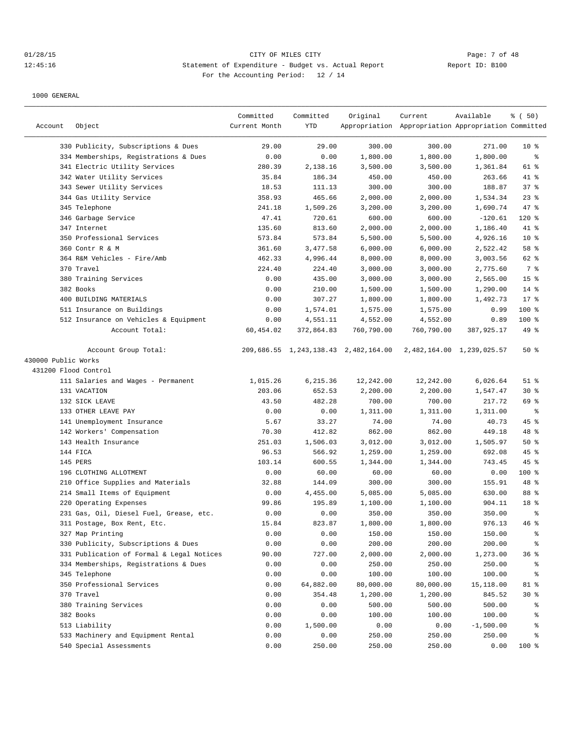CITY OF MILES CITY
Statement of Expenditure - Budget vs. Actual Report
For the Accounting Period: 12 / 14

1000 GENERAL

| Account | Object | Committed Current Month | Committed YTD | Original Appropriation | Current Appropriation | Available Appropriation | % ( 50) Committed |
|---|---|---|---|---|---|---|---|
| | 330 Publicity, Subscriptions & Dues | 29.00 | 29.00 | 300.00 | 300.00 | 271.00 | 10 % |
| | 334 Memberships, Registrations & Dues | 0.00 | 0.00 | 1,800.00 | 1,800.00 | 1,800.00 | % |
| | 341 Electric Utility Services | 280.39 | 2,138.16 | 3,500.00 | 3,500.00 | 1,361.84 | 61 % |
| | 342 Water Utility Services | 35.84 | 186.34 | 450.00 | 450.00 | 263.66 | 41 % |
| | 343 Sewer Utility Services | 18.53 | 111.13 | 300.00 | 300.00 | 188.87 | 37 % |
| | 344 Gas Utility Service | 358.93 | 465.66 | 2,000.00 | 2,000.00 | 1,534.34 | 23 % |
| | 345 Telephone | 241.18 | 1,509.26 | 3,200.00 | 3,200.00 | 1,690.74 | 47 % |
| | 346 Garbage Service | 47.41 | 720.61 | 600.00 | 600.00 | -120.61 | 120 % |
| | 347 Internet | 135.60 | 813.60 | 2,000.00 | 2,000.00 | 1,186.40 | 41 % |
| | 350 Professional Services | 573.84 | 573.84 | 5,500.00 | 5,500.00 | 4,926.16 | 10 % |
| | 360 Contr R & M | 361.60 | 3,477.58 | 6,000.00 | 6,000.00 | 2,522.42 | 58 % |
| | 364 R&M Vehicles - Fire/Amb | 462.33 | 4,996.44 | 8,000.00 | 8,000.00 | 3,003.56 | 62 % |
| | 370 Travel | 224.40 | 224.40 | 3,000.00 | 3,000.00 | 2,775.60 | 7 % |
| | 380 Training Services | 0.00 | 435.00 | 3,000.00 | 3,000.00 | 2,565.00 | 15 % |
| | 382 Books | 0.00 | 210.00 | 1,500.00 | 1,500.00 | 1,290.00 | 14 % |
| | 400 BUILDING MATERIALS | 0.00 | 307.27 | 1,800.00 | 1,800.00 | 1,492.73 | 17 % |
| | 511 Insurance on Buildings | 0.00 | 1,574.01 | 1,575.00 | 1,575.00 | 0.99 | 100 % |
| | 512 Insurance on Vehicles & Equipment | 0.00 | 4,551.11 | 4,552.00 | 4,552.00 | 0.89 | 100 % |
| | Account Total: | 60,454.02 | 372,864.83 | 760,790.00 | 760,790.00 | 387,925.17 | 49 % |
| | Account Group Total: | 209,686.55 | 1,243,138.43 | 2,482,164.00 | 2,482,164.00 | 1,239,025.57 | 50 % |
| 430000 Public Works | | | | | | | |
| 431200 Flood Control | | | | | | | |
| | 111 Salaries and Wages - Permanent | 1,015.26 | 6,215.36 | 12,242.00 | 12,242.00 | 6,026.64 | 51 % |
| | 131 VACATION | 203.06 | 652.53 | 2,200.00 | 2,200.00 | 1,547.47 | 30 % |
| | 132 SICK LEAVE | 43.50 | 482.28 | 700.00 | 700.00 | 217.72 | 69 % |
| | 133 OTHER LEAVE PAY | 0.00 | 0.00 | 1,311.00 | 1,311.00 | 1,311.00 | % |
| | 141 Unemployment Insurance | 5.67 | 33.27 | 74.00 | 74.00 | 40.73 | 45 % |
| | 142 Workers' Compensation | 70.30 | 412.82 | 862.00 | 862.00 | 449.18 | 48 % |
| | 143 Health Insurance | 251.03 | 1,506.03 | 3,012.00 | 3,012.00 | 1,505.97 | 50 % |
| | 144 FICA | 96.53 | 566.92 | 1,259.00 | 1,259.00 | 692.08 | 45 % |
| | 145 PERS | 103.14 | 600.55 | 1,344.00 | 1,344.00 | 743.45 | 45 % |
| | 196 CLOTHING ALLOTMENT | 0.00 | 60.00 | 60.00 | 60.00 | 0.00 | 100 % |
| | 210 Office Supplies and Materials | 32.88 | 144.09 | 300.00 | 300.00 | 155.91 | 48 % |
| | 214 Small Items of Equipment | 0.00 | 4,455.00 | 5,085.00 | 5,085.00 | 630.00 | 88 % |
| | 220 Operating Expenses | 99.86 | 195.89 | 1,100.00 | 1,100.00 | 904.11 | 18 % |
| | 231 Gas, Oil, Diesel Fuel, Grease, etc. | 0.00 | 0.00 | 350.00 | 350.00 | 350.00 | % |
| | 311 Postage, Box Rent, Etc. | 15.84 | 823.87 | 1,800.00 | 1,800.00 | 976.13 | 46 % |
| | 327 Map Printing | 0.00 | 0.00 | 150.00 | 150.00 | 150.00 | % |
| | 330 Publicity, Subscriptions & Dues | 0.00 | 0.00 | 200.00 | 200.00 | 200.00 | % |
| | 331 Publication of Formal & Legal Notices | 90.00 | 727.00 | 2,000.00 | 2,000.00 | 1,273.00 | 36 % |
| | 334 Memberships, Registrations & Dues | 0.00 | 0.00 | 250.00 | 250.00 | 250.00 | % |
| | 345 Telephone | 0.00 | 0.00 | 100.00 | 100.00 | 100.00 | % |
| | 350 Professional Services | 0.00 | 64,882.00 | 80,000.00 | 80,000.00 | 15,118.00 | 81 % |
| | 370 Travel | 0.00 | 354.48 | 1,200.00 | 1,200.00 | 845.52 | 30 % |
| | 380 Training Services | 0.00 | 0.00 | 500.00 | 500.00 | 500.00 | % |
| | 382 Books | 0.00 | 0.00 | 100.00 | 100.00 | 100.00 | % |
| | 513 Liability | 0.00 | 1,500.00 | 0.00 | 0.00 | -1,500.00 | % |
| | 533 Machinery and Equipment Rental | 0.00 | 0.00 | 250.00 | 250.00 | 250.00 | % |
| | 540 Special Assessments | 0.00 | 250.00 | 250.00 | 250.00 | 0.00 | 100 % |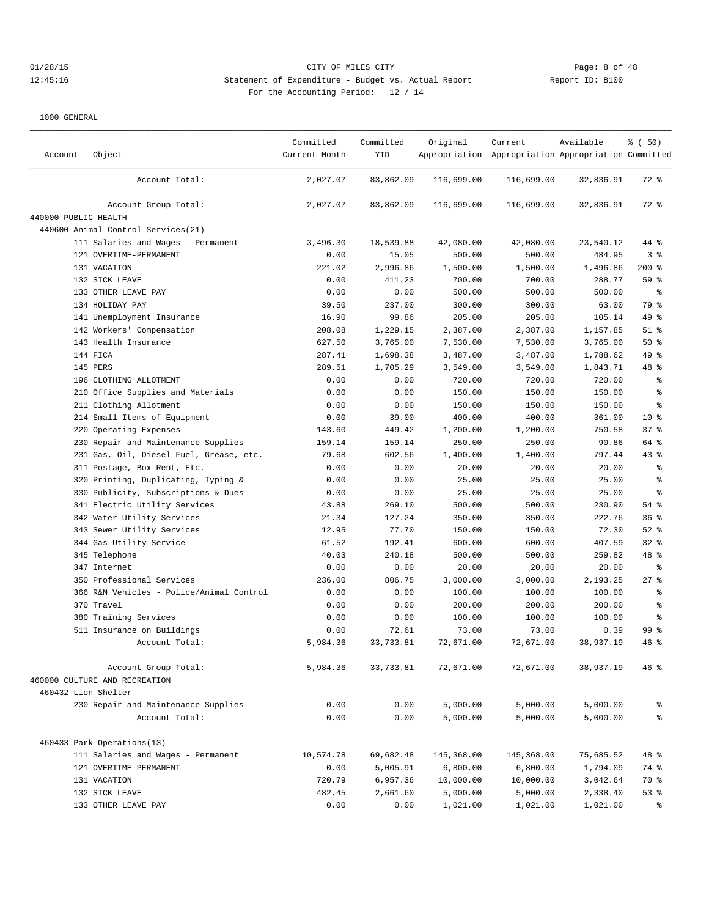01/28/15 CITY OF MILES CITY
12:45:16 Statement of Expenditure - Budget vs. Actual Report Report ID: B100
For the Accounting Period: 12 / 14

1000 GENERAL

| Account | Object | Committed Current Month | Committed YTD | Original Appropriation | Current Appropriation | Available Appropriation | % ( 50) Committed |
|---|---|---|---|---|---|---|---|
| | Account Total: | 2,027.07 | 83,862.09 | 116,699.00 | 116,699.00 | 32,836.91 | 72 % |
| | Account Group Total: | 2,027.07 | 83,862.09 | 116,699.00 | 116,699.00 | 32,836.91 | 72 % |
| 440000 PUBLIC HEALTH | | | | | | | |
| 440600 Animal Control Services(21) | | | | | | | |
| | 111 Salaries and Wages - Permanent | 3,496.30 | 18,539.88 | 42,080.00 | 42,080.00 | 23,540.12 | 44 % |
| | 121 OVERTIME-PERMANENT | 0.00 | 15.05 | 500.00 | 500.00 | 484.95 | 3 % |
| | 131 VACATION | 221.02 | 2,996.86 | 1,500.00 | 1,500.00 | -1,496.86 | 200 % |
| | 132 SICK LEAVE | 0.00 | 411.23 | 700.00 | 700.00 | 288.77 | 59 % |
| | 133 OTHER LEAVE PAY | 0.00 | 0.00 | 500.00 | 500.00 | 500.00 | % |
| | 134 HOLIDAY PAY | 39.50 | 237.00 | 300.00 | 300.00 | 63.00 | 79 % |
| | 141 Unemployment Insurance | 16.90 | 99.86 | 205.00 | 205.00 | 105.14 | 49 % |
| | 142 Workers' Compensation | 208.08 | 1,229.15 | 2,387.00 | 2,387.00 | 1,157.85 | 51 % |
| | 143 Health Insurance | 627.50 | 3,765.00 | 7,530.00 | 7,530.00 | 3,765.00 | 50 % |
| | 144 FICA | 287.41 | 1,698.38 | 3,487.00 | 3,487.00 | 1,788.62 | 49 % |
| | 145 PERS | 289.51 | 1,705.29 | 3,549.00 | 3,549.00 | 1,843.71 | 48 % |
| | 196 CLOTHING ALLOTMENT | 0.00 | 0.00 | 720.00 | 720.00 | 720.00 | % |
| | 210 Office Supplies and Materials | 0.00 | 0.00 | 150.00 | 150.00 | 150.00 | % |
| | 211 Clothing Allotment | 0.00 | 0.00 | 150.00 | 150.00 | 150.00 | % |
| | 214 Small Items of Equipment | 0.00 | 39.00 | 400.00 | 400.00 | 361.00 | 10 % |
| | 220 Operating Expenses | 143.60 | 449.42 | 1,200.00 | 1,200.00 | 750.58 | 37 % |
| | 230 Repair and Maintenance Supplies | 159.14 | 159.14 | 250.00 | 250.00 | 90.86 | 64 % |
| | 231 Gas, Oil, Diesel Fuel, Grease, etc. | 79.68 | 602.56 | 1,400.00 | 1,400.00 | 797.44 | 43 % |
| | 311 Postage, Box Rent, Etc. | 0.00 | 0.00 | 20.00 | 20.00 | 20.00 | % |
| | 320 Printing, Duplicating, Typing & | 0.00 | 0.00 | 25.00 | 25.00 | 25.00 | % |
| | 330 Publicity, Subscriptions & Dues | 0.00 | 0.00 | 25.00 | 25.00 | 25.00 | % |
| | 341 Electric Utility Services | 43.88 | 269.10 | 500.00 | 500.00 | 230.90 | 54 % |
| | 342 Water Utility Services | 21.34 | 127.24 | 350.00 | 350.00 | 222.76 | 36 % |
| | 343 Sewer Utility Services | 12.95 | 77.70 | 150.00 | 150.00 | 72.30 | 52 % |
| | 344 Gas Utility Service | 61.52 | 192.41 | 600.00 | 600.00 | 407.59 | 32 % |
| | 345 Telephone | 40.03 | 240.18 | 500.00 | 500.00 | 259.82 | 48 % |
| | 347 Internet | 0.00 | 0.00 | 20.00 | 20.00 | 20.00 | % |
| | 350 Professional Services | 236.00 | 806.75 | 3,000.00 | 3,000.00 | 2,193.25 | 27 % |
| | 366 R&M Vehicles - Police/Animal Control | 0.00 | 0.00 | 100.00 | 100.00 | 100.00 | % |
| | 370 Travel | 0.00 | 0.00 | 200.00 | 200.00 | 200.00 | % |
| | 380 Training Services | 0.00 | 0.00 | 100.00 | 100.00 | 100.00 | % |
| | 511 Insurance on Buildings | 0.00 | 72.61 | 73.00 | 73.00 | 0.39 | 99 % |
| | Account Total: | 5,984.36 | 33,733.81 | 72,671.00 | 72,671.00 | 38,937.19 | 46 % |
| | Account Group Total: | 5,984.36 | 33,733.81 | 72,671.00 | 72,671.00 | 38,937.19 | 46 % |
| 460000 CULTURE AND RECREATION | | | | | | | |
| 460432 Lion Shelter | | | | | | | |
| | 230 Repair and Maintenance Supplies | 0.00 | 0.00 | 5,000.00 | 5,000.00 | 5,000.00 | % |
| | Account Total: | 0.00 | 0.00 | 5,000.00 | 5,000.00 | 5,000.00 | % |
| 460433 Park Operations(13) | | | | | | | |
| | 111 Salaries and Wages - Permanent | 10,574.78 | 69,682.48 | 145,368.00 | 145,368.00 | 75,685.52 | 48 % |
| | 121 OVERTIME-PERMANENT | 0.00 | 5,005.91 | 6,800.00 | 6,800.00 | 1,794.09 | 74 % |
| | 131 VACATION | 720.79 | 6,957.36 | 10,000.00 | 10,000.00 | 3,042.64 | 70 % |
| | 132 SICK LEAVE | 482.45 | 2,661.60 | 5,000.00 | 5,000.00 | 2,338.40 | 53 % |
| | 133 OTHER LEAVE PAY | 0.00 | 0.00 | 1,021.00 | 1,021.00 | 1,021.00 | % |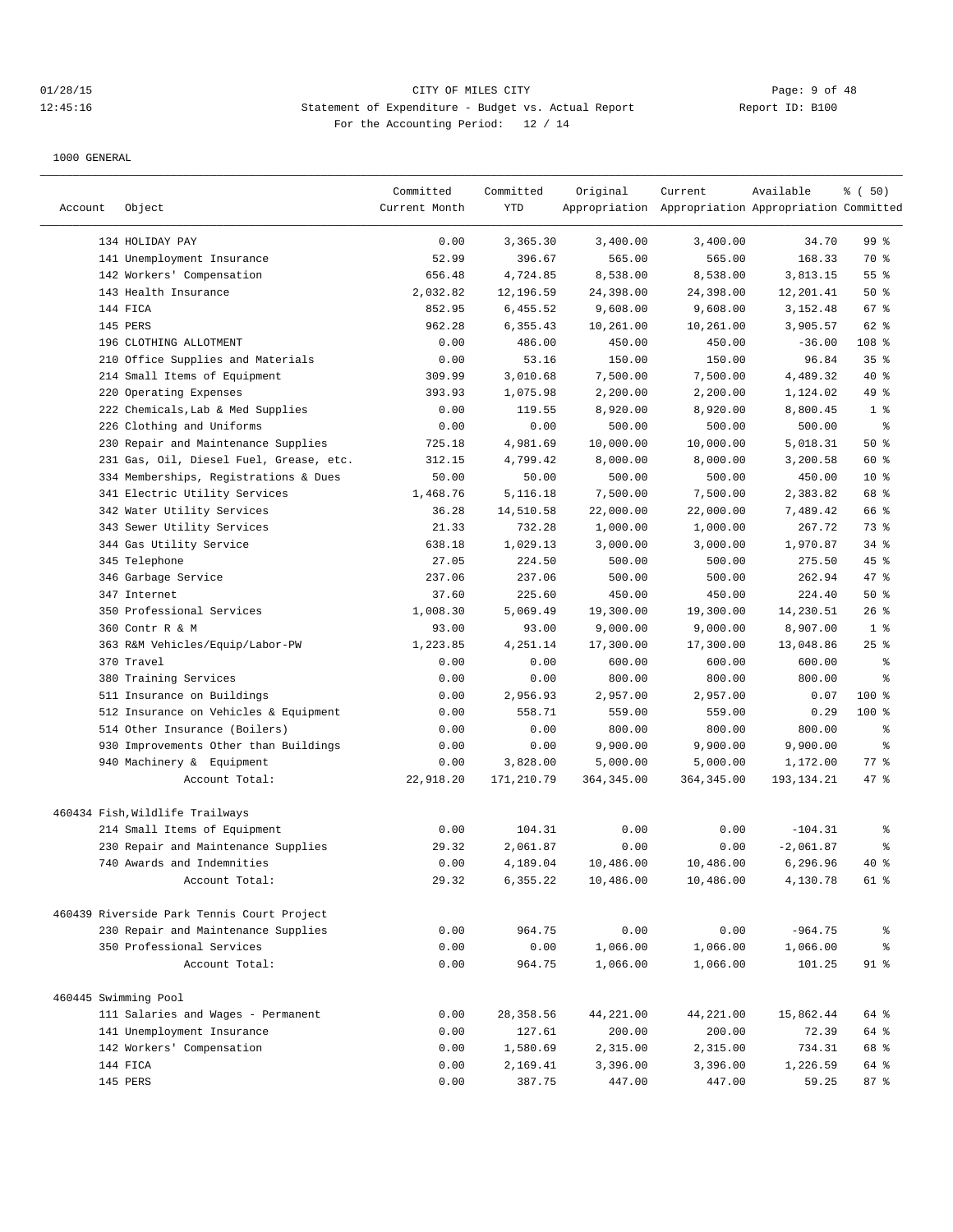01/28/15 CITY OF MILES CITY
12:45:16 Statement of Expenditure - Budget vs. Actual Report Report ID: B100
For the Accounting Period: 12 / 14

1000 GENERAL

| Account | Object | Committed Current Month | Committed YTD | Original Appropriation | Current Appropriation | Available Appropriation | % ( 50) Committed |
|---|---|---|---|---|---|---|---|
| | 134 HOLIDAY PAY | 0.00 | 3,365.30 | 3,400.00 | 3,400.00 | 34.70 | 99 % |
| | 141 Unemployment Insurance | 52.99 | 396.67 | 565.00 | 565.00 | 168.33 | 70 % |
| | 142 Workers' Compensation | 656.48 | 4,724.85 | 8,538.00 | 8,538.00 | 3,813.15 | 55 % |
| | 143 Health Insurance | 2,032.82 | 12,196.59 | 24,398.00 | 24,398.00 | 12,201.41 | 50 % |
| | 144 FICA | 852.95 | 6,455.52 | 9,608.00 | 9,608.00 | 3,152.48 | 67 % |
| | 145 PERS | 962.28 | 6,355.43 | 10,261.00 | 10,261.00 | 3,905.57 | 62 % |
| | 196 CLOTHING ALLOTMENT | 0.00 | 486.00 | 450.00 | 450.00 | -36.00 | 108 % |
| | 210 Office Supplies and Materials | 0.00 | 53.16 | 150.00 | 150.00 | 96.84 | 35 % |
| | 214 Small Items of Equipment | 309.99 | 3,010.68 | 7,500.00 | 7,500.00 | 4,489.32 | 40 % |
| | 220 Operating Expenses | 393.93 | 1,075.98 | 2,200.00 | 2,200.00 | 1,124.02 | 49 % |
| | 222 Chemicals,Lab & Med Supplies | 0.00 | 119.55 | 8,920.00 | 8,920.00 | 8,800.45 | 1 % |
| | 226 Clothing and Uniforms | 0.00 | 0.00 | 500.00 | 500.00 | 500.00 | % |
| | 230 Repair and Maintenance Supplies | 725.18 | 4,981.69 | 10,000.00 | 10,000.00 | 5,018.31 | 50 % |
| | 231 Gas, Oil, Diesel Fuel, Grease, etc. | 312.15 | 4,799.42 | 8,000.00 | 8,000.00 | 3,200.58 | 60 % |
| | 334 Memberships, Registrations & Dues | 50.00 | 50.00 | 500.00 | 500.00 | 450.00 | 10 % |
| | 341 Electric Utility Services | 1,468.76 | 5,116.18 | 7,500.00 | 7,500.00 | 2,383.82 | 68 % |
| | 342 Water Utility Services | 36.28 | 14,510.58 | 22,000.00 | 22,000.00 | 7,489.42 | 66 % |
| | 343 Sewer Utility Services | 21.33 | 732.28 | 1,000.00 | 1,000.00 | 267.72 | 73 % |
| | 344 Gas Utility Service | 638.18 | 1,029.13 | 3,000.00 | 3,000.00 | 1,970.87 | 34 % |
| | 345 Telephone | 27.05 | 224.50 | 500.00 | 500.00 | 275.50 | 45 % |
| | 346 Garbage Service | 237.06 | 237.06 | 500.00 | 500.00 | 262.94 | 47 % |
| | 347 Internet | 37.60 | 225.60 | 450.00 | 450.00 | 224.40 | 50 % |
| | 350 Professional Services | 1,008.30 | 5,069.49 | 19,300.00 | 19,300.00 | 14,230.51 | 26 % |
| | 360 Contr R & M | 93.00 | 93.00 | 9,000.00 | 9,000.00 | 8,907.00 | 1 % |
| | 363 R&M Vehicles/Equip/Labor-PW | 1,223.85 | 4,251.14 | 17,300.00 | 17,300.00 | 13,048.86 | 25 % |
| | 370 Travel | 0.00 | 0.00 | 600.00 | 600.00 | 600.00 | % |
| | 380 Training Services | 0.00 | 0.00 | 800.00 | 800.00 | 800.00 | % |
| | 511 Insurance on Buildings | 0.00 | 2,956.93 | 2,957.00 | 2,957.00 | 0.07 | 100 % |
| | 512 Insurance on Vehicles & Equipment | 0.00 | 558.71 | 559.00 | 559.00 | 0.29 | 100 % |
| | 514 Other Insurance (Boilers) | 0.00 | 0.00 | 800.00 | 800.00 | 800.00 | % |
| | 930 Improvements Other than Buildings | 0.00 | 0.00 | 9,900.00 | 9,900.00 | 9,900.00 | % |
| | 940 Machinery & Equipment | 0.00 | 3,828.00 | 5,000.00 | 5,000.00 | 1,172.00 | 77 % |
| | Account Total: | 22,918.20 | 171,210.79 | 364,345.00 | 364,345.00 | 193,134.21 | 47 % |
| 460434 Fish,Wildlife Trailways | | | | | | | |
| | 214 Small Items of Equipment | 0.00 | 104.31 | 0.00 | 0.00 | -104.31 | % |
| | 230 Repair and Maintenance Supplies | 29.32 | 2,061.87 | 0.00 | 0.00 | -2,061.87 | % |
| | 740 Awards and Indemnities | 0.00 | 4,189.04 | 10,486.00 | 10,486.00 | 6,296.96 | 40 % |
| | Account Total: | 29.32 | 6,355.22 | 10,486.00 | 10,486.00 | 4,130.78 | 61 % |
| 460439 Riverside Park Tennis Court Project | | | | | | | |
| | 230 Repair and Maintenance Supplies | 0.00 | 964.75 | 0.00 | 0.00 | -964.75 | % |
| | 350 Professional Services | 0.00 | 0.00 | 1,066.00 | 1,066.00 | 1,066.00 | % |
| | Account Total: | 0.00 | 964.75 | 1,066.00 | 1,066.00 | 101.25 | 91 % |
| 460445 Swimming Pool | | | | | | | |
| | 111 Salaries and Wages - Permanent | 0.00 | 28,358.56 | 44,221.00 | 44,221.00 | 15,862.44 | 64 % |
| | 141 Unemployment Insurance | 0.00 | 127.61 | 200.00 | 200.00 | 72.39 | 64 % |
| | 142 Workers' Compensation | 0.00 | 1,580.69 | 2,315.00 | 2,315.00 | 734.31 | 68 % |
| | 144 FICA | 0.00 | 2,169.41 | 3,396.00 | 3,396.00 | 1,226.59 | 64 % |
| | 145 PERS | 0.00 | 387.75 | 447.00 | 447.00 | 59.25 | 87 % |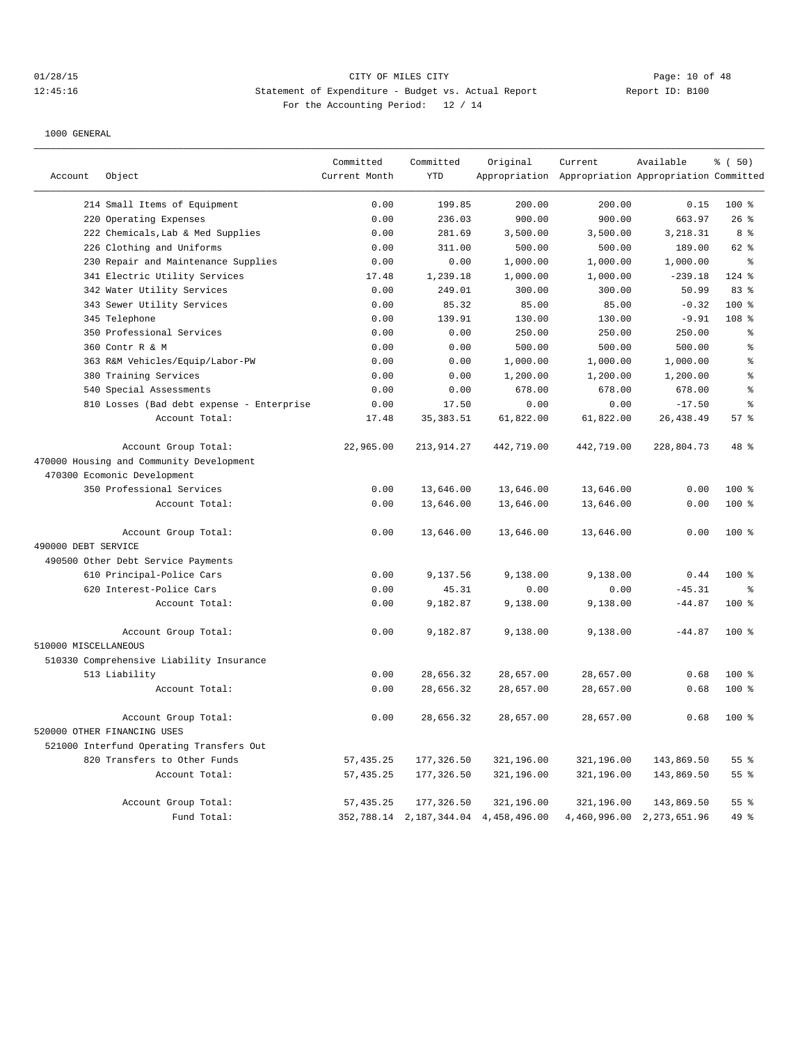CITY OF MILES CITY
Statement of Expenditure - Budget vs. Actual Report
For the Accounting Period: 12 / 14

Report ID: B100

1000 GENERAL

| Account | Object | Committed Current Month | Committed YTD | Original Appropriation | Current Appropriation | Available Appropriation | % ( 50) Committed |
|---|---|---|---|---|---|---|---|
| | 214 Small Items of Equipment | 0.00 | 199.85 | 200.00 | 200.00 | 0.15 | 100 % |
| | 220 Operating Expenses | 0.00 | 236.03 | 900.00 | 900.00 | 663.97 | 26 % |
| | 222 Chemicals,Lab & Med Supplies | 0.00 | 281.69 | 3,500.00 | 3,500.00 | 3,218.31 | 8 % |
| | 226 Clothing and Uniforms | 0.00 | 311.00 | 500.00 | 500.00 | 189.00 | 62 % |
| | 230 Repair and Maintenance Supplies | 0.00 | 0.00 | 1,000.00 | 1,000.00 | 1,000.00 | % |
| | 341 Electric Utility Services | 17.48 | 1,239.18 | 1,000.00 | 1,000.00 | -239.18 | 124 % |
| | 342 Water Utility Services | 0.00 | 249.01 | 300.00 | 300.00 | 50.99 | 83 % |
| | 343 Sewer Utility Services | 0.00 | 85.32 | 85.00 | 85.00 | -0.32 | 100 % |
| | 345 Telephone | 0.00 | 139.91 | 130.00 | 130.00 | -9.91 | 108 % |
| | 350 Professional Services | 0.00 | 0.00 | 250.00 | 250.00 | 250.00 | % |
| | 360 Contr R & M | 0.00 | 0.00 | 500.00 | 500.00 | 500.00 | % |
| | 363 R&M Vehicles/Equip/Labor-PW | 0.00 | 0.00 | 1,000.00 | 1,000.00 | 1,000.00 | % |
| | 380 Training Services | 0.00 | 0.00 | 1,200.00 | 1,200.00 | 1,200.00 | % |
| | 540 Special Assessments | 0.00 | 0.00 | 678.00 | 678.00 | 678.00 | % |
| | 810 Losses (Bad debt expense - Enterprise | 0.00 | 17.50 | 0.00 | 0.00 | -17.50 | % |
| | Account Total: | 17.48 | 35,383.51 | 61,822.00 | 61,822.00 | 26,438.49 | 57 % |
| | Account Group Total: | 22,965.00 | 213,914.27 | 442,719.00 | 442,719.00 | 228,804.73 | 48 % |
| 470000 Housing and Community Development | | | | | | | |
| 470300 Ecomonic Development | | | | | | | |
| | 350 Professional Services | 0.00 | 13,646.00 | 13,646.00 | 13,646.00 | 0.00 | 100 % |
| | Account Total: | 0.00 | 13,646.00 | 13,646.00 | 13,646.00 | 0.00 | 100 % |
| | Account Group Total: | 0.00 | 13,646.00 | 13,646.00 | 13,646.00 | 0.00 | 100 % |
| 490000 DEBT SERVICE | | | | | | | |
| 490500 Other Debt Service Payments | | | | | | | |
| | 610 Principal-Police Cars | 0.00 | 9,137.56 | 9,138.00 | 9,138.00 | 0.44 | 100 % |
| | 620 Interest-Police Cars | 0.00 | 45.31 | 0.00 | 0.00 | -45.31 | % |
| | Account Total: | 0.00 | 9,182.87 | 9,138.00 | 9,138.00 | -44.87 | 100 % |
| | Account Group Total: | 0.00 | 9,182.87 | 9,138.00 | 9,138.00 | -44.87 | 100 % |
| 510000 MISCELLANEOUS | | | | | | | |
| 510330 Comprehensive Liability Insurance | | | | | | | |
| | 513 Liability | 0.00 | 28,656.32 | 28,657.00 | 28,657.00 | 0.68 | 100 % |
| | Account Total: | 0.00 | 28,656.32 | 28,657.00 | 28,657.00 | 0.68 | 100 % |
| | Account Group Total: | 0.00 | 28,656.32 | 28,657.00 | 28,657.00 | 0.68 | 100 % |
| 520000 OTHER FINANCING USES | | | | | | | |
| 521000 Interfund Operating Transfers Out | | | | | | | |
| | 820 Transfers to Other Funds | 57,435.25 | 177,326.50 | 321,196.00 | 321,196.00 | 143,869.50 | 55 % |
| | Account Total: | 57,435.25 | 177,326.50 | 321,196.00 | 321,196.00 | 143,869.50 | 55 % |
| | Account Group Total: | 57,435.25 | 177,326.50 | 321,196.00 | 321,196.00 | 143,869.50 | 55 % |
| | Fund Total: | 352,788.14 | 2,187,344.04 | 4,458,496.00 | 4,460,996.00 | 2,273,651.96 | 49 % |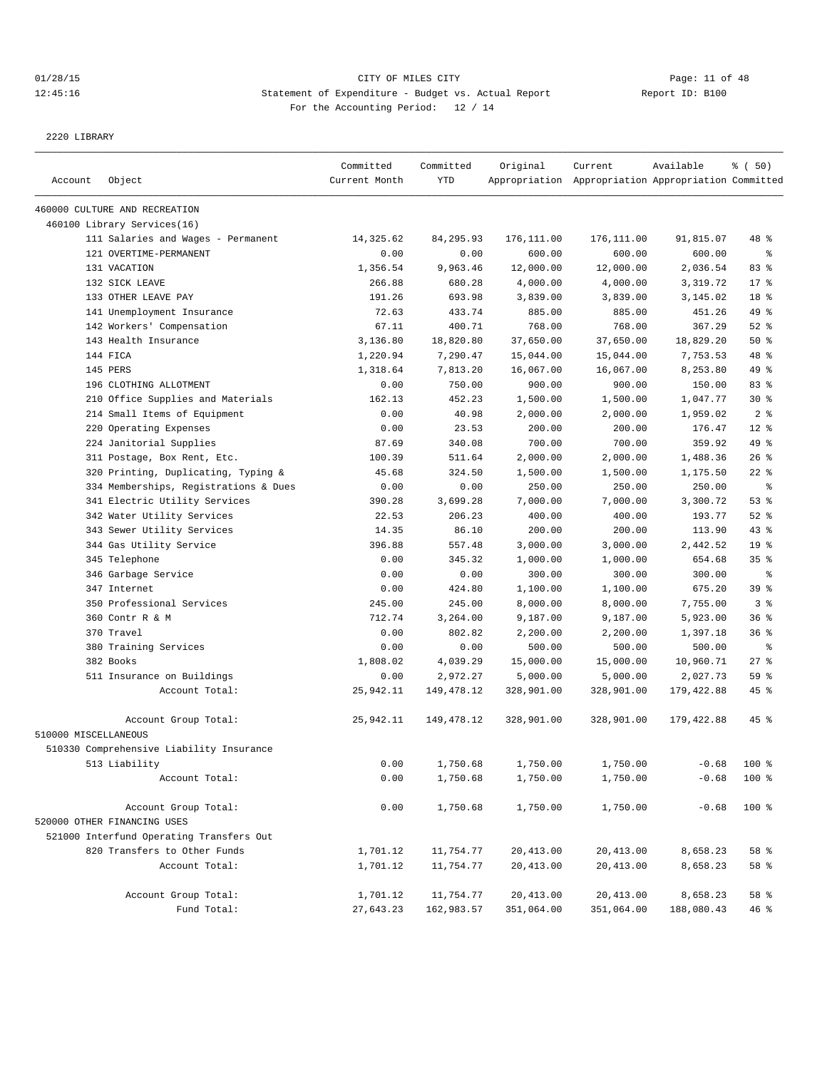CITY OF MILES CITY

Statement of Expenditure - Budget vs. Actual Report

For the Accounting Period: 12 / 14

2220 LIBRARY

| Account | Object | Committed Current Month | Committed YTD | Original Appropriation | Current Appropriation | Available Appropriation | % ( 50) Committed |
|---|---|---|---|---|---|---|---|
| 460000 CULTURE AND RECREATION | | | | | | | |
| 460100 Library Services(16) | | | | | | | |
| | 111 Salaries and Wages - Permanent | 14,325.62 | 84,295.93 | 176,111.00 | 176,111.00 | 91,815.07 | 48 % |
| | 121 OVERTIME-PERMANENT | 0.00 | 0.00 | 600.00 | 600.00 | 600.00 | % |
| | 131 VACATION | 1,356.54 | 9,963.46 | 12,000.00 | 12,000.00 | 2,036.54 | 83 % |
| | 132 SICK LEAVE | 266.88 | 680.28 | 4,000.00 | 4,000.00 | 3,319.72 | 17 % |
| | 133 OTHER LEAVE PAY | 191.26 | 693.98 | 3,839.00 | 3,839.00 | 3,145.02 | 18 % |
| | 141 Unemployment Insurance | 72.63 | 433.74 | 885.00 | 885.00 | 451.26 | 49 % |
| | 142 Workers' Compensation | 67.11 | 400.71 | 768.00 | 768.00 | 367.29 | 52 % |
| | 143 Health Insurance | 3,136.80 | 18,820.80 | 37,650.00 | 37,650.00 | 18,829.20 | 50 % |
| | 144 FICA | 1,220.94 | 7,290.47 | 15,044.00 | 15,044.00 | 7,753.53 | 48 % |
| | 145 PERS | 1,318.64 | 7,813.20 | 16,067.00 | 16,067.00 | 8,253.80 | 49 % |
| | 196 CLOTHING ALLOTMENT | 0.00 | 750.00 | 900.00 | 900.00 | 150.00 | 83 % |
| | 210 Office Supplies and Materials | 162.13 | 452.23 | 1,500.00 | 1,500.00 | 1,047.77 | 30 % |
| | 214 Small Items of Equipment | 0.00 | 40.98 | 2,000.00 | 2,000.00 | 1,959.02 | 2 % |
| | 220 Operating Expenses | 0.00 | 23.53 | 200.00 | 200.00 | 176.47 | 12 % |
| | 224 Janitorial Supplies | 87.69 | 340.08 | 700.00 | 700.00 | 359.92 | 49 % |
| | 311 Postage, Box Rent, Etc. | 100.39 | 511.64 | 2,000.00 | 2,000.00 | 1,488.36 | 26 % |
| | 320 Printing, Duplicating, Typing & | 45.68 | 324.50 | 1,500.00 | 1,500.00 | 1,175.50 | 22 % |
| | 334 Memberships, Registrations & Dues | 0.00 | 0.00 | 250.00 | 250.00 | 250.00 | % |
| | 341 Electric Utility Services | 390.28 | 3,699.28 | 7,000.00 | 7,000.00 | 3,300.72 | 53 % |
| | 342 Water Utility Services | 22.53 | 206.23 | 400.00 | 400.00 | 193.77 | 52 % |
| | 343 Sewer Utility Services | 14.35 | 86.10 | 200.00 | 200.00 | 113.90 | 43 % |
| | 344 Gas Utility Service | 396.88 | 557.48 | 3,000.00 | 3,000.00 | 2,442.52 | 19 % |
| | 345 Telephone | 0.00 | 345.32 | 1,000.00 | 1,000.00 | 654.68 | 35 % |
| | 346 Garbage Service | 0.00 | 0.00 | 300.00 | 300.00 | 300.00 | % |
| | 347 Internet | 0.00 | 424.80 | 1,100.00 | 1,100.00 | 675.20 | 39 % |
| | 350 Professional Services | 245.00 | 245.00 | 8,000.00 | 8,000.00 | 7,755.00 | 3 % |
| | 360 Contr R & M | 712.74 | 3,264.00 | 9,187.00 | 9,187.00 | 5,923.00 | 36 % |
| | 370 Travel | 0.00 | 802.82 | 2,200.00 | 2,200.00 | 1,397.18 | 36 % |
| | 380 Training Services | 0.00 | 0.00 | 500.00 | 500.00 | 500.00 | % |
| | 382 Books | 1,808.02 | 4,039.29 | 15,000.00 | 15,000.00 | 10,960.71 | 27 % |
| | 511 Insurance on Buildings | 0.00 | 2,972.27 | 5,000.00 | 5,000.00 | 2,027.73 | 59 % |
| | Account Total: | 25,942.11 | 149,478.12 | 328,901.00 | 328,901.00 | 179,422.88 | 45 % |
| | Account Group Total: | 25,942.11 | 149,478.12 | 328,901.00 | 328,901.00 | 179,422.88 | 45 % |
| 510000 MISCELLANEOUS | | | | | | | |
| 510330 Comprehensive Liability Insurance | | | | | | | |
| | 513 Liability | 0.00 | 1,750.68 | 1,750.00 | 1,750.00 | -0.68 | 100 % |
| | Account Total: | 0.00 | 1,750.68 | 1,750.00 | 1,750.00 | -0.68 | 100 % |
| | Account Group Total: | 0.00 | 1,750.68 | 1,750.00 | 1,750.00 | -0.68 | 100 % |
| 520000 OTHER FINANCING USES | | | | | | | |
| 521000 Interfund Operating Transfers Out | | | | | | | |
| | 820 Transfers to Other Funds | 1,701.12 | 11,754.77 | 20,413.00 | 20,413.00 | 8,658.23 | 58 % |
| | Account Total: | 1,701.12 | 11,754.77 | 20,413.00 | 20,413.00 | 8,658.23 | 58 % |
| | Account Group Total: | 1,701.12 | 11,754.77 | 20,413.00 | 20,413.00 | 8,658.23 | 58 % |
| | Fund Total: | 27,643.23 | 162,983.57 | 351,064.00 | 351,064.00 | 188,080.43 | 46 % |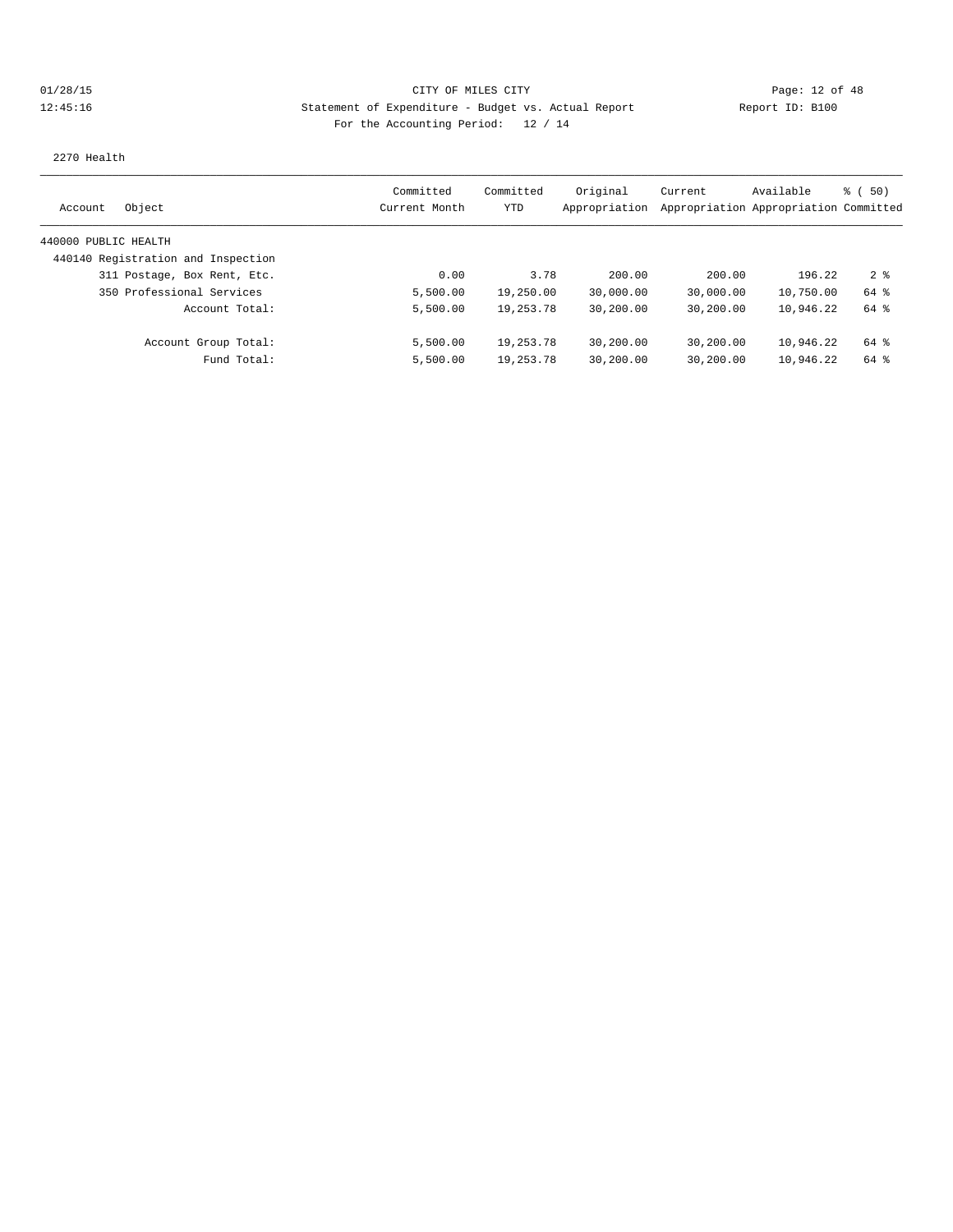CITY OF MILES CITY
Statement of Expenditure - Budget vs. Actual Report
For the Accounting Period: 12 / 14

01/28/15
12:45:16

Report ID: B100

2270 Health

| Account Object | Committed Current Month | Committed YTD | Original Appropriation | Current Appropriation | Available Appropriation | % ( 50) Committed |
|---|---|---|---|---|---|---|
| 440000 PUBLIC HEALTH | | | | | | |
| 440140 Registration and Inspection | | | | | | |
| 311 Postage, Box Rent, Etc. | 0.00 | 3.78 | 200.00 | 200.00 | 196.22 | 2 % |
| 350 Professional Services | 5,500.00 | 19,250.00 | 30,000.00 | 30,000.00 | 10,750.00 | 64 % |
| Account Total: | 5,500.00 | 19,253.78 | 30,200.00 | 30,200.00 | 10,946.22 | 64 % |
| Account Group Total: | 5,500.00 | 19,253.78 | 30,200.00 | 30,200.00 | 10,946.22 | 64 % |
| Fund Total: | 5,500.00 | 19,253.78 | 30,200.00 | 30,200.00 | 10,946.22 | 64 % |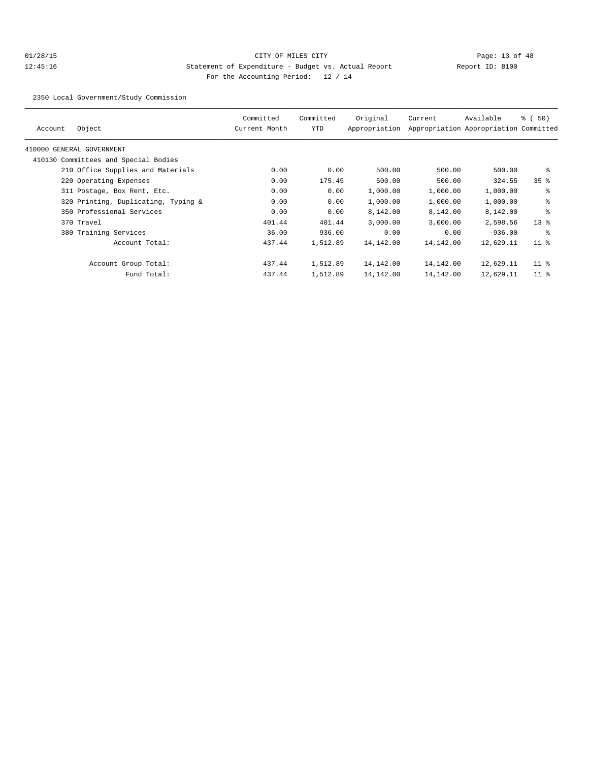CITY OF MILES CITY

Statement of Expenditure - Budget vs. Actual Report

Report ID: B100

For the Accounting Period: 12 / 14

01/28/15
12:45:16

2350 Local Government/Study Commission

| Account | Object | Committed Current Month | Committed YTD | Original Appropriation | Current Appropriation | Available Appropriation | % ( 50) Committed |
|---|---|---|---|---|---|---|---|
| 410000 GENERAL GOVERNMENT | | | | | | | |
| 410130 Committees and Special Bodies | | | | | | | |
| | 210 Office Supplies and Materials | 0.00 | 0.00 | 500.00 | 500.00 | 500.00 | % |
| | 220 Operating Expenses | 0.00 | 175.45 | 500.00 | 500.00 | 324.55 | 35 % |
| | 311 Postage, Box Rent, Etc. | 0.00 | 0.00 | 1,000.00 | 1,000.00 | 1,000.00 | % |
| | 320 Printing, Duplicating, Typing & | 0.00 | 0.00 | 1,000.00 | 1,000.00 | 1,000.00 | % |
| | 350 Professional Services | 0.00 | 0.00 | 8,142.00 | 8,142.00 | 8,142.00 | % |
| | 370 Travel | 401.44 | 401.44 | 3,000.00 | 3,000.00 | 2,598.56 | 13 % |
| | 380 Training Services | 36.00 | 936.00 | 0.00 | 0.00 | -936.00 | % |
| | Account Total: | 437.44 | 1,512.89 | 14,142.00 | 14,142.00 | 12,629.11 | 11 % |
| | Account Group Total: | 437.44 | 1,512.89 | 14,142.00 | 14,142.00 | 12,629.11 | 11 % |
| | Fund Total: | 437.44 | 1,512.89 | 14,142.00 | 14,142.00 | 12,629.11 | 11 % |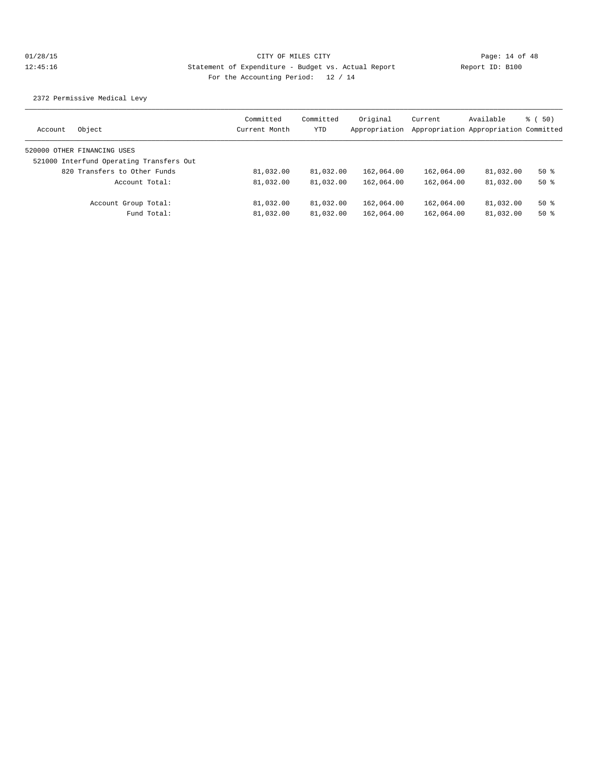CITY OF MILES CITY

Statement of Expenditure - Budget vs. Actual Report

Report ID: B100

For the Accounting Period: 12 / 14

01/28/15 12:45:16

2372 Permissive Medical Levy

| Account | Object | Committed Current Month | Committed YTD | Original Appropriation | Current Appropriation | Available Appropriation | % ( 50) Committed |
|---|---|---|---|---|---|---|---|
| 520000 OTHER FINANCING USES | | | | | | | |
| 521000 Interfund Operating Transfers Out | | | | | | | |
| | 820 Transfers to Other Funds | 81,032.00 | 81,032.00 | 162,064.00 | 162,064.00 | 81,032.00 | 50 % |
| | Account Total: | 81,032.00 | 81,032.00 | 162,064.00 | 162,064.00 | 81,032.00 | 50 % |
| | Account Group Total: | 81,032.00 | 81,032.00 | 162,064.00 | 162,064.00 | 81,032.00 | 50 % |
| | Fund Total: | 81,032.00 | 81,032.00 | 162,064.00 | 162,064.00 | 81,032.00 | 50 % |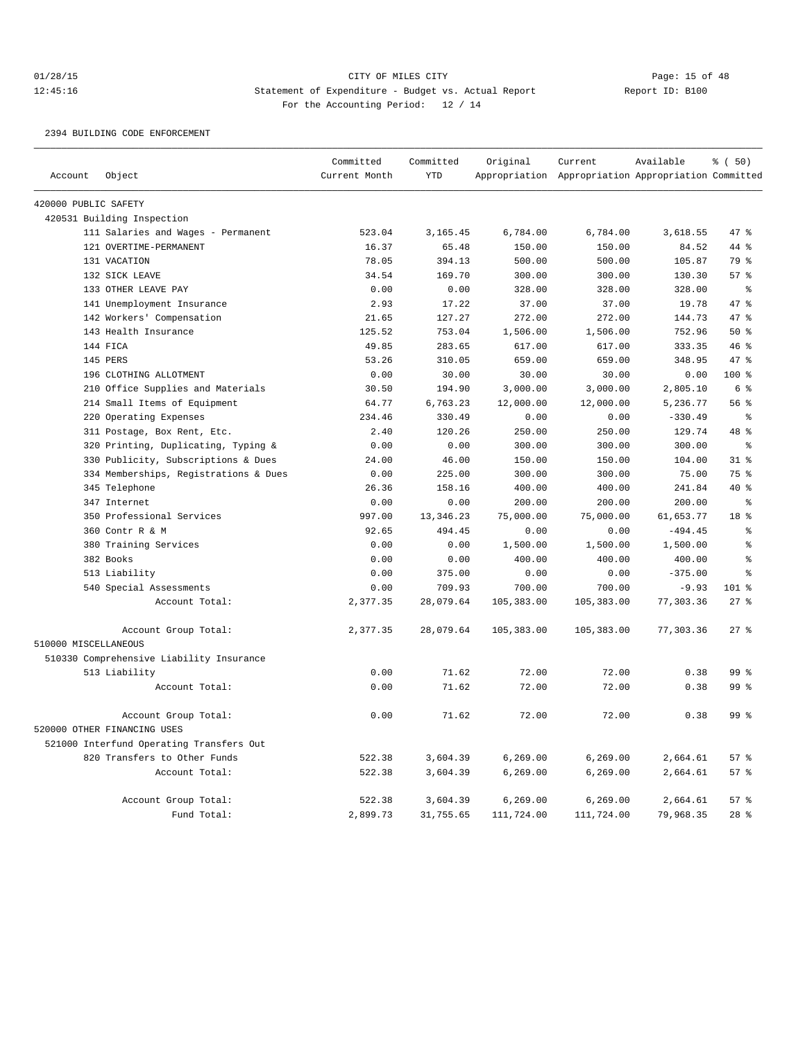CITY OF MILES CITY

Statement of Expenditure - Budget vs. Actual Report

Report ID: B100

For the Accounting Period: 12 / 14

01/28/15
12:45:16

2394 BUILDING CODE ENFORCEMENT

| Account | Object | Committed Current Month | Committed YTD | Original Appropriation | Current Appropriation | Available Appropriation | % ( 50) Committed |
|---|---|---|---|---|---|---|---|
| 420000 PUBLIC SAFETY | | | | | | | |
| 420531 Building Inspection | | | | | | | |
| | 111 Salaries and Wages - Permanent | 523.04 | 3,165.45 | 6,784.00 | 6,784.00 | 3,618.55 | 47 % |
| | 121 OVERTIME-PERMANENT | 16.37 | 65.48 | 150.00 | 150.00 | 84.52 | 44 % |
| | 131 VACATION | 78.05 | 394.13 | 500.00 | 500.00 | 105.87 | 79 % |
| | 132 SICK LEAVE | 34.54 | 169.70 | 300.00 | 300.00 | 130.30 | 57 % |
| | 133 OTHER LEAVE PAY | 0.00 | 0.00 | 328.00 | 328.00 | 328.00 | % |
| | 141 Unemployment Insurance | 2.93 | 17.22 | 37.00 | 37.00 | 19.78 | 47 % |
| | 142 Workers' Compensation | 21.65 | 127.27 | 272.00 | 272.00 | 144.73 | 47 % |
| | 143 Health Insurance | 125.52 | 753.04 | 1,506.00 | 1,506.00 | 752.96 | 50 % |
| | 144 FICA | 49.85 | 283.65 | 617.00 | 617.00 | 333.35 | 46 % |
| | 145 PERS | 53.26 | 310.05 | 659.00 | 659.00 | 348.95 | 47 % |
| | 196 CLOTHING ALLOTMENT | 0.00 | 30.00 | 30.00 | 30.00 | 0.00 | 100 % |
| | 210 Office Supplies and Materials | 30.50 | 194.90 | 3,000.00 | 3,000.00 | 2,805.10 | 6 % |
| | 214 Small Items of Equipment | 64.77 | 6,763.23 | 12,000.00 | 12,000.00 | 5,236.77 | 56 % |
| | 220 Operating Expenses | 234.46 | 330.49 | 0.00 | 0.00 | -330.49 | % |
| | 311 Postage, Box Rent, Etc. | 2.40 | 120.26 | 250.00 | 250.00 | 129.74 | 48 % |
| | 320 Printing, Duplicating, Typing & | 0.00 | 0.00 | 300.00 | 300.00 | 300.00 | % |
| | 330 Publicity, Subscriptions & Dues | 24.00 | 46.00 | 150.00 | 150.00 | 104.00 | 31 % |
| | 334 Memberships, Registrations & Dues | 0.00 | 225.00 | 300.00 | 300.00 | 75.00 | 75 % |
| | 345 Telephone | 26.36 | 158.16 | 400.00 | 400.00 | 241.84 | 40 % |
| | 347 Internet | 0.00 | 0.00 | 200.00 | 200.00 | 200.00 | % |
| | 350 Professional Services | 997.00 | 13,346.23 | 75,000.00 | 75,000.00 | 61,653.77 | 18 % |
| | 360 Contr R & M | 92.65 | 494.45 | 0.00 | 0.00 | -494.45 | % |
| | 380 Training Services | 0.00 | 0.00 | 1,500.00 | 1,500.00 | 1,500.00 | % |
| | 382 Books | 0.00 | 0.00 | 400.00 | 400.00 | 400.00 | % |
| | 513 Liability | 0.00 | 375.00 | 0.00 | 0.00 | -375.00 | % |
| | 540 Special Assessments | 0.00 | 709.93 | 700.00 | 700.00 | -9.93 | 101 % |
| | Account Total: | 2,377.35 | 28,079.64 | 105,383.00 | 105,383.00 | 77,303.36 | 27 % |
| | Account Group Total: | 2,377.35 | 28,079.64 | 105,383.00 | 105,383.00 | 77,303.36 | 27 % |
| 510000 MISCELLANEOUS | | | | | | | |
| 510330 Comprehensive Liability Insurance | | | | | | | |
| | 513 Liability | 0.00 | 71.62 | 72.00 | 72.00 | 0.38 | 99 % |
| | Account Total: | 0.00 | 71.62 | 72.00 | 72.00 | 0.38 | 99 % |
| | Account Group Total: | 0.00 | 71.62 | 72.00 | 72.00 | 0.38 | 99 % |
| 520000 OTHER FINANCING USES | | | | | | | |
| 521000 Interfund Operating Transfers Out | | | | | | | |
| | 820 Transfers to Other Funds | 522.38 | 3,604.39 | 6,269.00 | 6,269.00 | 2,664.61 | 57 % |
| | Account Total: | 522.38 | 3,604.39 | 6,269.00 | 6,269.00 | 2,664.61 | 57 % |
| | Account Group Total: | 522.38 | 3,604.39 | 6,269.00 | 6,269.00 | 2,664.61 | 57 % |
| | Fund Total: | 2,899.73 | 31,755.65 | 111,724.00 | 111,724.00 | 79,968.35 | 28 % |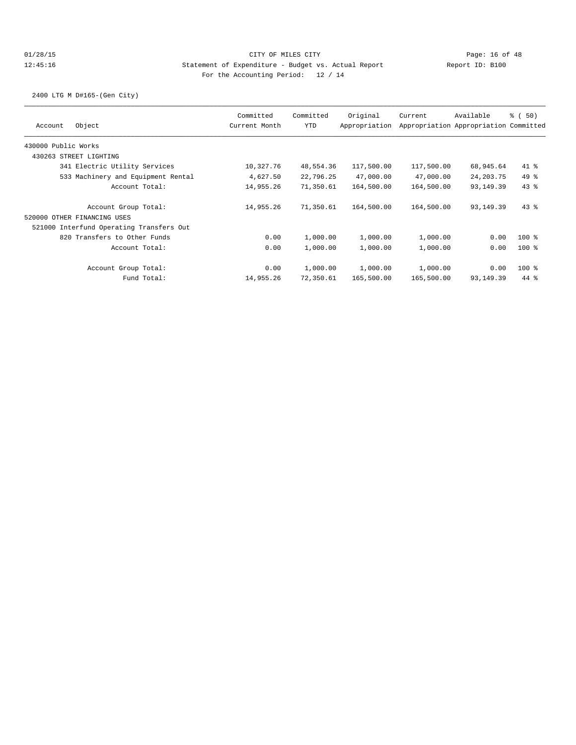CITY OF MILES CITY

Statement of Expenditure - Budget vs. Actual Report

For the Accounting Period: 12 / 14

2400 LTG M D#165-(Gen City)

| Account | Object | Committed Current Month | Committed YTD | Original Appropriation | Current Appropriation | Available Appropriation | % ( 50) Committed |
|---|---|---|---|---|---|---|---|
| 430000 Public Works | | | | | | | |
| 430263 STREET LIGHTING | | | | | | | |
| | 341 Electric Utility Services | 10,327.76 | 48,554.36 | 117,500.00 | 117,500.00 | 68,945.64 | 41 % |
| | 533 Machinery and Equipment Rental | 4,627.50 | 22,796.25 | 47,000.00 | 47,000.00 | 24,203.75 | 49 % |
| | Account Total: | 14,955.26 | 71,350.61 | 164,500.00 | 164,500.00 | 93,149.39 | 43 % |
| | Account Group Total: | 14,955.26 | 71,350.61 | 164,500.00 | 164,500.00 | 93,149.39 | 43 % |
| 520000 OTHER FINANCING USES | | | | | | | |
| 521000 Interfund Operating Transfers Out | | | | | | | |
| | 820 Transfers to Other Funds | 0.00 | 1,000.00 | 1,000.00 | 1,000.00 | 0.00 | 100 % |
| | Account Total: | 0.00 | 1,000.00 | 1,000.00 | 1,000.00 | 0.00 | 100 % |
| | Account Group Total: | 0.00 | 1,000.00 | 1,000.00 | 1,000.00 | 0.00 | 100 % |
| | Fund Total: | 14,955.26 | 72,350.61 | 165,500.00 | 165,500.00 | 93,149.39 | 44 % |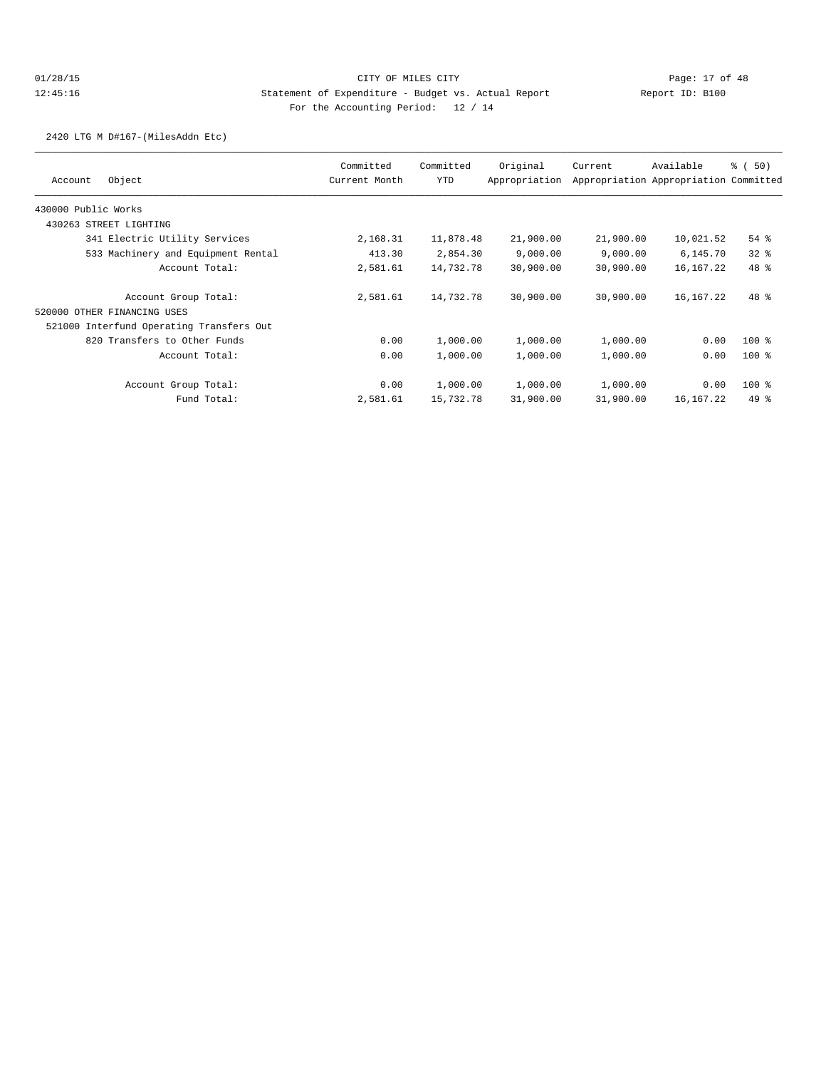CITY OF MILES CITY

Statement of Expenditure - Budget vs. Actual Report

For the Accounting Period: 12 / 14

2420 LTG M D#167-(MilesAddn Etc)

| Account | Object | Committed Current Month | Committed YTD | Original Appropriation | Current Appropriation | Available Appropriation | % ( 50) Committed |
|---|---|---|---|---|---|---|---|
| 430000 Public Works | | | | | | | |
| 430263 STREET LIGHTING | | | | | | | |
| | 341 Electric Utility Services | 2,168.31 | 11,878.48 | 21,900.00 | 21,900.00 | 10,021.52 | 54 % |
| | 533 Machinery and Equipment Rental | 413.30 | 2,854.30 | 9,000.00 | 9,000.00 | 6,145.70 | 32 % |
| | Account Total: | 2,581.61 | 14,732.78 | 30,900.00 | 30,900.00 | 16,167.22 | 48 % |
| | Account Group Total: | 2,581.61 | 14,732.78 | 30,900.00 | 30,900.00 | 16,167.22 | 48 % |
| 520000 OTHER FINANCING USES | | | | | | | |
| 521000 Interfund Operating Transfers Out | | | | | | | |
| | 820 Transfers to Other Funds | 0.00 | 1,000.00 | 1,000.00 | 1,000.00 | 0.00 | 100 % |
| | Account Total: | 0.00 | 1,000.00 | 1,000.00 | 1,000.00 | 0.00 | 100 % |
| | Account Group Total: | 0.00 | 1,000.00 | 1,000.00 | 1,000.00 | 0.00 | 100 % |
| | Fund Total: | 2,581.61 | 15,732.78 | 31,900.00 | 31,900.00 | 16,167.22 | 49 % |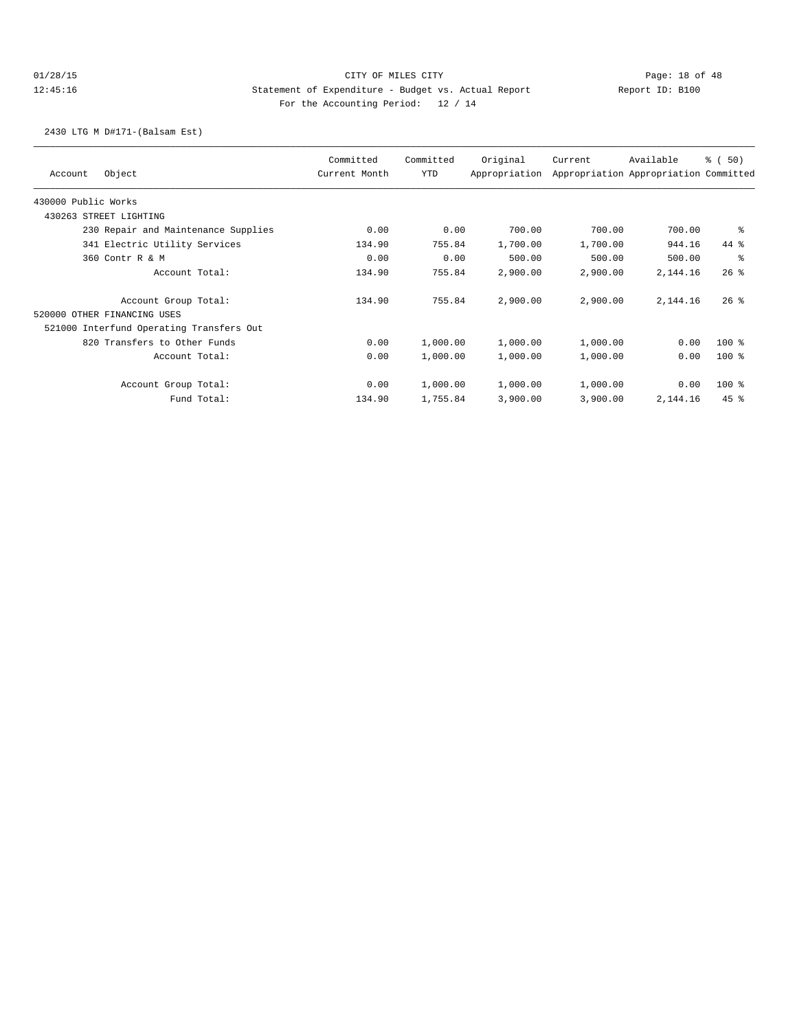CITY OF MILES CITY
Statement of Expenditure - Budget vs. Actual Report
For the Accounting Period: 12 / 14

2430 LTG M D#171-(Balsam Est)

| Account Object | Committed Current Month | Committed YTD | Original Appropriation | Current Appropriation | Available Appropriation | % ( 50) Committed |
|---|---|---|---|---|---|---|
| 430000 Public Works | | | | | | |
| 430263 STREET LIGHTING | | | | | | |
| 230 Repair and Maintenance Supplies | 0.00 | 0.00 | 700.00 | 700.00 | 700.00 | % |
| 341 Electric Utility Services | 134.90 | 755.84 | 1,700.00 | 1,700.00 | 944.16 | 44 % |
| 360 Contr R & M | 0.00 | 0.00 | 500.00 | 500.00 | 500.00 | % |
| Account Total: | 134.90 | 755.84 | 2,900.00 | 2,900.00 | 2,144.16 | 26 % |
| Account Group Total: | 134.90 | 755.84 | 2,900.00 | 2,900.00 | 2,144.16 | 26 % |
| 520000 OTHER FINANCING USES | | | | | | |
| 521000 Interfund Operating Transfers Out | | | | | | |
| 820 Transfers to Other Funds | 0.00 | 1,000.00 | 1,000.00 | 1,000.00 | 0.00 | 100 % |
| Account Total: | 0.00 | 1,000.00 | 1,000.00 | 1,000.00 | 0.00 | 100 % |
| Account Group Total: | 0.00 | 1,000.00 | 1,000.00 | 1,000.00 | 0.00 | 100 % |
| Fund Total: | 134.90 | 1,755.84 | 3,900.00 | 3,900.00 | 2,144.16 | 45 % |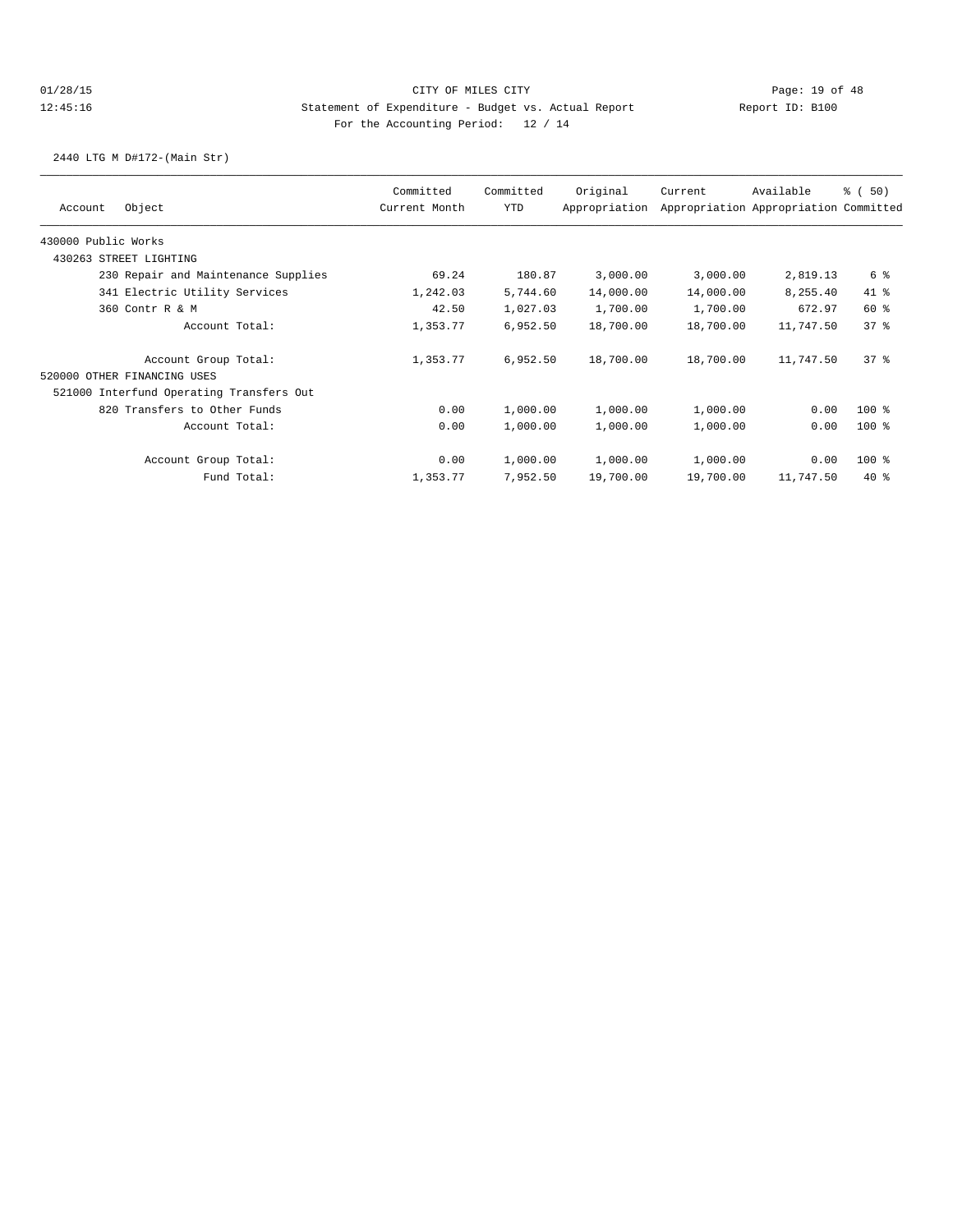CITY OF MILES CITY
Statement of Expenditure - Budget vs. Actual Report
For the Accounting Period: 12 / 14

01/28/15
12:45:16
Report ID: B100

2440 LTG M D#172-(Main Str)

| Account Object | Committed Current Month | Committed YTD | Original Appropriation | Current Appropriation | Available Appropriation | % ( 50) Committed |
|---|---|---|---|---|---|---|
| 430000 Public Works | | | | | | |
| 430263 STREET LIGHTING | | | | | | |
| 230 Repair and Maintenance Supplies | 69.24 | 180.87 | 3,000.00 | 3,000.00 | 2,819.13 | 6 % |
| 341 Electric Utility Services | 1,242.03 | 5,744.60 | 14,000.00 | 14,000.00 | 8,255.40 | 41 % |
| 360 Contr R & M | 42.50 | 1,027.03 | 1,700.00 | 1,700.00 | 672.97 | 60 % |
| Account Total: | 1,353.77 | 6,952.50 | 18,700.00 | 18,700.00 | 11,747.50 | 37 % |
| Account Group Total: | 1,353.77 | 6,952.50 | 18,700.00 | 18,700.00 | 11,747.50 | 37 % |
| 520000 OTHER FINANCING USES | | | | | | |
| 521000 Interfund Operating Transfers Out | | | | | | |
| 820 Transfers to Other Funds | 0.00 | 1,000.00 | 1,000.00 | 1,000.00 | 0.00 | 100 % |
| Account Total: | 0.00 | 1,000.00 | 1,000.00 | 1,000.00 | 0.00 | 100 % |
| Account Group Total: | 0.00 | 1,000.00 | 1,000.00 | 1,000.00 | 0.00 | 100 % |
| Fund Total: | 1,353.77 | 7,952.50 | 19,700.00 | 19,700.00 | 11,747.50 | 40 % |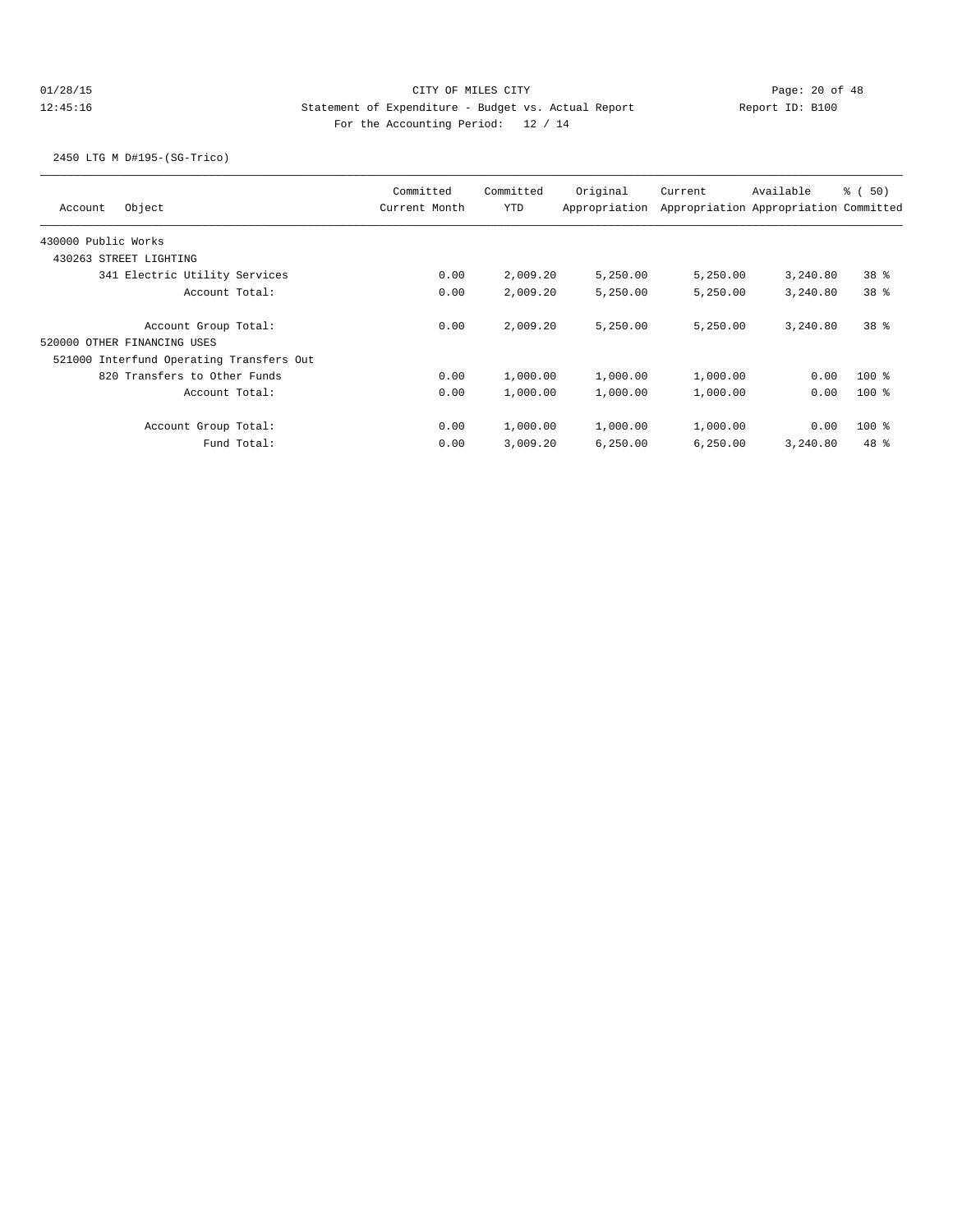CITY OF MILES CITY

Statement of Expenditure - Budget vs. Actual Report

Report ID: B100

For the Accounting Period: 12 / 14

01/28/15 12:45:16

2450 LTG M D#195-(SG-Trico)

| Account Object | Committed Current Month | Committed YTD | Original Appropriation | Current Appropriation | Available Appropriation | % ( 50) Committed |
|---|---|---|---|---|---|---|
| 430000 Public Works | | | | | | |
| 430263 STREET LIGHTING | | | | | | |
| 341 Electric Utility Services | 0.00 | 2,009.20 | 5,250.00 | 5,250.00 | 3,240.80 | 38 % |
| Account Total: | 0.00 | 2,009.20 | 5,250.00 | 5,250.00 | 3,240.80 | 38 % |
| Account Group Total: | 0.00 | 2,009.20 | 5,250.00 | 5,250.00 | 3,240.80 | 38 % |
| 520000 OTHER FINANCING USES | | | | | | |
| 521000 Interfund Operating Transfers Out | | | | | | |
| 820 Transfers to Other Funds | 0.00 | 1,000.00 | 1,000.00 | 1,000.00 | 0.00 | 100 % |
| Account Total: | 0.00 | 1,000.00 | 1,000.00 | 1,000.00 | 0.00 | 100 % |
| Account Group Total: | 0.00 | 1,000.00 | 1,000.00 | 1,000.00 | 0.00 | 100 % |
| Fund Total: | 0.00 | 3,009.20 | 6,250.00 | 6,250.00 | 3,240.80 | 48 % |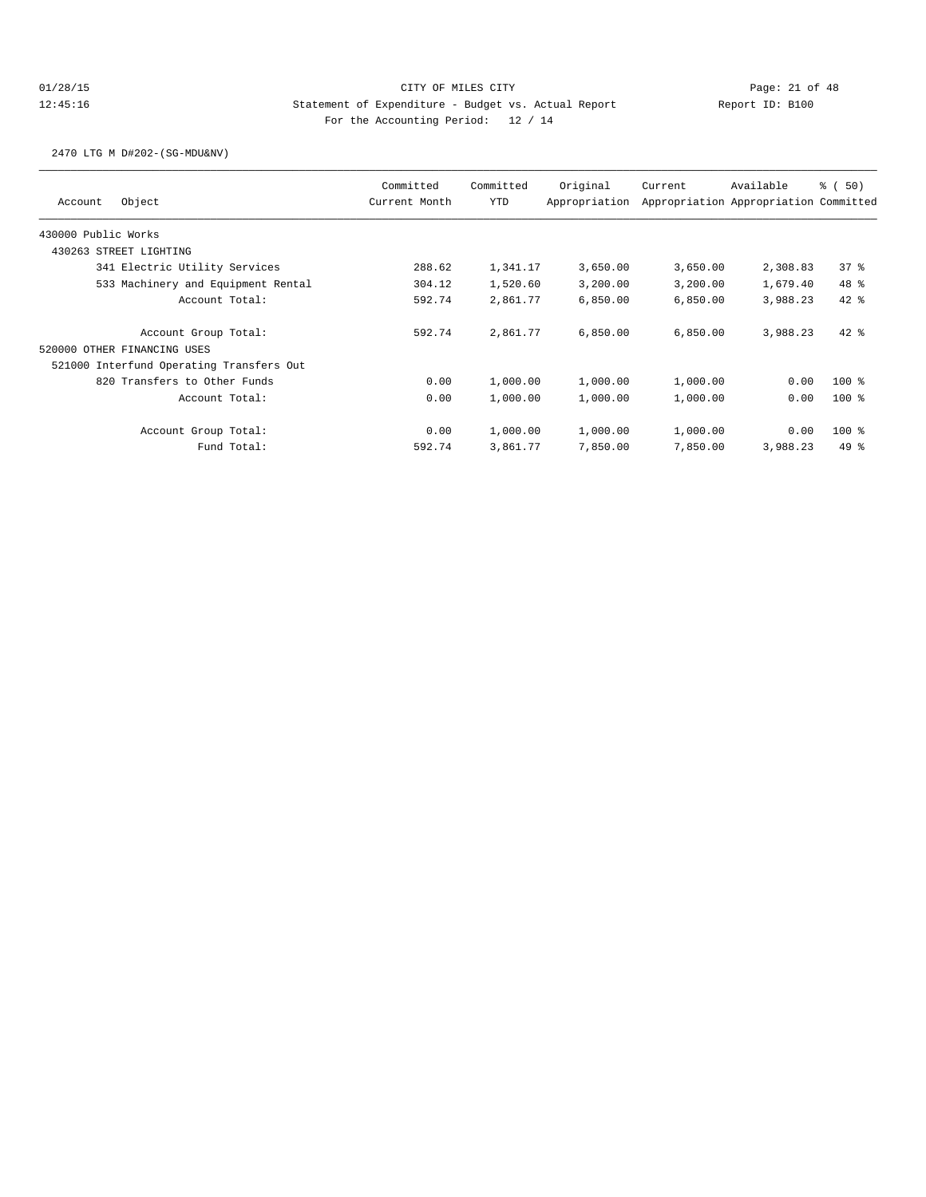CITY OF MILES CITY

Statement of Expenditure - Budget vs. Actual Report

Report ID: B100

For the Accounting Period: 12 / 14

2470 LTG M D#202-(SG-MDU&NV)

| Account Object | Committed Current Month | Committed YTD | Original Appropriation | Current Appropriation | Available Appropriation | % ( 50) Committed |
|---|---|---|---|---|---|---|
| 430000 Public Works | | | | | | |
| 430263 STREET LIGHTING | | | | | | |
| 341 Electric Utility Services | 288.62 | 1,341.17 | 3,650.00 | 3,650.00 | 2,308.83 | 37 % |
| 533 Machinery and Equipment Rental | 304.12 | 1,520.60 | 3,200.00 | 3,200.00 | 1,679.40 | 48 % |
| Account Total: | 592.74 | 2,861.77 | 6,850.00 | 6,850.00 | 3,988.23 | 42 % |
| Account Group Total: | 592.74 | 2,861.77 | 6,850.00 | 6,850.00 | 3,988.23 | 42 % |
| 520000 OTHER FINANCING USES | | | | | | |
| 521000 Interfund Operating Transfers Out | | | | | | |
| 820 Transfers to Other Funds | 0.00 | 1,000.00 | 1,000.00 | 1,000.00 | 0.00 | 100 % |
| Account Total: | 0.00 | 1,000.00 | 1,000.00 | 1,000.00 | 0.00 | 100 % |
| Account Group Total: | 0.00 | 1,000.00 | 1,000.00 | 1,000.00 | 0.00 | 100 % |
| Fund Total: | 592.74 | 3,861.77 | 7,850.00 | 7,850.00 | 3,988.23 | 49 % |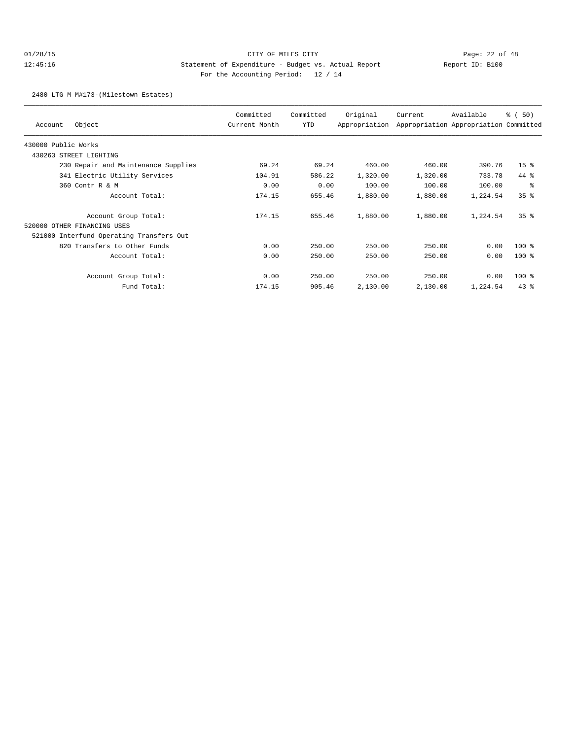CITY OF MILES CITY

Statement of Expenditure - Budget vs. Actual Report

Report ID: B100

For the Accounting Period: 12 / 14

2480 LTG M M#173-(Milestown Estates)

| Account | Object | Committed Current Month | Committed YTD | Original Appropriation | Current Appropriation | Available Appropriation | % ( 50) Committed |
|---|---|---|---|---|---|---|---|
| 430000 Public Works | | | | | | | |
| 430263 STREET LIGHTING | | | | | | | |
| | 230 Repair and Maintenance Supplies | 69.24 | 69.24 | 460.00 | 460.00 | 390.76 | 15 % |
| | 341 Electric Utility Services | 104.91 | 586.22 | 1,320.00 | 1,320.00 | 733.78 | 44 % |
| | 360 Contr R & M | 0.00 | 0.00 | 100.00 | 100.00 | 100.00 | % |
| | Account Total: | 174.15 | 655.46 | 1,880.00 | 1,880.00 | 1,224.54 | 35 % |
| | Account Group Total: | 174.15 | 655.46 | 1,880.00 | 1,880.00 | 1,224.54 | 35 % |
| 520000 OTHER FINANCING USES | | | | | | | |
| 521000 Interfund Operating Transfers Out | | | | | | | |
| | 820 Transfers to Other Funds | 0.00 | 250.00 | 250.00 | 250.00 | 0.00 | 100 % |
| | Account Total: | 0.00 | 250.00 | 250.00 | 250.00 | 0.00 | 100 % |
| | Account Group Total: | 0.00 | 250.00 | 250.00 | 250.00 | 0.00 | 100 % |
| | Fund Total: | 174.15 | 905.46 | 2,130.00 | 2,130.00 | 1,224.54 | 43 % |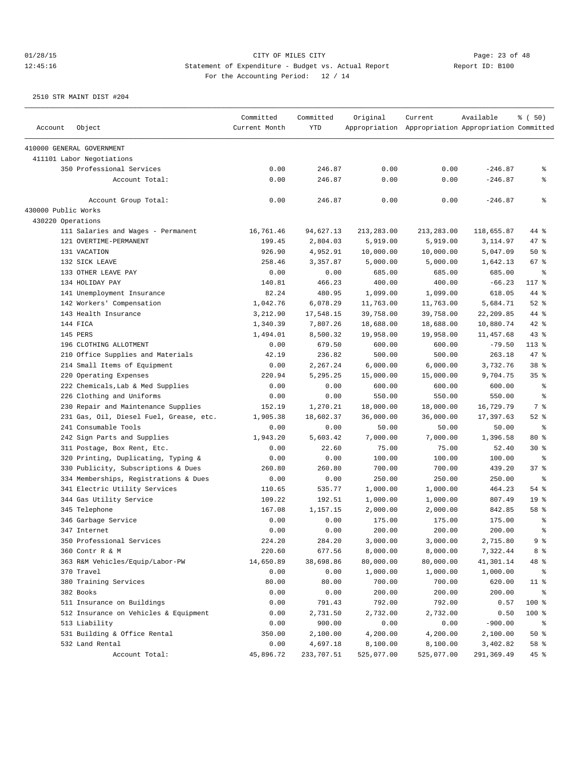CITY OF MILES CITY

Statement of Expenditure - Budget vs. Actual Report

Report ID: B100

For the Accounting Period: 12 / 14

2510 STR MAINT DIST #204

| Account | Object | Committed Current Month | Committed YTD | Original Appropriation | Current Appropriation | Available Appropriation | % ( 50) Committed |
|---|---|---|---|---|---|---|---|
| 410000 GENERAL GOVERNMENT | | | | | | | |
| 411101 Labor Negotiations | | | | | | | |
| | 350 Professional Services | 0.00 | 246.87 | 0.00 | 0.00 | -246.87 | % |
| | Account Total: | 0.00 | 246.87 | 0.00 | 0.00 | -246.87 | % |
| | Account Group Total: | 0.00 | 246.87 | 0.00 | 0.00 | -246.87 | % |
| 430000 Public Works | | | | | | | |
| 430220 Operations | | | | | | | |
| | 111 Salaries and Wages - Permanent | 16,761.46 | 94,627.13 | 213,283.00 | 213,283.00 | 118,655.87 | 44 % |
| | 121 OVERTIME-PERMANENT | 199.45 | 2,804.03 | 5,919.00 | 5,919.00 | 3,114.97 | 47 % |
| | 131 VACATION | 926.90 | 4,952.91 | 10,000.00 | 10,000.00 | 5,047.09 | 50 % |
| | 132 SICK LEAVE | 258.46 | 3,357.87 | 5,000.00 | 5,000.00 | 1,642.13 | 67 % |
| | 133 OTHER LEAVE PAY | 0.00 | 0.00 | 685.00 | 685.00 | 685.00 | % |
| | 134 HOLIDAY PAY | 140.81 | 466.23 | 400.00 | 400.00 | -66.23 | 117 % |
| | 141 Unemployment Insurance | 82.24 | 480.95 | 1,099.00 | 1,099.00 | 618.05 | 44 % |
| | 142 Workers' Compensation | 1,042.76 | 6,078.29 | 11,763.00 | 11,763.00 | 5,684.71 | 52 % |
| | 143 Health Insurance | 3,212.90 | 17,548.15 | 39,758.00 | 39,758.00 | 22,209.85 | 44 % |
| | 144 FICA | 1,340.39 | 7,807.26 | 18,688.00 | 18,688.00 | 10,880.74 | 42 % |
| | 145 PERS | 1,494.01 | 8,500.32 | 19,958.00 | 19,958.00 | 11,457.68 | 43 % |
| | 196 CLOTHING ALLOTMENT | 0.00 | 679.50 | 600.00 | 600.00 | -79.50 | 113 % |
| | 210 Office Supplies and Materials | 42.19 | 236.82 | 500.00 | 500.00 | 263.18 | 47 % |
| | 214 Small Items of Equipment | 0.00 | 2,267.24 | 6,000.00 | 6,000.00 | 3,732.76 | 38 % |
| | 220 Operating Expenses | 220.94 | 5,295.25 | 15,000.00 | 15,000.00 | 9,704.75 | 35 % |
| | 222 Chemicals,Lab & Med Supplies | 0.00 | 0.00 | 600.00 | 600.00 | 600.00 | % |
| | 226 Clothing and Uniforms | 0.00 | 0.00 | 550.00 | 550.00 | 550.00 | % |
| | 230 Repair and Maintenance Supplies | 152.19 | 1,270.21 | 18,000.00 | 18,000.00 | 16,729.79 | 7 % |
| | 231 Gas, Oil, Diesel Fuel, Grease, etc. | 1,905.38 | 18,602.37 | 36,000.00 | 36,000.00 | 17,397.63 | 52 % |
| | 241 Consumable Tools | 0.00 | 0.00 | 50.00 | 50.00 | 50.00 | % |
| | 242 Sign Parts and Supplies | 1,943.20 | 5,603.42 | 7,000.00 | 7,000.00 | 1,396.58 | 80 % |
| | 311 Postage, Box Rent, Etc. | 0.00 | 22.60 | 75.00 | 75.00 | 52.40 | 30 % |
| | 320 Printing, Duplicating, Typing & | 0.00 | 0.00 | 100.00 | 100.00 | 100.00 | % |
| | 330 Publicity, Subscriptions & Dues | 260.80 | 260.80 | 700.00 | 700.00 | 439.20 | 37 % |
| | 334 Memberships, Registrations & Dues | 0.00 | 0.00 | 250.00 | 250.00 | 250.00 | % |
| | 341 Electric Utility Services | 110.65 | 535.77 | 1,000.00 | 1,000.00 | 464.23 | 54 % |
| | 344 Gas Utility Service | 109.22 | 192.51 | 1,000.00 | 1,000.00 | 807.49 | 19 % |
| | 345 Telephone | 167.08 | 1,157.15 | 2,000.00 | 2,000.00 | 842.85 | 58 % |
| | 346 Garbage Service | 0.00 | 0.00 | 175.00 | 175.00 | 175.00 | % |
| | 347 Internet | 0.00 | 0.00 | 200.00 | 200.00 | 200.00 | % |
| | 350 Professional Services | 224.20 | 284.20 | 3,000.00 | 3,000.00 | 2,715.80 | 9 % |
| | 360 Contr R & M | 220.60 | 677.56 | 8,000.00 | 8,000.00 | 7,322.44 | 8 % |
| | 363 R&M Vehicles/Equip/Labor-PW | 14,650.89 | 38,698.86 | 80,000.00 | 80,000.00 | 41,301.14 | 48 % |
| | 370 Travel | 0.00 | 0.00 | 1,000.00 | 1,000.00 | 1,000.00 | % |
| | 380 Training Services | 80.00 | 80.00 | 700.00 | 700.00 | 620.00 | 11 % |
| | 382 Books | 0.00 | 0.00 | 200.00 | 200.00 | 200.00 | % |
| | 511 Insurance on Buildings | 0.00 | 791.43 | 792.00 | 792.00 | 0.57 | 100 % |
| | 512 Insurance on Vehicles & Equipment | 0.00 | 2,731.50 | 2,732.00 | 2,732.00 | 0.50 | 100 % |
| | 513 Liability | 0.00 | 900.00 | 0.00 | 0.00 | -900.00 | % |
| | 531 Building & Office Rental | 350.00 | 2,100.00 | 4,200.00 | 4,200.00 | 2,100.00 | 50 % |
| | 532 Land Rental | 0.00 | 4,697.18 | 8,100.00 | 8,100.00 | 3,402.82 | 58 % |
| | Account Total: | 45,896.72 | 233,707.51 | 525,077.00 | 525,077.00 | 291,369.49 | 45 % |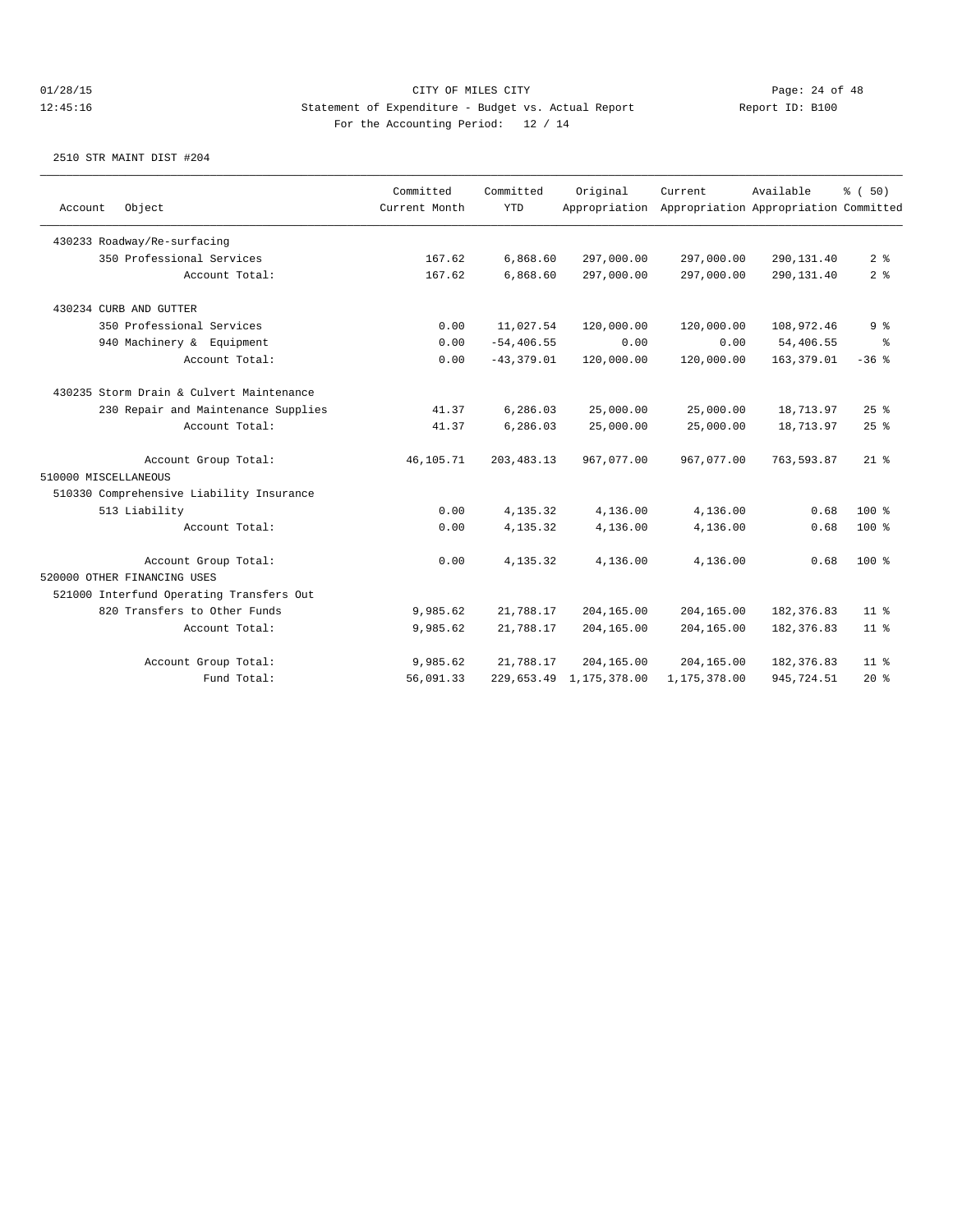CITY OF MILES CITY

Statement of Expenditure - Budget vs. Actual Report

Report ID: B100

For the Accounting Period: 12 / 14

2510 STR MAINT DIST #204

| Account Object | Committed Current Month | Committed YTD | Original Appropriation | Current Appropriation | Available Appropriation | % ( 50) Committed |
|---|---|---|---|---|---|---|
| 430233 Roadway/Re-surfacing | | | | | | |
| 350 Professional Services | 167.62 | 6,868.60 | 297,000.00 | 297,000.00 | 290,131.40 | 2 % |
| Account Total: | 167.62 | 6,868.60 | 297,000.00 | 297,000.00 | 290,131.40 | 2 % |
| 430234 CURB AND GUTTER | | | | | | |
| 350 Professional Services | 0.00 | 11,027.54 | 120,000.00 | 120,000.00 | 108,972.46 | 9 % |
| 940 Machinery & Equipment | 0.00 | -54,406.55 | 0.00 | 0.00 | 54,406.55 | % |
| Account Total: | 0.00 | -43,379.01 | 120,000.00 | 120,000.00 | 163,379.01 | -36 % |
| 430235 Storm Drain & Culvert Maintenance | | | | | | |
| 230 Repair and Maintenance Supplies | 41.37 | 6,286.03 | 25,000.00 | 25,000.00 | 18,713.97 | 25 % |
| Account Total: | 41.37 | 6,286.03 | 25,000.00 | 25,000.00 | 18,713.97 | 25 % |
| Account Group Total: | 46,105.71 | 203,483.13 | 967,077.00 | 967,077.00 | 763,593.87 | 21 % |
| 510000 MISCELLANEOUS | | | | | | |
| 510330 Comprehensive Liability Insurance | | | | | | |
| 513 Liability | 0.00 | 4,135.32 | 4,136.00 | 4,136.00 | 0.68 | 100 % |
| Account Total: | 0.00 | 4,135.32 | 4,136.00 | 4,136.00 | 0.68 | 100 % |
| Account Group Total: | 0.00 | 4,135.32 | 4,136.00 | 4,136.00 | 0.68 | 100 % |
| 520000 OTHER FINANCING USES | | | | | | |
| 521000 Interfund Operating Transfers Out | | | | | | |
| 820 Transfers to Other Funds | 9,985.62 | 21,788.17 | 204,165.00 | 204,165.00 | 182,376.83 | 11 % |
| Account Total: | 9,985.62 | 21,788.17 | 204,165.00 | 204,165.00 | 182,376.83 | 11 % |
| Account Group Total: | 9,985.62 | 21,788.17 | 204,165.00 | 204,165.00 | 182,376.83 | 11 % |
| Fund Total: | 56,091.33 | 229,653.49 | 1,175,378.00 | 1,175,378.00 | 945,724.51 | 20 % |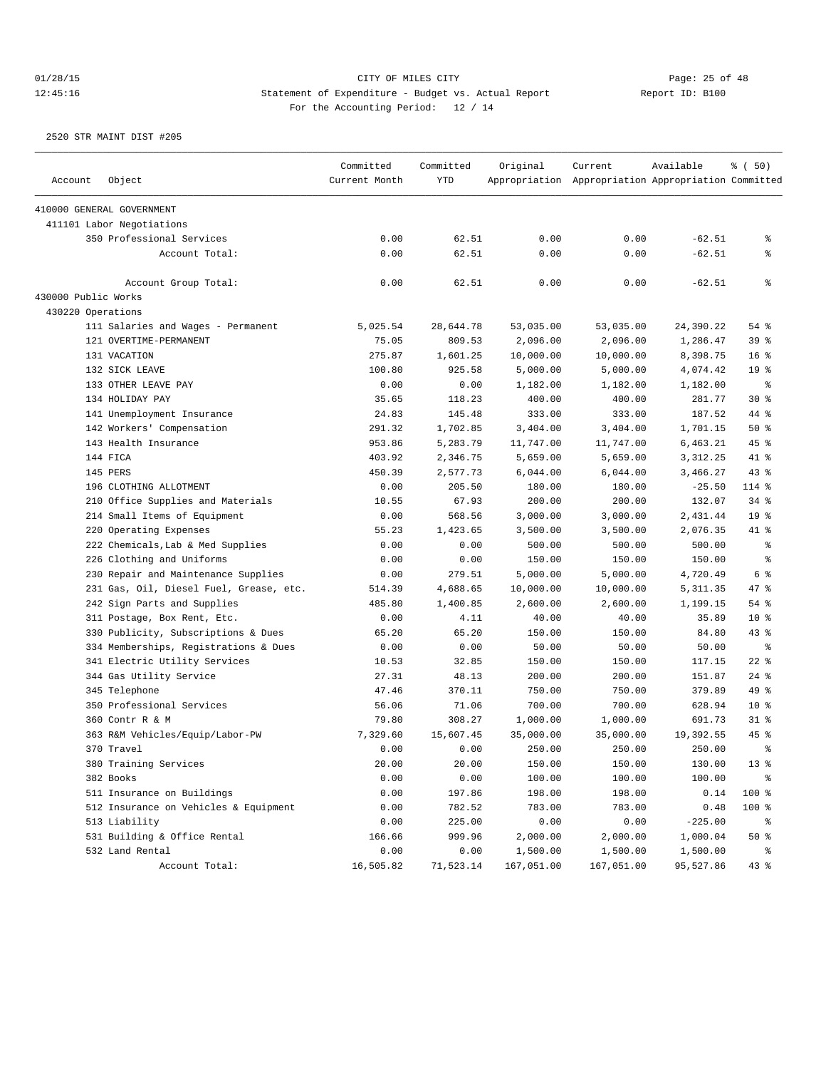CITY OF MILES CITY

Statement of Expenditure - Budget vs. Actual Report

Report ID: B100

For the Accounting Period: 12 / 14

01/28/15
12:45:16

2520 STR MAINT DIST #205

| Account | Object | Committed Current Month | Committed YTD | Original Appropriation | Current Appropriation | Available Appropriation | % ( 50) Committed |
|---|---|---|---|---|---|---|---|
| 410000 GENERAL GOVERNMENT | | | | | | | |
| 411101 Labor Negotiations | | | | | | | |
| | 350 Professional Services | 0.00 | 62.51 | 0.00 | 0.00 | -62.51 | % |
| | Account Total: | 0.00 | 62.51 | 0.00 | 0.00 | -62.51 | % |
| | Account Group Total: | 0.00 | 62.51 | 0.00 | 0.00 | -62.51 | % |
| 430000 Public Works | | | | | | | |
| 430220 Operations | | | | | | | |
| | 111 Salaries and Wages - Permanent | 5,025.54 | 28,644.78 | 53,035.00 | 53,035.00 | 24,390.22 | 54 % |
| | 121 OVERTIME-PERMANENT | 75.05 | 809.53 | 2,096.00 | 2,096.00 | 1,286.47 | 39 % |
| | 131 VACATION | 275.87 | 1,601.25 | 10,000.00 | 10,000.00 | 8,398.75 | 16 % |
| | 132 SICK LEAVE | 100.80 | 925.58 | 5,000.00 | 5,000.00 | 4,074.42 | 19 % |
| | 133 OTHER LEAVE PAY | 0.00 | 0.00 | 1,182.00 | 1,182.00 | 1,182.00 | % |
| | 134 HOLIDAY PAY | 35.65 | 118.23 | 400.00 | 400.00 | 281.77 | 30 % |
| | 141 Unemployment Insurance | 24.83 | 145.48 | 333.00 | 333.00 | 187.52 | 44 % |
| | 142 Workers' Compensation | 291.32 | 1,702.85 | 3,404.00 | 3,404.00 | 1,701.15 | 50 % |
| | 143 Health Insurance | 953.86 | 5,283.79 | 11,747.00 | 11,747.00 | 6,463.21 | 45 % |
| | 144 FICA | 403.92 | 2,346.75 | 5,659.00 | 5,659.00 | 3,312.25 | 41 % |
| | 145 PERS | 450.39 | 2,577.73 | 6,044.00 | 6,044.00 | 3,466.27 | 43 % |
| | 196 CLOTHING ALLOTMENT | 0.00 | 205.50 | 180.00 | 180.00 | -25.50 | 114 % |
| | 210 Office Supplies and Materials | 10.55 | 67.93 | 200.00 | 200.00 | 132.07 | 34 % |
| | 214 Small Items of Equipment | 0.00 | 568.56 | 3,000.00 | 3,000.00 | 2,431.44 | 19 % |
| | 220 Operating Expenses | 55.23 | 1,423.65 | 3,500.00 | 3,500.00 | 2,076.35 | 41 % |
| | 222 Chemicals,Lab & Med Supplies | 0.00 | 0.00 | 500.00 | 500.00 | 500.00 | % |
| | 226 Clothing and Uniforms | 0.00 | 0.00 | 150.00 | 150.00 | 150.00 | % |
| | 230 Repair and Maintenance Supplies | 0.00 | 279.51 | 5,000.00 | 5,000.00 | 4,720.49 | 6 % |
| | 231 Gas, Oil, Diesel Fuel, Grease, etc. | 514.39 | 4,688.65 | 10,000.00 | 10,000.00 | 5,311.35 | 47 % |
| | 242 Sign Parts and Supplies | 485.80 | 1,400.85 | 2,600.00 | 2,600.00 | 1,199.15 | 54 % |
| | 311 Postage, Box Rent, Etc. | 0.00 | 4.11 | 40.00 | 40.00 | 35.89 | 10 % |
| | 330 Publicity, Subscriptions & Dues | 65.20 | 65.20 | 150.00 | 150.00 | 84.80 | 43 % |
| | 334 Memberships, Registrations & Dues | 0.00 | 0.00 | 50.00 | 50.00 | 50.00 | % |
| | 341 Electric Utility Services | 10.53 | 32.85 | 150.00 | 150.00 | 117.15 | 22 % |
| | 344 Gas Utility Service | 27.31 | 48.13 | 200.00 | 200.00 | 151.87 | 24 % |
| | 345 Telephone | 47.46 | 370.11 | 750.00 | 750.00 | 379.89 | 49 % |
| | 350 Professional Services | 56.06 | 71.06 | 700.00 | 700.00 | 628.94 | 10 % |
| | 360 Contr R & M | 79.80 | 308.27 | 1,000.00 | 1,000.00 | 691.73 | 31 % |
| | 363 R&M Vehicles/Equip/Labor-PW | 7,329.60 | 15,607.45 | 35,000.00 | 35,000.00 | 19,392.55 | 45 % |
| | 370 Travel | 0.00 | 0.00 | 250.00 | 250.00 | 250.00 | % |
| | 380 Training Services | 20.00 | 20.00 | 150.00 | 150.00 | 130.00 | 13 % |
| | 382 Books | 0.00 | 0.00 | 100.00 | 100.00 | 100.00 | % |
| | 511 Insurance on Buildings | 0.00 | 197.86 | 198.00 | 198.00 | 0.14 | 100 % |
| | 512 Insurance on Vehicles & Equipment | 0.00 | 782.52 | 783.00 | 783.00 | 0.48 | 100 % |
| | 513 Liability | 0.00 | 225.00 | 0.00 | 0.00 | -225.00 | % |
| | 531 Building & Office Rental | 166.66 | 999.96 | 2,000.00 | 2,000.00 | 1,000.04 | 50 % |
| | 532 Land Rental | 0.00 | 0.00 | 1,500.00 | 1,500.00 | 1,500.00 | % |
| | Account Total: | 16,505.82 | 71,523.14 | 167,051.00 | 167,051.00 | 95,527.86 | 43 % |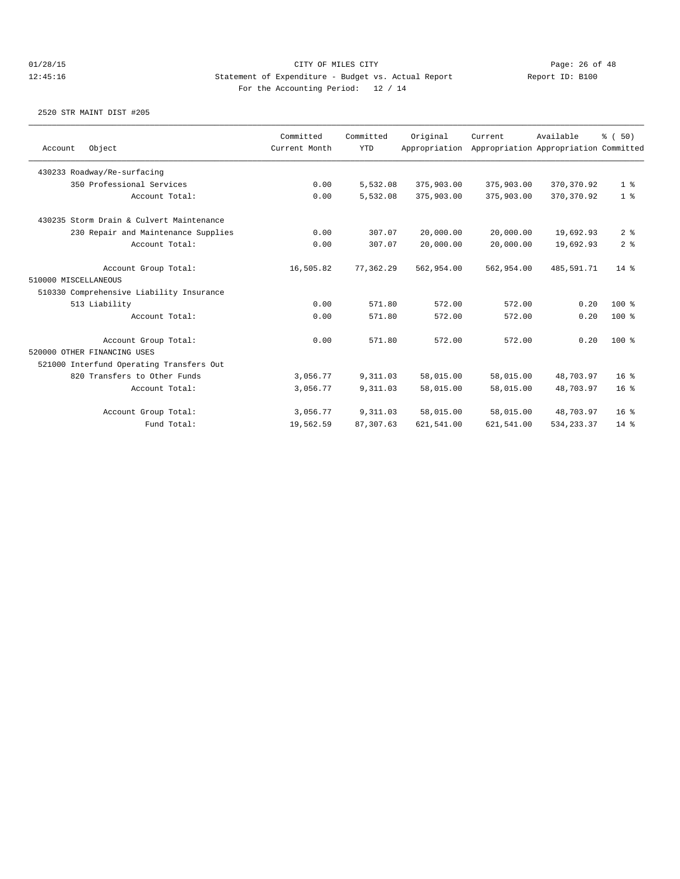CITY OF MILES CITY

Statement of Expenditure - Budget vs. Actual Report

Report ID: B100

For the Accounting Period: 12 / 14

2520 STR MAINT DIST #205

| Account Object | Committed Current Month | Committed YTD | Original Appropriation | Current Appropriation | Available Appropriation | % ( 50) Committed |
|---|---|---|---|---|---|---|
| 430233 Roadway/Re-surfacing | | | | | | |
| 350 Professional Services | 0.00 | 5,532.08 | 375,903.00 | 375,903.00 | 370,370.92 | 1 % |
| Account Total: | 0.00 | 5,532.08 | 375,903.00 | 375,903.00 | 370,370.92 | 1 % |
| 430235 Storm Drain & Culvert Maintenance | | | | | | |
| 230 Repair and Maintenance Supplies | 0.00 | 307.07 | 20,000.00 | 20,000.00 | 19,692.93 | 2 % |
| Account Total: | 0.00 | 307.07 | 20,000.00 | 20,000.00 | 19,692.93 | 2 % |
| Account Group Total: | 16,505.82 | 77,362.29 | 562,954.00 | 562,954.00 | 485,591.71 | 14 % |
| 510000 MISCELLANEOUS | | | | | | |
| 510330 Comprehensive Liability Insurance | | | | | | |
| 513 Liability | 0.00 | 571.80 | 572.00 | 572.00 | 0.20 | 100 % |
| Account Total: | 0.00 | 571.80 | 572.00 | 572.00 | 0.20 | 100 % |
| Account Group Total: | 0.00 | 571.80 | 572.00 | 572.00 | 0.20 | 100 % |
| 520000 OTHER FINANCING USES | | | | | | |
| 521000 Interfund Operating Transfers Out | | | | | | |
| 820 Transfers to Other Funds | 3,056.77 | 9,311.03 | 58,015.00 | 58,015.00 | 48,703.97 | 16 % |
| Account Total: | 3,056.77 | 9,311.03 | 58,015.00 | 58,015.00 | 48,703.97 | 16 % |
| Account Group Total: | 3,056.77 | 9,311.03 | 58,015.00 | 58,015.00 | 48,703.97 | 16 % |
| Fund Total: | 19,562.59 | 87,307.63 | 621,541.00 | 621,541.00 | 534,233.37 | 14 % |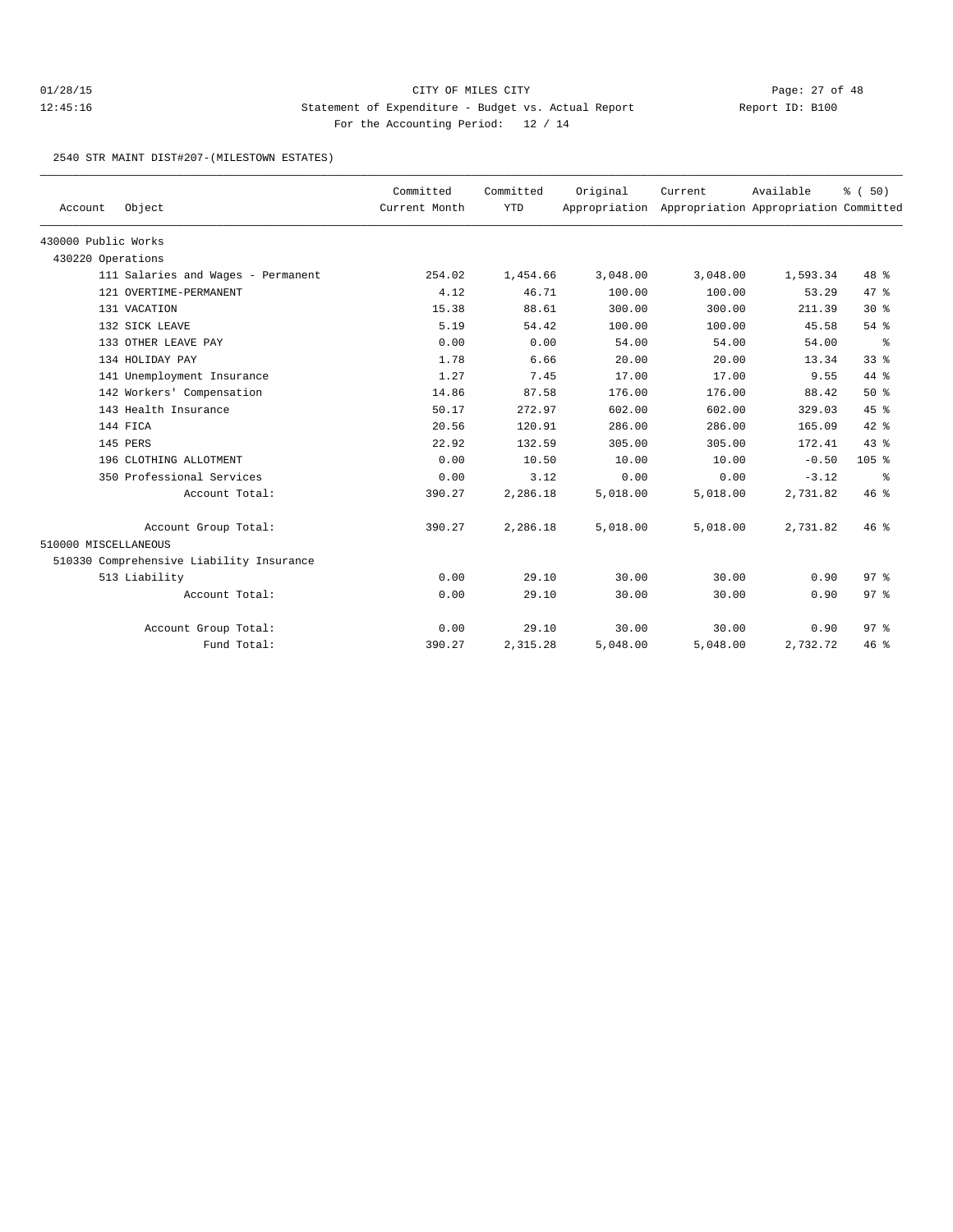CITY OF MILES CITY

Statement of Expenditure - Budget vs. Actual Report

Report ID: B100

For the Accounting Period: 12 / 14

2540 STR MAINT DIST#207-(MILESTOWN ESTATES)

| Account | Object | Committed Current Month | Committed YTD | Original Appropriation | Current Appropriation | Available Appropriation | % ( 50) Committed |
|---|---|---|---|---|---|---|---|
| 430000 Public Works | | | | | | | |
| 430220 Operations | | | | | | | |
| | 111 Salaries and Wages - Permanent | 254.02 | 1,454.66 | 3,048.00 | 3,048.00 | 1,593.34 | 48 % |
| | 121 OVERTIME-PERMANENT | 4.12 | 46.71 | 100.00 | 100.00 | 53.29 | 47 % |
| | 131 VACATION | 15.38 | 88.61 | 300.00 | 300.00 | 211.39 | 30 % |
| | 132 SICK LEAVE | 5.19 | 54.42 | 100.00 | 100.00 | 45.58 | 54 % |
| | 133 OTHER LEAVE PAY | 0.00 | 0.00 | 54.00 | 54.00 | 54.00 | % |
| | 134 HOLIDAY PAY | 1.78 | 6.66 | 20.00 | 20.00 | 13.34 | 33 % |
| | 141 Unemployment Insurance | 1.27 | 7.45 | 17.00 | 17.00 | 9.55 | 44 % |
| | 142 Workers' Compensation | 14.86 | 87.58 | 176.00 | 176.00 | 88.42 | 50 % |
| | 143 Health Insurance | 50.17 | 272.97 | 602.00 | 602.00 | 329.03 | 45 % |
| | 144 FICA | 20.56 | 120.91 | 286.00 | 286.00 | 165.09 | 42 % |
| | 145 PERS | 22.92 | 132.59 | 305.00 | 305.00 | 172.41 | 43 % |
| | 196 CLOTHING ALLOTMENT | 0.00 | 10.50 | 10.00 | 10.00 | -0.50 | 105 % |
| | 350 Professional Services | 0.00 | 3.12 | 0.00 | 0.00 | -3.12 | % |
| | Account Total: | 390.27 | 2,286.18 | 5,018.00 | 5,018.00 | 2,731.82 | 46 % |
| | Account Group Total: | 390.27 | 2,286.18 | 5,018.00 | 5,018.00 | 2,731.82 | 46 % |
| 510000 MISCELLANEOUS | | | | | | | |
| 510330 Comprehensive Liability Insurance | | | | | | | |
| | 513 Liability | 0.00 | 29.10 | 30.00 | 30.00 | 0.90 | 97 % |
| | Account Total: | 0.00 | 29.10 | 30.00 | 30.00 | 0.90 | 97 % |
| | Account Group Total: | 0.00 | 29.10 | 30.00 | 30.00 | 0.90 | 97 % |
| | Fund Total: | 390.27 | 2,315.28 | 5,048.00 | 5,048.00 | 2,732.72 | 46 % |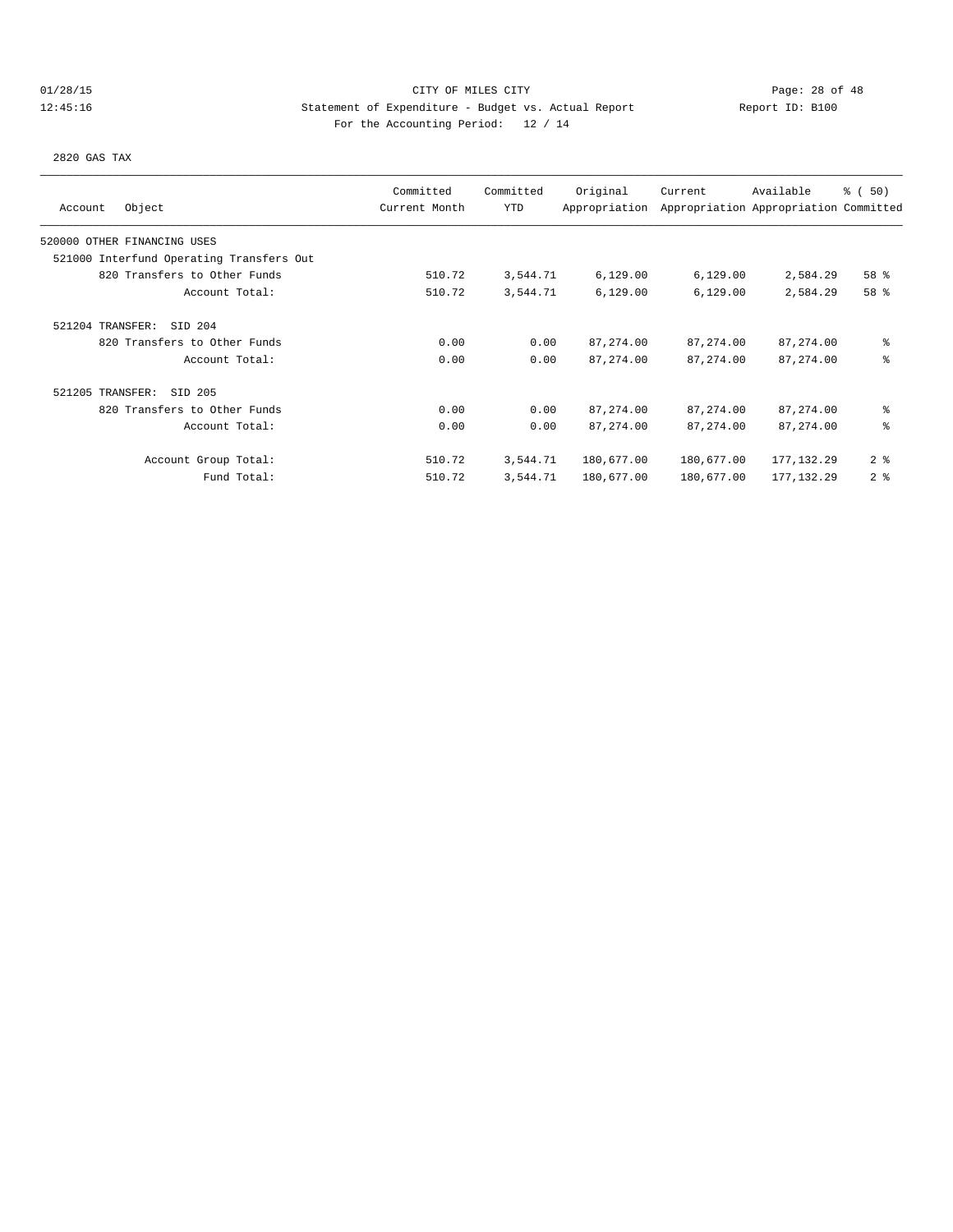CITY OF MILES CITY

Statement of Expenditure - Budget vs. Actual Report

Report ID: B100

For the Accounting Period: 12 / 14

01/28/15 12:45:16

2820 GAS TAX

| Account Object | Committed Current Month | Committed YTD | Original Appropriation | Current Appropriation | Available Appropriation | % ( 50) Committed |
|---|---|---|---|---|---|---|
| 520000 OTHER FINANCING USES | | | | | | |
| 521000 Interfund Operating Transfers Out | | | | | | |
| 820 Transfers to Other Funds | 510.72 | 3,544.71 | 6,129.00 | 6,129.00 | 2,584.29 | 58 % |
| Account Total: | 510.72 | 3,544.71 | 6,129.00 | 6,129.00 | 2,584.29 | 58 % |
| 521204 TRANSFER: SID 204 | | | | | | |
| 820 Transfers to Other Funds | 0.00 | 0.00 | 87,274.00 | 87,274.00 | 87,274.00 | % |
| Account Total: | 0.00 | 0.00 | 87,274.00 | 87,274.00 | 87,274.00 | % |
| 521205 TRANSFER: SID 205 | | | | | | |
| 820 Transfers to Other Funds | 0.00 | 0.00 | 87,274.00 | 87,274.00 | 87,274.00 | % |
| Account Total: | 0.00 | 0.00 | 87,274.00 | 87,274.00 | 87,274.00 | % |
| Account Group Total: | 510.72 | 3,544.71 | 180,677.00 | 180,677.00 | 177,132.29 | 2 % |
| Fund Total: | 510.72 | 3,544.71 | 180,677.00 | 180,677.00 | 177,132.29 | 2 % |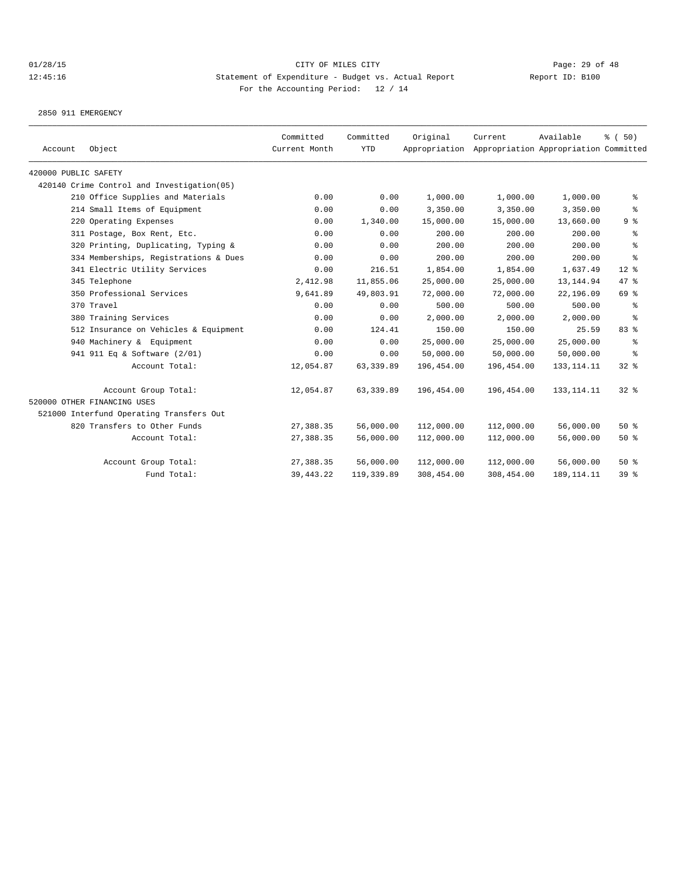CITY OF MILES CITY

Statement of Expenditure - Budget vs. Actual Report

Report ID: B100

For the Accounting Period: 12 / 14

01/28/15
12:45:16

2850 911 EMERGENCY

| Account | Object | Committed Current Month | Committed YTD | Original Appropriation | Current Appropriation | Available Appropriation | % ( 50) Committed |
|---|---|---|---|---|---|---|---|
| 420000 PUBLIC SAFETY | | | | | | | |
| 420140 Crime Control and Investigation(05) | | | | | | | |
| | 210 Office Supplies and Materials | 0.00 | 0.00 | 1,000.00 | 1,000.00 | 1,000.00 | % |
| | 214 Small Items of Equipment | 0.00 | 0.00 | 3,350.00 | 3,350.00 | 3,350.00 | % |
| | 220 Operating Expenses | 0.00 | 1,340.00 | 15,000.00 | 15,000.00 | 13,660.00 | 9 % |
| | 311 Postage, Box Rent, Etc. | 0.00 | 0.00 | 200.00 | 200.00 | 200.00 | % |
| | 320 Printing, Duplicating, Typing & | 0.00 | 0.00 | 200.00 | 200.00 | 200.00 | % |
| | 334 Memberships, Registrations & Dues | 0.00 | 0.00 | 200.00 | 200.00 | 200.00 | % |
| | 341 Electric Utility Services | 0.00 | 216.51 | 1,854.00 | 1,854.00 | 1,637.49 | 12 % |
| | 345 Telephone | 2,412.98 | 11,855.06 | 25,000.00 | 25,000.00 | 13,144.94 | 47 % |
| | 350 Professional Services | 9,641.89 | 49,803.91 | 72,000.00 | 72,000.00 | 22,196.09 | 69 % |
| | 370 Travel | 0.00 | 0.00 | 500.00 | 500.00 | 500.00 | % |
| | 380 Training Services | 0.00 | 0.00 | 2,000.00 | 2,000.00 | 2,000.00 | % |
| | 512 Insurance on Vehicles & Equipment | 0.00 | 124.41 | 150.00 | 150.00 | 25.59 | 83 % |
| | 940 Machinery & Equipment | 0.00 | 0.00 | 25,000.00 | 25,000.00 | 25,000.00 | % |
| | 941 911 Eq & Software (2/01) | 0.00 | 0.00 | 50,000.00 | 50,000.00 | 50,000.00 | % |
| | Account Total: | 12,054.87 | 63,339.89 | 196,454.00 | 196,454.00 | 133,114.11 | 32 % |
| | Account Group Total: | 12,054.87 | 63,339.89 | 196,454.00 | 196,454.00 | 133,114.11 | 32 % |
| 520000 OTHER FINANCING USES | | | | | | | |
| 521000 Interfund Operating Transfers Out | | | | | | | |
| | 820 Transfers to Other Funds | 27,388.35 | 56,000.00 | 112,000.00 | 112,000.00 | 56,000.00 | 50 % |
| | Account Total: | 27,388.35 | 56,000.00 | 112,000.00 | 112,000.00 | 56,000.00 | 50 % |
| | Account Group Total: | 27,388.35 | 56,000.00 | 112,000.00 | 112,000.00 | 56,000.00 | 50 % |
| | Fund Total: | 39,443.22 | 119,339.89 | 308,454.00 | 308,454.00 | 189,114.11 | 39 % |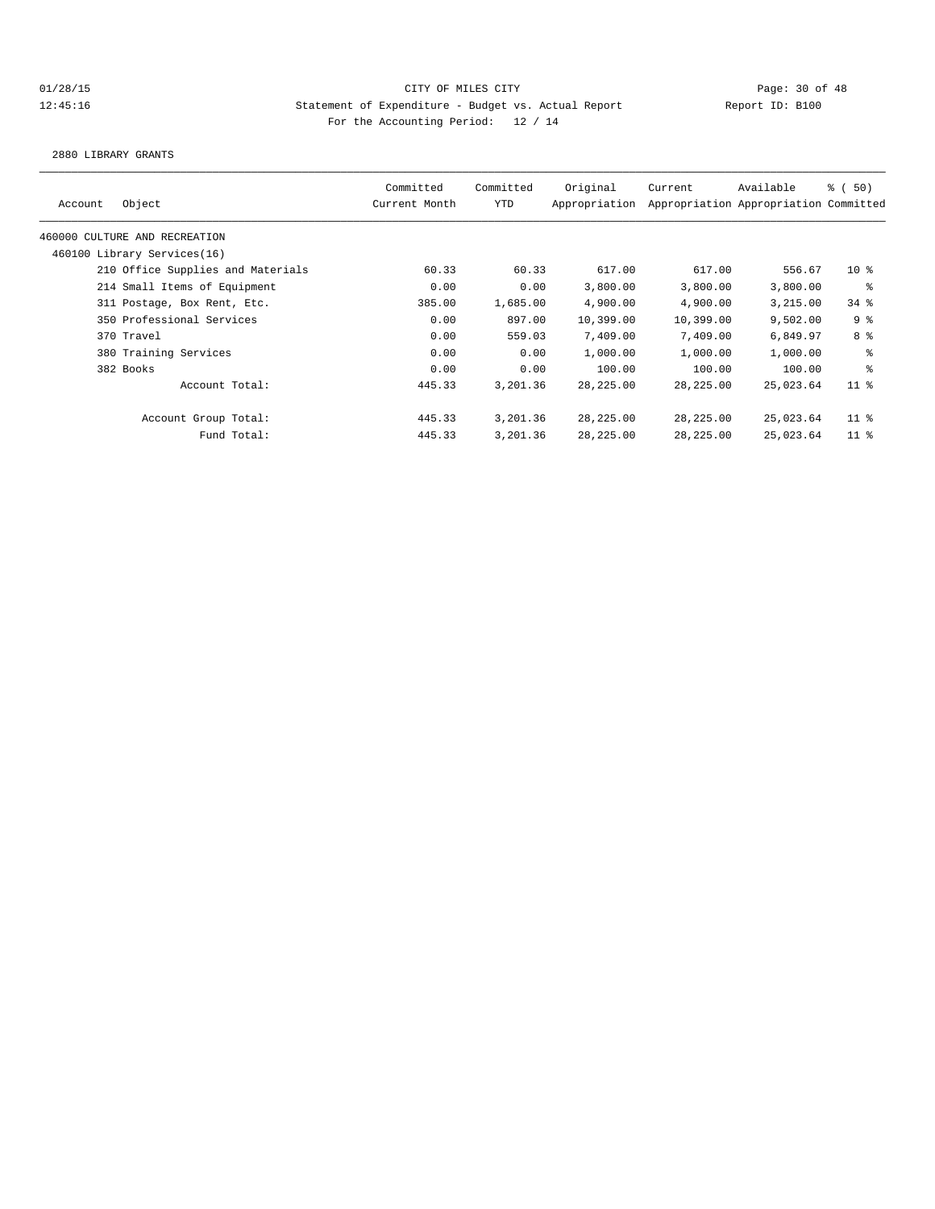CITY OF MILES CITY

Statement of Expenditure - Budget vs. Actual Report

Report ID: B100

For the Accounting Period: 12 / 14

01/28/15 12:45:16

2880 LIBRARY GRANTS

| Account | Object | Committed Current Month | Committed YTD | Original Appropriation | Current Appropriation | Available Appropriation | % ( 50) Committed |
|---|---|---|---|---|---|---|---|
| 460000 CULTURE AND RECREATION | | | | | | | |
| 460100 Library Services(16) | | | | | | | |
| | 210 Office Supplies and Materials | 60.33 | 60.33 | 617.00 | 617.00 | 556.67 | 10 % |
| | 214 Small Items of Equipment | 0.00 | 0.00 | 3,800.00 | 3,800.00 | 3,800.00 | % |
| | 311 Postage, Box Rent, Etc. | 385.00 | 1,685.00 | 4,900.00 | 4,900.00 | 3,215.00 | 34 % |
| | 350 Professional Services | 0.00 | 897.00 | 10,399.00 | 10,399.00 | 9,502.00 | 9 % |
| | 370 Travel | 0.00 | 559.03 | 7,409.00 | 7,409.00 | 6,849.97 | 8 % |
| | 380 Training Services | 0.00 | 0.00 | 1,000.00 | 1,000.00 | 1,000.00 | % |
| | 382 Books | 0.00 | 0.00 | 100.00 | 100.00 | 100.00 | % |
| | Account Total: | 445.33 | 3,201.36 | 28,225.00 | 28,225.00 | 25,023.64 | 11 % |
| | Account Group Total: | 445.33 | 3,201.36 | 28,225.00 | 28,225.00 | 25,023.64 | 11 % |
| | Fund Total: | 445.33 | 3,201.36 | 28,225.00 | 28,225.00 | 25,023.64 | 11 % |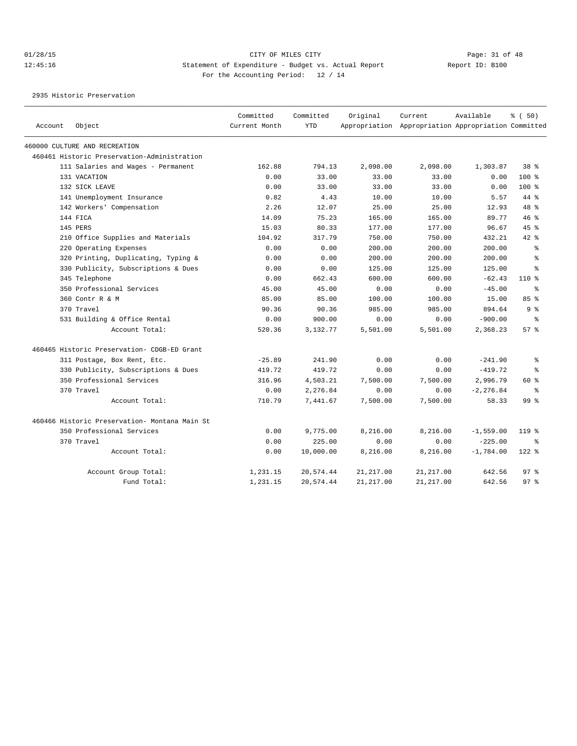CITY OF MILES CITY

Statement of Expenditure - Budget vs. Actual Report

Report ID: B100

For the Accounting Period: 12 / 14

01/28/15
12:45:16

2935 Historic Preservation

| Account | Object | Committed Current Month | Committed YTD | Original Appropriation | Current Appropriation | Available Appropriation | % ( 50) Committed |
|---|---|---|---|---|---|---|---|
| 460000 CULTURE AND RECREATION | | | | | | | |
| 460461 Historic Preservation-Administration | | | | | | | |
| | 111 Salaries and Wages - Permanent | 162.88 | 794.13 | 2,098.00 | 2,098.00 | 1,303.87 | 38 % |
| | 131 VACATION | 0.00 | 33.00 | 33.00 | 33.00 | 0.00 | 100 % |
| | 132 SICK LEAVE | 0.00 | 33.00 | 33.00 | 33.00 | 0.00 | 100 % |
| | 141 Unemployment Insurance | 0.82 | 4.43 | 10.00 | 10.00 | 5.57 | 44 % |
| | 142 Workers' Compensation | 2.26 | 12.07 | 25.00 | 25.00 | 12.93 | 48 % |
| | 144 FICA | 14.09 | 75.23 | 165.00 | 165.00 | 89.77 | 46 % |
| | 145 PERS | 15.03 | 80.33 | 177.00 | 177.00 | 96.67 | 45 % |
| | 210 Office Supplies and Materials | 104.92 | 317.79 | 750.00 | 750.00 | 432.21 | 42 % |
| | 220 Operating Expenses | 0.00 | 0.00 | 200.00 | 200.00 | 200.00 | % |
| | 320 Printing, Duplicating, Typing & | 0.00 | 0.00 | 200.00 | 200.00 | 200.00 | % |
| | 330 Publicity, Subscriptions & Dues | 0.00 | 0.00 | 125.00 | 125.00 | 125.00 | % |
| | 345 Telephone | 0.00 | 662.43 | 600.00 | 600.00 | -62.43 | 110 % |
| | 350 Professional Services | 45.00 | 45.00 | 0.00 | 0.00 | -45.00 | % |
| | 360 Contr R & M | 85.00 | 85.00 | 100.00 | 100.00 | 15.00 | 85 % |
| | 370 Travel | 90.36 | 90.36 | 985.00 | 985.00 | 894.64 | 9 % |
| | 531 Building & Office Rental | 0.00 | 900.00 | 0.00 | 0.00 | -900.00 | % |
| | Account Total: | 520.36 | 3,132.77 | 5,501.00 | 5,501.00 | 2,368.23 | 57 % |
| 460465 Historic Preservation- CDGB-ED Grant | | | | | | | |
| | 311 Postage, Box Rent, Etc. | -25.89 | 241.90 | 0.00 | 0.00 | -241.90 | % |
| | 330 Publicity, Subscriptions & Dues | 419.72 | 419.72 | 0.00 | 0.00 | -419.72 | % |
| | 350 Professional Services | 316.96 | 4,503.21 | 7,500.00 | 7,500.00 | 2,996.79 | 60 % |
| | 370 Travel | 0.00 | 2,276.84 | 0.00 | 0.00 | -2,276.84 | % |
| | Account Total: | 710.79 | 7,441.67 | 7,500.00 | 7,500.00 | 58.33 | 99 % |
| 460466 Historic Preservation- Montana Main St | | | | | | | |
| | 350 Professional Services | 0.00 | 9,775.00 | 8,216.00 | 8,216.00 | -1,559.00 | 119 % |
| | 370 Travel | 0.00 | 225.00 | 0.00 | 0.00 | -225.00 | % |
| | Account Total: | 0.00 | 10,000.00 | 8,216.00 | 8,216.00 | -1,784.00 | 122 % |
| | Account Group Total: | 1,231.15 | 20,574.44 | 21,217.00 | 21,217.00 | 642.56 | 97 % |
| | Fund Total: | 1,231.15 | 20,574.44 | 21,217.00 | 21,217.00 | 642.56 | 97 % |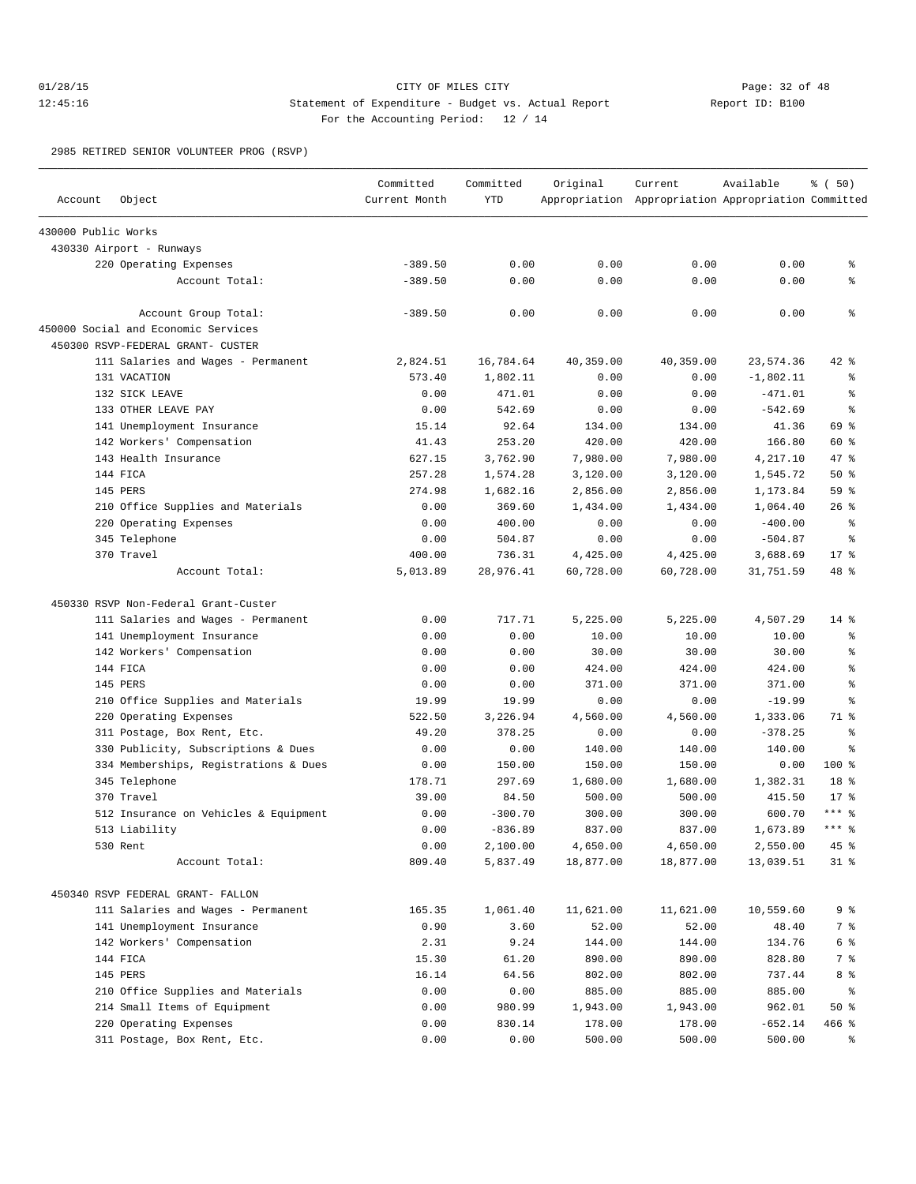CITY OF MILES CITY
Statement of Expenditure - Budget vs. Actual Report
For the Accounting Period: 12 / 14

01/28/15 12:45:16 Report ID: B100

2985 RETIRED SENIOR VOLUNTEER PROG (RSVP)

| Account | Object | Committed Current Month | Committed YTD | Original Appropriation | Current Appropriation | Available Appropriation | % ( 50) Committed |
|---|---|---|---|---|---|---|---|
| 430000 Public Works | | | | | | | |
| 430330 Airport - Runways | | | | | | | |
| | 220 Operating Expenses | -389.50 | 0.00 | 0.00 | 0.00 | 0.00 | % |
| | Account Total: | -389.50 | 0.00 | 0.00 | 0.00 | 0.00 | % |
| | Account Group Total: | -389.50 | 0.00 | 0.00 | 0.00 | 0.00 | % |
| 450000 Social and Economic Services | | | | | | | |
| 450300 RSVP-FEDERAL GRANT- CUSTER | | | | | | | |
| | 111 Salaries and Wages - Permanent | 2,824.51 | 16,784.64 | 40,359.00 | 40,359.00 | 23,574.36 | 42 % |
| | 131 VACATION | 573.40 | 1,802.11 | 0.00 | 0.00 | -1,802.11 | % |
| | 132 SICK LEAVE | 0.00 | 471.01 | 0.00 | 0.00 | -471.01 | % |
| | 133 OTHER LEAVE PAY | 0.00 | 542.69 | 0.00 | 0.00 | -542.69 | % |
| | 141 Unemployment Insurance | 15.14 | 92.64 | 134.00 | 134.00 | 41.36 | 69 % |
| | 142 Workers' Compensation | 41.43 | 253.20 | 420.00 | 420.00 | 166.80 | 60 % |
| | 143 Health Insurance | 627.15 | 3,762.90 | 7,980.00 | 7,980.00 | 4,217.10 | 47 % |
| | 144 FICA | 257.28 | 1,574.28 | 3,120.00 | 3,120.00 | 1,545.72 | 50 % |
| | 145 PERS | 274.98 | 1,682.16 | 2,856.00 | 2,856.00 | 1,173.84 | 59 % |
| | 210 Office Supplies and Materials | 0.00 | 369.60 | 1,434.00 | 1,434.00 | 1,064.40 | 26 % |
| | 220 Operating Expenses | 0.00 | 400.00 | 0.00 | 0.00 | -400.00 | % |
| | 345 Telephone | 0.00 | 504.87 | 0.00 | 0.00 | -504.87 | % |
| | 370 Travel | 400.00 | 736.31 | 4,425.00 | 4,425.00 | 3,688.69 | 17 % |
| | Account Total: | 5,013.89 | 28,976.41 | 60,728.00 | 60,728.00 | 31,751.59 | 48 % |
| 450330 RSVP Non-Federal Grant-Custer | | | | | | | |
| | 111 Salaries and Wages - Permanent | 0.00 | 717.71 | 5,225.00 | 5,225.00 | 4,507.29 | 14 % |
| | 141 Unemployment Insurance | 0.00 | 0.00 | 10.00 | 10.00 | 10.00 | % |
| | 142 Workers' Compensation | 0.00 | 0.00 | 30.00 | 30.00 | 30.00 | % |
| | 144 FICA | 0.00 | 0.00 | 424.00 | 424.00 | 424.00 | % |
| | 145 PERS | 0.00 | 0.00 | 371.00 | 371.00 | 371.00 | % |
| | 210 Office Supplies and Materials | 19.99 | 19.99 | 0.00 | 0.00 | -19.99 | % |
| | 220 Operating Expenses | 522.50 | 3,226.94 | 4,560.00 | 4,560.00 | 1,333.06 | 71 % |
| | 311 Postage, Box Rent, Etc. | 49.20 | 378.25 | 0.00 | 0.00 | -378.25 | % |
| | 330 Publicity, Subscriptions & Dues | 0.00 | 0.00 | 140.00 | 140.00 | 140.00 | % |
| | 334 Memberships, Registrations & Dues | 0.00 | 150.00 | 150.00 | 150.00 | 0.00 | 100 % |
| | 345 Telephone | 178.71 | 297.69 | 1,680.00 | 1,680.00 | 1,382.31 | 18 % |
| | 370 Travel | 39.00 | 84.50 | 500.00 | 500.00 | 415.50 | 17 % |
| | 512 Insurance on Vehicles & Equipment | 0.00 | -300.70 | 300.00 | 300.00 | 600.70 | *** % |
| | 513 Liability | 0.00 | -836.89 | 837.00 | 837.00 | 1,673.89 | *** % |
| | 530 Rent | 0.00 | 2,100.00 | 4,650.00 | 4,650.00 | 2,550.00 | 45 % |
| | Account Total: | 809.40 | 5,837.49 | 18,877.00 | 18,877.00 | 13,039.51 | 31 % |
| 450340 RSVP FEDERAL GRANT- FALLON | | | | | | | |
| | 111 Salaries and Wages - Permanent | 165.35 | 1,061.40 | 11,621.00 | 11,621.00 | 10,559.60 | 9 % |
| | 141 Unemployment Insurance | 0.90 | 3.60 | 52.00 | 52.00 | 48.40 | 7 % |
| | 142 Workers' Compensation | 2.31 | 9.24 | 144.00 | 144.00 | 134.76 | 6 % |
| | 144 FICA | 15.30 | 61.20 | 890.00 | 890.00 | 828.80 | 7 % |
| | 145 PERS | 16.14 | 64.56 | 802.00 | 802.00 | 737.44 | 8 % |
| | 210 Office Supplies and Materials | 0.00 | 0.00 | 885.00 | 885.00 | 885.00 | % |
| | 214 Small Items of Equipment | 0.00 | 980.99 | 1,943.00 | 1,943.00 | 962.01 | 50 % |
| | 220 Operating Expenses | 0.00 | 830.14 | 178.00 | 178.00 | -652.14 | 466 % |
| | 311 Postage, Box Rent, Etc. | 0.00 | 0.00 | 500.00 | 500.00 | 500.00 | % |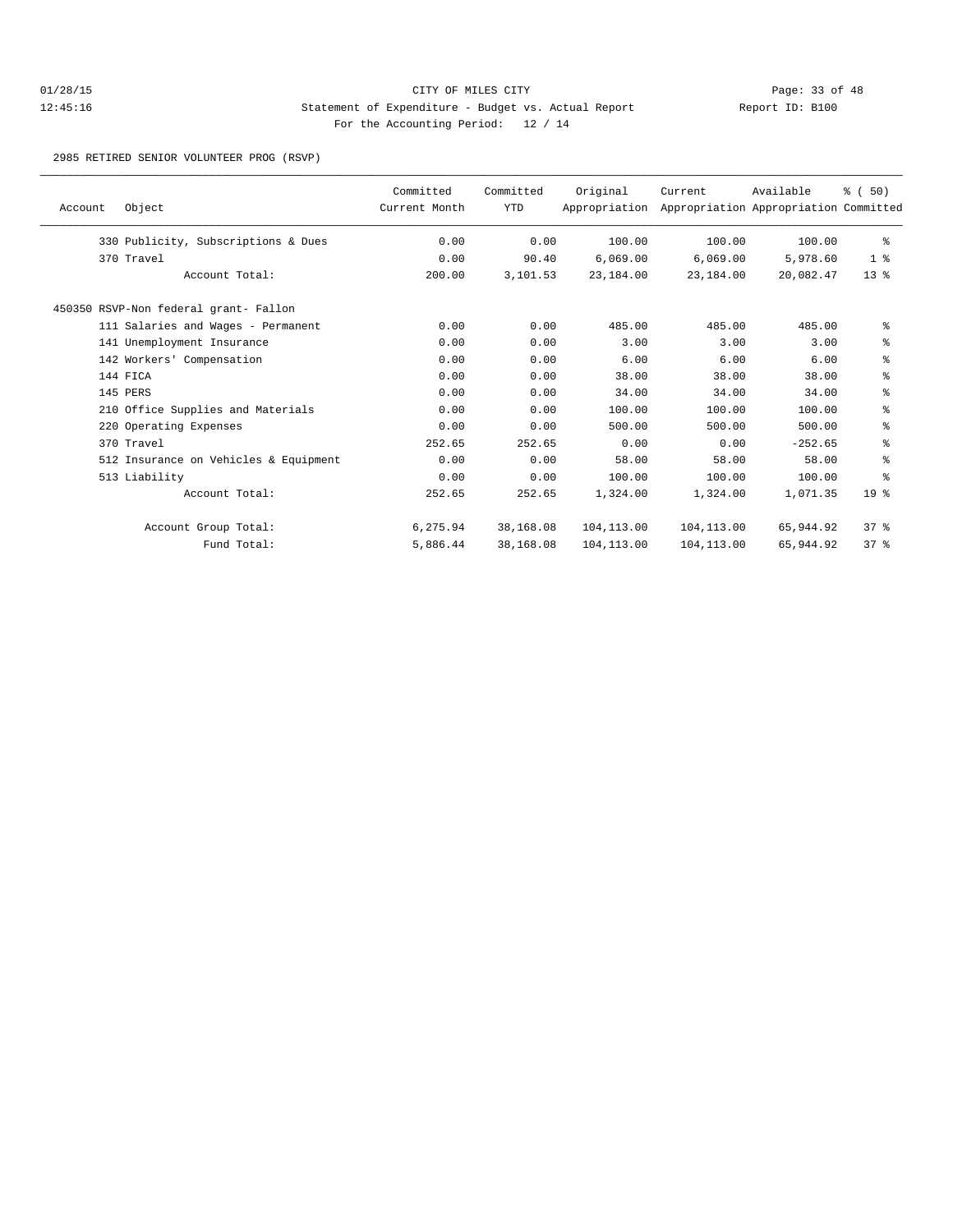CITY OF MILES CITY

Statement of Expenditure - Budget vs. Actual Report

Report ID: B100

For the Accounting Period: 12 / 14

2985 RETIRED SENIOR VOLUNTEER PROG (RSVP)

| Account | Object | Committed Current Month | Committed YTD | Original Appropriation | Current Appropriation | Available Appropriation | % ( 50) Committed |
|---|---|---|---|---|---|---|---|
| | 330 Publicity, Subscriptions & Dues | 0.00 | 0.00 | 100.00 | 100.00 | 100.00 | % |
| | 370 Travel | 0.00 | 90.40 | 6,069.00 | 6,069.00 | 5,978.60 | 1 % |
| | Account Total: | 200.00 | 3,101.53 | 23,184.00 | 23,184.00 | 20,082.47 | 13 % |
| 450350 RSVP-Non federal grant- Fallon | | | | | | | |
| | 111 Salaries and Wages - Permanent | 0.00 | 0.00 | 485.00 | 485.00 | 485.00 | % |
| | 141 Unemployment Insurance | 0.00 | 0.00 | 3.00 | 3.00 | 3.00 | % |
| | 142 Workers' Compensation | 0.00 | 0.00 | 6.00 | 6.00 | 6.00 | % |
| | 144 FICA | 0.00 | 0.00 | 38.00 | 38.00 | 38.00 | % |
| | 145 PERS | 0.00 | 0.00 | 34.00 | 34.00 | 34.00 | % |
| | 210 Office Supplies and Materials | 0.00 | 0.00 | 100.00 | 100.00 | 100.00 | % |
| | 220 Operating Expenses | 0.00 | 0.00 | 500.00 | 500.00 | 500.00 | % |
| | 370 Travel | 252.65 | 252.65 | 0.00 | 0.00 | -252.65 | % |
| | 512 Insurance on Vehicles & Equipment | 0.00 | 0.00 | 58.00 | 58.00 | 58.00 | % |
| | 513 Liability | 0.00 | 0.00 | 100.00 | 100.00 | 100.00 | % |
| | Account Total: | 252.65 | 252.65 | 1,324.00 | 1,324.00 | 1,071.35 | 19 % |
| | Account Group Total: | 6,275.94 | 38,168.08 | 104,113.00 | 104,113.00 | 65,944.92 | 37 % |
| | Fund Total: | 5,886.44 | 38,168.08 | 104,113.00 | 104,113.00 | 65,944.92 | 37 % |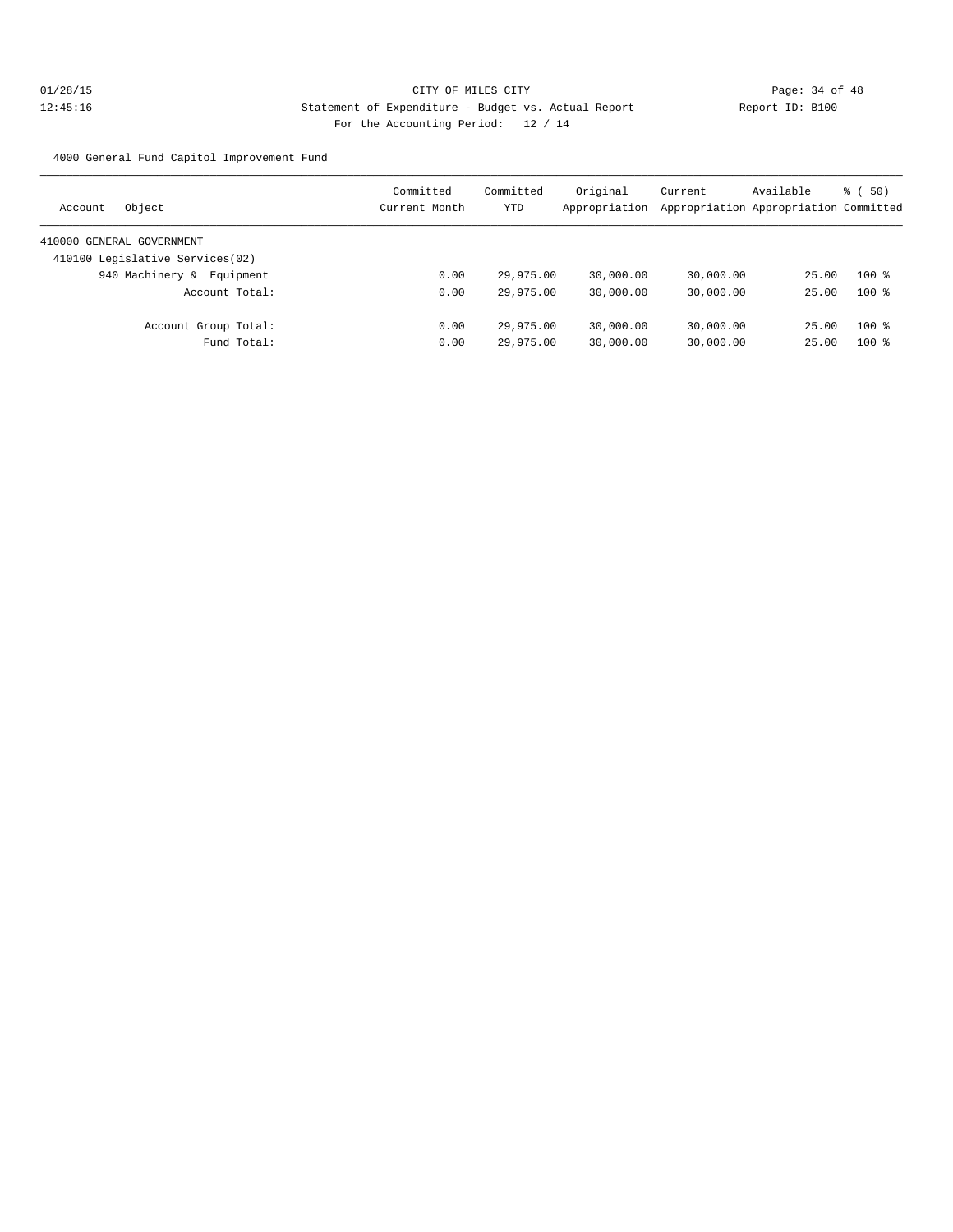CITY OF MILES CITY

Statement of Expenditure - Budget vs. Actual Report

For the Accounting Period: 12 / 14

4000 General Fund Capitol Improvement Fund

| Account Object | Committed Current Month | Committed YTD | Original Appropriation | Current Appropriation | Available Appropriation | % ( 50) Committed |
|---|---|---|---|---|---|---|
| 410000 GENERAL GOVERNMENT | | | | | | |
| 410100 Legislative Services(02) | | | | | | |
| 940 Machinery & Equipment | 0.00 | 29,975.00 | 30,000.00 | 30,000.00 | 25.00 | 100 % |
| Account Total: | 0.00 | 29,975.00 | 30,000.00 | 30,000.00 | 25.00 | 100 % |
| Account Group Total: | 0.00 | 29,975.00 | 30,000.00 | 30,000.00 | 25.00 | 100 % |
| Fund Total: | 0.00 | 29,975.00 | 30,000.00 | 30,000.00 | 25.00 | 100 % |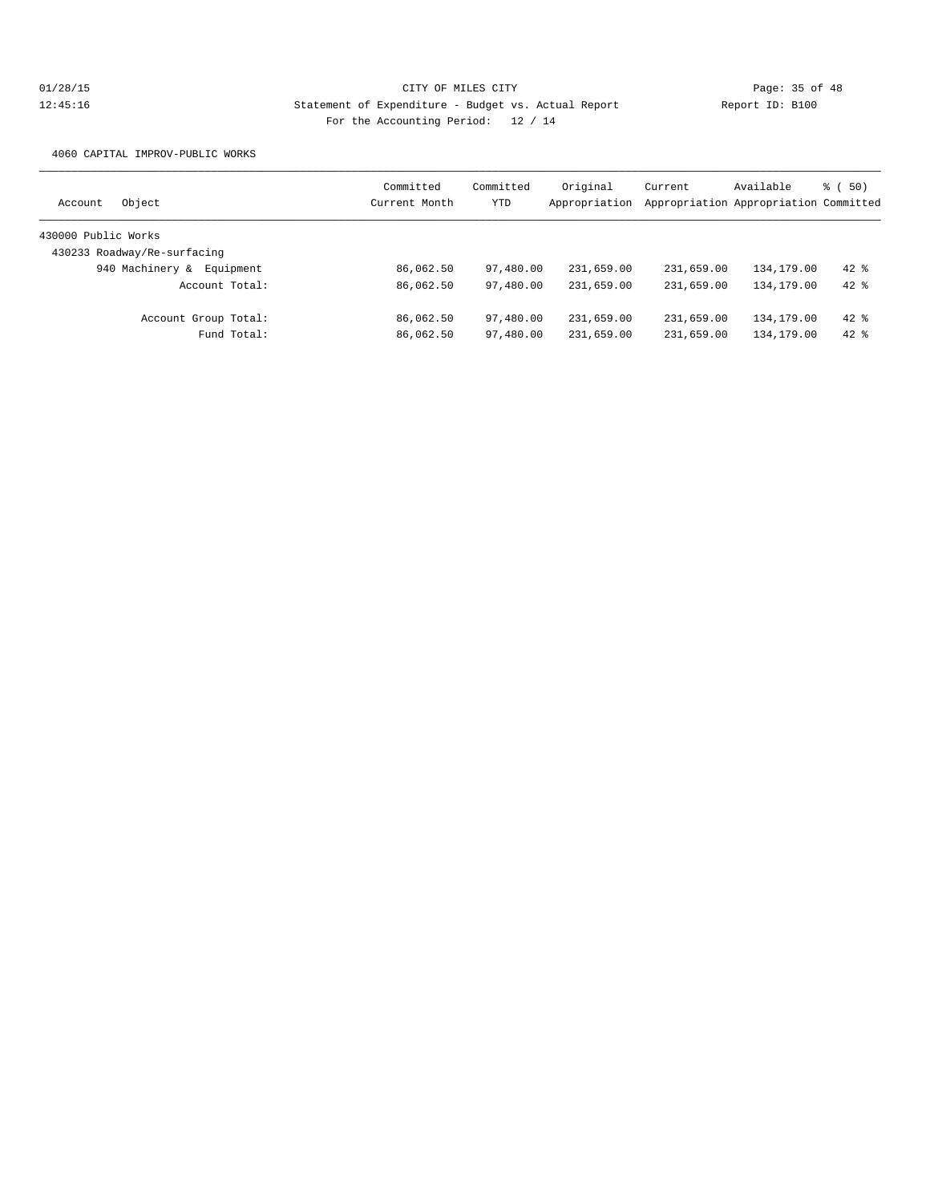CITY OF MILES CITY

Statement of Expenditure - Budget vs. Actual Report

Report ID: B100

01/28/15
12:45:16

For the Accounting Period: 12 / 14

4060 CAPITAL IMPROV-PUBLIC WORKS

| Account Object | Committed Current Month | Committed YTD | Original Appropriation | Current Appropriation | Available Appropriation | % ( 50) Committed |
|---|---|---|---|---|---|---|
| 430000 Public Works | | | | | | |
| 430233 Roadway/Re-surfacing | | | | | | |
| 940 Machinery & Equipment | 86,062.50 | 97,480.00 | 231,659.00 | 231,659.00 | 134,179.00 | 42 % |
| Account Total: | 86,062.50 | 97,480.00 | 231,659.00 | 231,659.00 | 134,179.00 | 42 % |
| Account Group Total: | 86,062.50 | 97,480.00 | 231,659.00 | 231,659.00 | 134,179.00 | 42 % |
| Fund Total: | 86,062.50 | 97,480.00 | 231,659.00 | 231,659.00 | 134,179.00 | 42 % |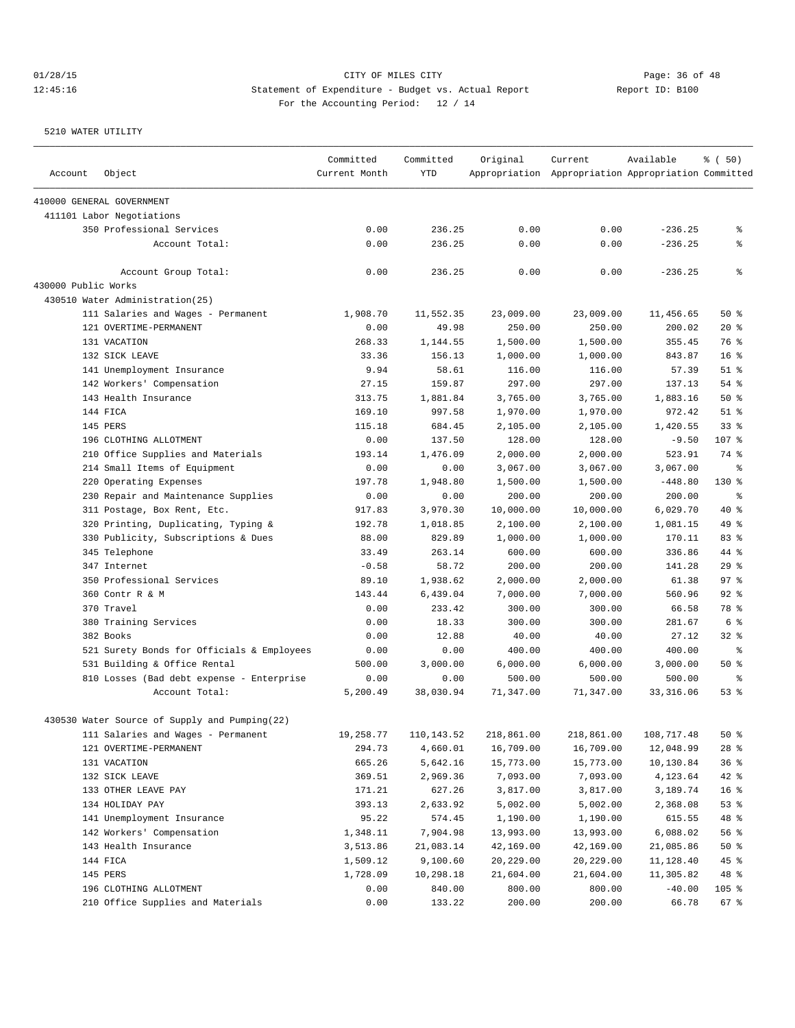CITY OF MILES CITY

Statement of Expenditure - Budget vs. Actual Report

Report ID: B100

For the Accounting Period: 12 / 14

5210 WATER UTILITY

| Account | Object | Committed Current Month | Committed YTD | Original Appropriation | Current Appropriation | Available Appropriation | % ( 50) Committed |
|---|---|---|---|---|---|---|---|
| 410000 GENERAL GOVERNMENT | | | | | | | |
| 411101 Labor Negotiations | | | | | | | |
| | 350 Professional Services | 0.00 | 236.25 | 0.00 | 0.00 | -236.25 | % |
| | Account Total: | 0.00 | 236.25 | 0.00 | 0.00 | -236.25 | % |
| | Account Group Total: | 0.00 | 236.25 | 0.00 | 0.00 | -236.25 | % |
| 430000 Public Works | | | | | | | |
| 430510 Water Administration(25) | | | | | | | |
| | 111 Salaries and Wages - Permanent | 1,908.70 | 11,552.35 | 23,009.00 | 23,009.00 | 11,456.65 | 50 % |
| | 121 OVERTIME-PERMANENT | 0.00 | 49.98 | 250.00 | 250.00 | 200.02 | 20 % |
| | 131 VACATION | 268.33 | 1,144.55 | 1,500.00 | 1,500.00 | 355.45 | 76 % |
| | 132 SICK LEAVE | 33.36 | 156.13 | 1,000.00 | 1,000.00 | 843.87 | 16 % |
| | 141 Unemployment Insurance | 9.94 | 58.61 | 116.00 | 116.00 | 57.39 | 51 % |
| | 142 Workers' Compensation | 27.15 | 159.87 | 297.00 | 297.00 | 137.13 | 54 % |
| | 143 Health Insurance | 313.75 | 1,881.84 | 3,765.00 | 3,765.00 | 1,883.16 | 50 % |
| | 144 FICA | 169.10 | 997.58 | 1,970.00 | 1,970.00 | 972.42 | 51 % |
| | 145 PERS | 115.18 | 684.45 | 2,105.00 | 2,105.00 | 1,420.55 | 33 % |
| | 196 CLOTHING ALLOTMENT | 0.00 | 137.50 | 128.00 | 128.00 | -9.50 | 107 % |
| | 210 Office Supplies and Materials | 193.14 | 1,476.09 | 2,000.00 | 2,000.00 | 523.91 | 74 % |
| | 214 Small Items of Equipment | 0.00 | 0.00 | 3,067.00 | 3,067.00 | 3,067.00 | % |
| | 220 Operating Expenses | 197.78 | 1,948.80 | 1,500.00 | 1,500.00 | -448.80 | 130 % |
| | 230 Repair and Maintenance Supplies | 0.00 | 0.00 | 200.00 | 200.00 | 200.00 | % |
| | 311 Postage, Box Rent, Etc. | 917.83 | 3,970.30 | 10,000.00 | 10,000.00 | 6,029.70 | 40 % |
| | 320 Printing, Duplicating, Typing & | 192.78 | 1,018.85 | 2,100.00 | 2,100.00 | 1,081.15 | 49 % |
| | 330 Publicity, Subscriptions & Dues | 88.00 | 829.89 | 1,000.00 | 1,000.00 | 170.11 | 83 % |
| | 345 Telephone | 33.49 | 263.14 | 600.00 | 600.00 | 336.86 | 44 % |
| | 347 Internet | -0.58 | 58.72 | 200.00 | 200.00 | 141.28 | 29 % |
| | 350 Professional Services | 89.10 | 1,938.62 | 2,000.00 | 2,000.00 | 61.38 | 97 % |
| | 360 Contr R & M | 143.44 | 6,439.04 | 7,000.00 | 7,000.00 | 560.96 | 92 % |
| | 370 Travel | 0.00 | 233.42 | 300.00 | 300.00 | 66.58 | 78 % |
| | 380 Training Services | 0.00 | 18.33 | 300.00 | 300.00 | 281.67 | 6 % |
| | 382 Books | 0.00 | 12.88 | 40.00 | 40.00 | 27.12 | 32 % |
| | 521 Surety Bonds for Officials & Employees | 0.00 | 0.00 | 400.00 | 400.00 | 400.00 | % |
| | 531 Building & Office Rental | 500.00 | 3,000.00 | 6,000.00 | 6,000.00 | 3,000.00 | 50 % |
| | 810 Losses (Bad debt expense - Enterprise | 0.00 | 0.00 | 500.00 | 500.00 | 500.00 | % |
| | Account Total: | 5,200.49 | 38,030.94 | 71,347.00 | 71,347.00 | 33,316.06 | 53 % |
| 430530 Water Source of Supply and Pumping(22) | | | | | | | |
| | 111 Salaries and Wages - Permanent | 19,258.77 | 110,143.52 | 218,861.00 | 218,861.00 | 108,717.48 | 50 % |
| | 121 OVERTIME-PERMANENT | 294.73 | 4,660.01 | 16,709.00 | 16,709.00 | 12,048.99 | 28 % |
| | 131 VACATION | 665.26 | 5,642.16 | 15,773.00 | 15,773.00 | 10,130.84 | 36 % |
| | 132 SICK LEAVE | 369.51 | 2,969.36 | 7,093.00 | 7,093.00 | 4,123.64 | 42 % |
| | 133 OTHER LEAVE PAY | 171.21 | 627.26 | 3,817.00 | 3,817.00 | 3,189.74 | 16 % |
| | 134 HOLIDAY PAY | 393.13 | 2,633.92 | 5,002.00 | 5,002.00 | 2,368.08 | 53 % |
| | 141 Unemployment Insurance | 95.22 | 574.45 | 1,190.00 | 1,190.00 | 615.55 | 48 % |
| | 142 Workers' Compensation | 1,348.11 | 7,904.98 | 13,993.00 | 13,993.00 | 6,088.02 | 56 % |
| | 143 Health Insurance | 3,513.86 | 21,083.14 | 42,169.00 | 42,169.00 | 21,085.86 | 50 % |
| | 144 FICA | 1,509.12 | 9,100.60 | 20,229.00 | 20,229.00 | 11,128.40 | 45 % |
| | 145 PERS | 1,728.09 | 10,298.18 | 21,604.00 | 21,604.00 | 11,305.82 | 48 % |
| | 196 CLOTHING ALLOTMENT | 0.00 | 840.00 | 800.00 | 800.00 | -40.00 | 105 % |
| | 210 Office Supplies and Materials | 0.00 | 133.22 | 200.00 | 200.00 | 66.78 | 67 % |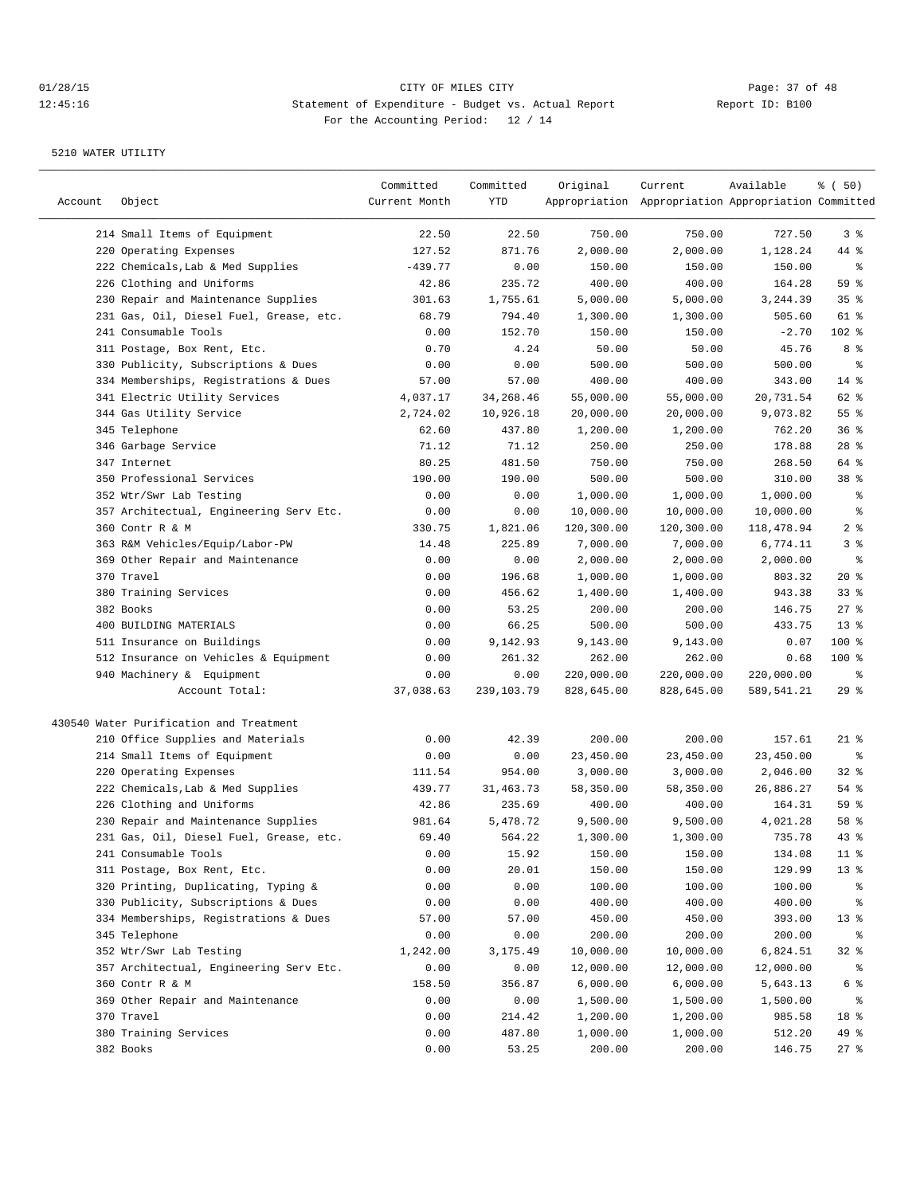01/28/15 CITY OF MILES CITY
12:45:16 Statement of Expenditure - Budget vs. Actual Report Report ID: B100
For the Accounting Period: 12 / 14

5210 WATER UTILITY

| Account | Object | Committed Current Month | Committed YTD | Original Appropriation | Current Appropriation | Available Appropriation | % ( 50) Committed |
|---|---|---|---|---|---|---|---|
| | 214 Small Items of Equipment | 22.50 | 22.50 | 750.00 | 750.00 | 727.50 | 3 % |
| | 220 Operating Expenses | 127.52 | 871.76 | 2,000.00 | 2,000.00 | 1,128.24 | 44 % |
| | 222 Chemicals,Lab & Med Supplies | -439.77 | 0.00 | 150.00 | 150.00 | 150.00 | % |
| | 226 Clothing and Uniforms | 42.86 | 235.72 | 400.00 | 400.00 | 164.28 | 59 % |
| | 230 Repair and Maintenance Supplies | 301.63 | 1,755.61 | 5,000.00 | 5,000.00 | 3,244.39 | 35 % |
| | 231 Gas, Oil, Diesel Fuel, Grease, etc. | 68.79 | 794.40 | 1,300.00 | 1,300.00 | 505.60 | 61 % |
| | 241 Consumable Tools | 0.00 | 152.70 | 150.00 | 150.00 | -2.70 | 102 % |
| | 311 Postage, Box Rent, Etc. | 0.70 | 4.24 | 50.00 | 50.00 | 45.76 | 8 % |
| | 330 Publicity, Subscriptions & Dues | 0.00 | 0.00 | 500.00 | 500.00 | 500.00 | % |
| | 334 Memberships, Registrations & Dues | 57.00 | 57.00 | 400.00 | 400.00 | 343.00 | 14 % |
| | 341 Electric Utility Services | 4,037.17 | 34,268.46 | 55,000.00 | 55,000.00 | 20,731.54 | 62 % |
| | 344 Gas Utility Service | 2,724.02 | 10,926.18 | 20,000.00 | 20,000.00 | 9,073.82 | 55 % |
| | 345 Telephone | 62.60 | 437.80 | 1,200.00 | 1,200.00 | 762.20 | 36 % |
| | 346 Garbage Service | 71.12 | 71.12 | 250.00 | 250.00 | 178.88 | 28 % |
| | 347 Internet | 80.25 | 481.50 | 750.00 | 750.00 | 268.50 | 64 % |
| | 350 Professional Services | 190.00 | 190.00 | 500.00 | 500.00 | 310.00 | 38 % |
| | 352 Wtr/Swr Lab Testing | 0.00 | 0.00 | 1,000.00 | 1,000.00 | 1,000.00 | % |
| | 357 Architectual, Engineering Serv Etc. | 0.00 | 0.00 | 10,000.00 | 10,000.00 | 10,000.00 | % |
| | 360 Contr R & M | 330.75 | 1,821.06 | 120,300.00 | 120,300.00 | 118,478.94 | 2 % |
| | 363 R&M Vehicles/Equip/Labor-PW | 14.48 | 225.89 | 7,000.00 | 7,000.00 | 6,774.11 | 3 % |
| | 369 Other Repair and Maintenance | 0.00 | 0.00 | 2,000.00 | 2,000.00 | 2,000.00 | % |
| | 370 Travel | 0.00 | 196.68 | 1,000.00 | 1,000.00 | 803.32 | 20 % |
| | 380 Training Services | 0.00 | 456.62 | 1,400.00 | 1,400.00 | 943.38 | 33 % |
| | 382 Books | 0.00 | 53.25 | 200.00 | 200.00 | 146.75 | 27 % |
| | 400 BUILDING MATERIALS | 0.00 | 66.25 | 500.00 | 500.00 | 433.75 | 13 % |
| | 511 Insurance on Buildings | 0.00 | 9,142.93 | 9,143.00 | 9,143.00 | 0.07 | 100 % |
| | 512 Insurance on Vehicles & Equipment | 0.00 | 261.32 | 262.00 | 262.00 | 0.68 | 100 % |
| | 940 Machinery & Equipment | 0.00 | 0.00 | 220,000.00 | 220,000.00 | 220,000.00 | % |
| | Account Total: | 37,038.63 | 239,103.79 | 828,645.00 | 828,645.00 | 589,541.21 | 29 % |
| 430540 Water Purification and Treatment | | | | | | | |
| | 210 Office Supplies and Materials | 0.00 | 42.39 | 200.00 | 200.00 | 157.61 | 21 % |
| | 214 Small Items of Equipment | 0.00 | 0.00 | 23,450.00 | 23,450.00 | 23,450.00 | % |
| | 220 Operating Expenses | 111.54 | 954.00 | 3,000.00 | 3,000.00 | 2,046.00 | 32 % |
| | 222 Chemicals,Lab & Med Supplies | 439.77 | 31,463.73 | 58,350.00 | 58,350.00 | 26,886.27 | 54 % |
| | 226 Clothing and Uniforms | 42.86 | 235.69 | 400.00 | 400.00 | 164.31 | 59 % |
| | 230 Repair and Maintenance Supplies | 981.64 | 5,478.72 | 9,500.00 | 9,500.00 | 4,021.28 | 58 % |
| | 231 Gas, Oil, Diesel Fuel, Grease, etc. | 69.40 | 564.22 | 1,300.00 | 1,300.00 | 735.78 | 43 % |
| | 241 Consumable Tools | 0.00 | 15.92 | 150.00 | 150.00 | 134.08 | 11 % |
| | 311 Postage, Box Rent, Etc. | 0.00 | 20.01 | 150.00 | 150.00 | 129.99 | 13 % |
| | 320 Printing, Duplicating, Typing & | 0.00 | 0.00 | 100.00 | 100.00 | 100.00 | % |
| | 330 Publicity, Subscriptions & Dues | 0.00 | 0.00 | 400.00 | 400.00 | 400.00 | % |
| | 334 Memberships, Registrations & Dues | 57.00 | 57.00 | 450.00 | 450.00 | 393.00 | 13 % |
| | 345 Telephone | 0.00 | 0.00 | 200.00 | 200.00 | 200.00 | % |
| | 352 Wtr/Swr Lab Testing | 1,242.00 | 3,175.49 | 10,000.00 | 10,000.00 | 6,824.51 | 32 % |
| | 357 Architectual, Engineering Serv Etc. | 0.00 | 0.00 | 12,000.00 | 12,000.00 | 12,000.00 | % |
| | 360 Contr R & M | 158.50 | 356.87 | 6,000.00 | 6,000.00 | 5,643.13 | 6 % |
| | 369 Other Repair and Maintenance | 0.00 | 0.00 | 1,500.00 | 1,500.00 | 1,500.00 | % |
| | 370 Travel | 0.00 | 214.42 | 1,200.00 | 1,200.00 | 985.58 | 18 % |
| | 380 Training Services | 0.00 | 487.80 | 1,000.00 | 1,000.00 | 512.20 | 49 % |
| | 382 Books | 0.00 | 53.25 | 200.00 | 200.00 | 146.75 | 27 % |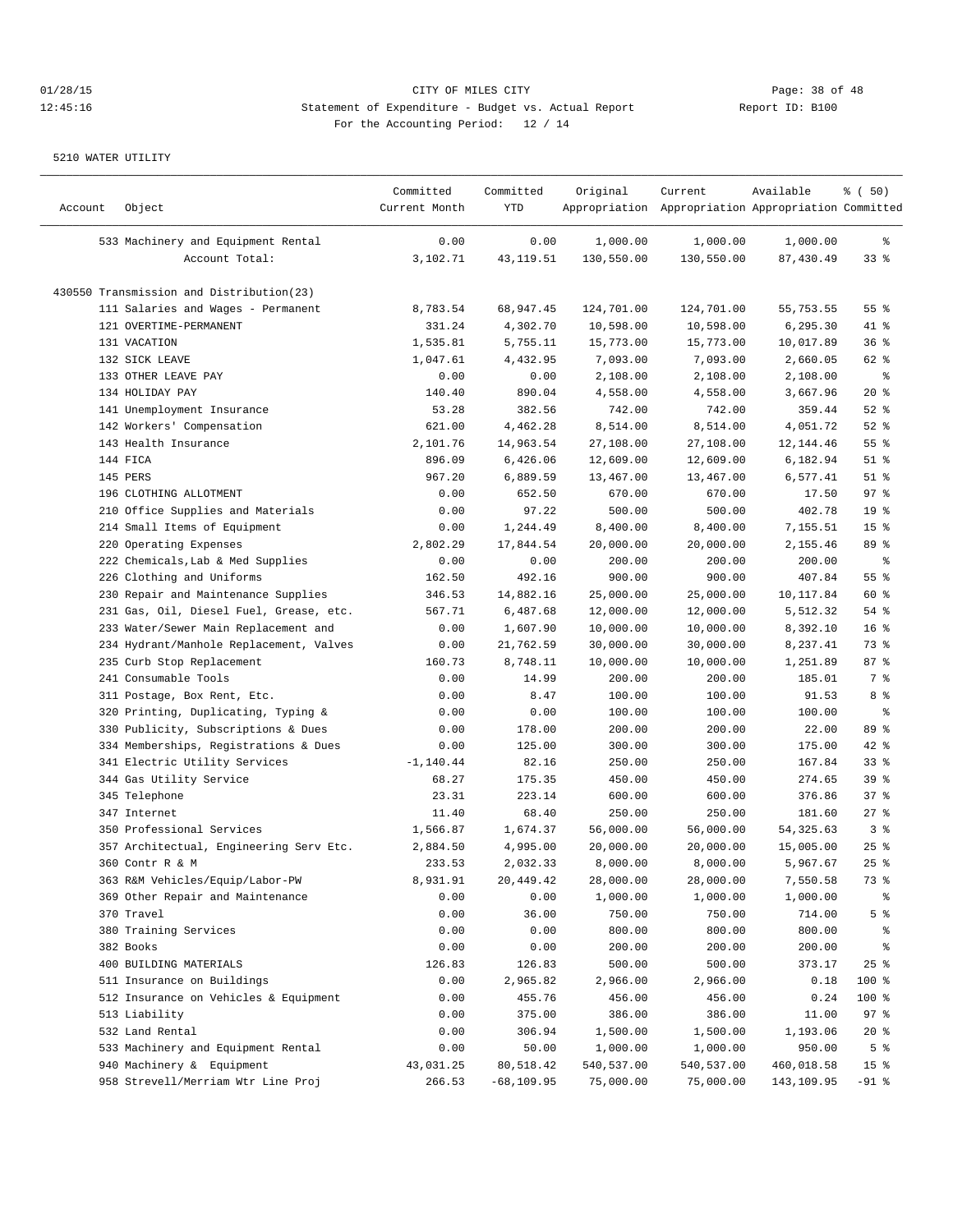CITY OF MILES CITY

Statement of Expenditure - Budget vs. Actual Report

Report ID: B100

For the Accounting Period: 12 / 14

01/28/15
12:45:16

5210 WATER UTILITY

| Account | Object | Committed Current Month | Committed YTD | Original Appropriation | Current Appropriation | Available Appropriation | % ( 50) Committed |
|---|---|---|---|---|---|---|---|
| | 533 Machinery and Equipment Rental | 0.00 | 0.00 | 1,000.00 | 1,000.00 | 1,000.00 | % |
| | Account Total: | 3,102.71 | 43,119.51 | 130,550.00 | 130,550.00 | 87,430.49 | 33 % |
| 430550 Transmission and Distribution(23) | | | | | | | |
| | 111 Salaries and Wages - Permanent | 8,783.54 | 68,947.45 | 124,701.00 | 124,701.00 | 55,753.55 | 55 % |
| | 121 OVERTIME-PERMANENT | 331.24 | 4,302.70 | 10,598.00 | 10,598.00 | 6,295.30 | 41 % |
| | 131 VACATION | 1,535.81 | 5,755.11 | 15,773.00 | 15,773.00 | 10,017.89 | 36 % |
| | 132 SICK LEAVE | 1,047.61 | 4,432.95 | 7,093.00 | 7,093.00 | 2,660.05 | 62 % |
| | 133 OTHER LEAVE PAY | 0.00 | 0.00 | 2,108.00 | 2,108.00 | 2,108.00 | % |
| | 134 HOLIDAY PAY | 140.40 | 890.04 | 4,558.00 | 4,558.00 | 3,667.96 | 20 % |
| | 141 Unemployment Insurance | 53.28 | 382.56 | 742.00 | 742.00 | 359.44 | 52 % |
| | 142 Workers' Compensation | 621.00 | 4,462.28 | 8,514.00 | 8,514.00 | 4,051.72 | 52 % |
| | 143 Health Insurance | 2,101.76 | 14,963.54 | 27,108.00 | 27,108.00 | 12,144.46 | 55 % |
| | 144 FICA | 896.09 | 6,426.06 | 12,609.00 | 12,609.00 | 6,182.94 | 51 % |
| | 145 PERS | 967.20 | 6,889.59 | 13,467.00 | 13,467.00 | 6,577.41 | 51 % |
| | 196 CLOTHING ALLOTMENT | 0.00 | 652.50 | 670.00 | 670.00 | 17.50 | 97 % |
| | 210 Office Supplies and Materials | 0.00 | 97.22 | 500.00 | 500.00 | 402.78 | 19 % |
| | 214 Small Items of Equipment | 0.00 | 1,244.49 | 8,400.00 | 8,400.00 | 7,155.51 | 15 % |
| | 220 Operating Expenses | 2,802.29 | 17,844.54 | 20,000.00 | 20,000.00 | 2,155.46 | 89 % |
| | 222 Chemicals,Lab & Med Supplies | 0.00 | 0.00 | 200.00 | 200.00 | 200.00 | % |
| | 226 Clothing and Uniforms | 162.50 | 492.16 | 900.00 | 900.00 | 407.84 | 55 % |
| | 230 Repair and Maintenance Supplies | 346.53 | 14,882.16 | 25,000.00 | 25,000.00 | 10,117.84 | 60 % |
| | 231 Gas, Oil, Diesel Fuel, Grease, etc. | 567.71 | 6,487.68 | 12,000.00 | 12,000.00 | 5,512.32 | 54 % |
| | 233 Water/Sewer Main Replacement and | 0.00 | 1,607.90 | 10,000.00 | 10,000.00 | 8,392.10 | 16 % |
| | 234 Hydrant/Manhole Replacement, Valves | 0.00 | 21,762.59 | 30,000.00 | 30,000.00 | 8,237.41 | 73 % |
| | 235 Curb Stop Replacement | 160.73 | 8,748.11 | 10,000.00 | 10,000.00 | 1,251.89 | 87 % |
| | 241 Consumable Tools | 0.00 | 14.99 | 200.00 | 200.00 | 185.01 | 7 % |
| | 311 Postage, Box Rent, Etc. | 0.00 | 8.47 | 100.00 | 100.00 | 91.53 | 8 % |
| | 320 Printing, Duplicating, Typing & | 0.00 | 0.00 | 100.00 | 100.00 | 100.00 | % |
| | 330 Publicity, Subscriptions & Dues | 0.00 | 178.00 | 200.00 | 200.00 | 22.00 | 89 % |
| | 334 Memberships, Registrations & Dues | 0.00 | 125.00 | 300.00 | 300.00 | 175.00 | 42 % |
| | 341 Electric Utility Services | -1,140.44 | 82.16 | 250.00 | 250.00 | 167.84 | 33 % |
| | 344 Gas Utility Service | 68.27 | 175.35 | 450.00 | 450.00 | 274.65 | 39 % |
| | 345 Telephone | 23.31 | 223.14 | 600.00 | 600.00 | 376.86 | 37 % |
| | 347 Internet | 11.40 | 68.40 | 250.00 | 250.00 | 181.60 | 27 % |
| | 350 Professional Services | 1,566.87 | 1,674.37 | 56,000.00 | 56,000.00 | 54,325.63 | 3 % |
| | 357 Architectual, Engineering Serv Etc. | 2,884.50 | 4,995.00 | 20,000.00 | 20,000.00 | 15,005.00 | 25 % |
| | 360 Contr R & M | 233.53 | 2,032.33 | 8,000.00 | 8,000.00 | 5,967.67 | 25 % |
| | 363 R&M Vehicles/Equip/Labor-PW | 8,931.91 | 20,449.42 | 28,000.00 | 28,000.00 | 7,550.58 | 73 % |
| | 369 Other Repair and Maintenance | 0.00 | 0.00 | 1,000.00 | 1,000.00 | 1,000.00 | % |
| | 370 Travel | 0.00 | 36.00 | 750.00 | 750.00 | 714.00 | 5 % |
| | 380 Training Services | 0.00 | 0.00 | 800.00 | 800.00 | 800.00 | % |
| | 382 Books | 0.00 | 0.00 | 200.00 | 200.00 | 200.00 | % |
| | 400 BUILDING MATERIALS | 126.83 | 126.83 | 500.00 | 500.00 | 373.17 | 25 % |
| | 511 Insurance on Buildings | 0.00 | 2,965.82 | 2,966.00 | 2,966.00 | 0.18 | 100 % |
| | 512 Insurance on Vehicles & Equipment | 0.00 | 455.76 | 456.00 | 456.00 | 0.24 | 100 % |
| | 513 Liability | 0.00 | 375.00 | 386.00 | 386.00 | 11.00 | 97 % |
| | 532 Land Rental | 0.00 | 306.94 | 1,500.00 | 1,500.00 | 1,193.06 | 20 % |
| | 533 Machinery and Equipment Rental | 0.00 | 50.00 | 1,000.00 | 1,000.00 | 950.00 | 5 % |
| | 940 Machinery & Equipment | 43,031.25 | 80,518.42 | 540,537.00 | 540,537.00 | 460,018.58 | 15 % |
| | 958 Strevell/Merriam Wtr Line Proj | 266.53 | -68,109.95 | 75,000.00 | 75,000.00 | 143,109.95 | -91 % |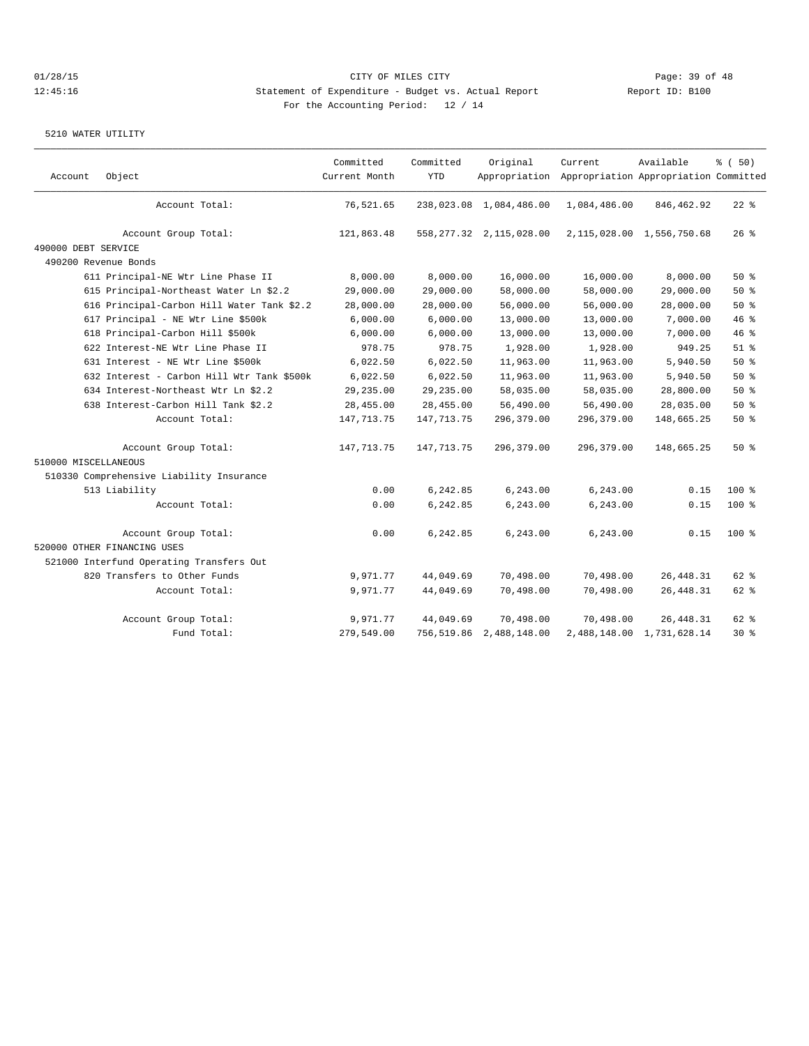CITY OF MILES CITY

Statement of Expenditure - Budget vs. Actual Report

Report ID: B100

For the Accounting Period: 12 / 14

5210 WATER UTILITY

| Account | Object | Committed Current Month | Committed YTD | Original Appropriation | Current Appropriation | Available Appropriation | % ( 50) Committed |
|---|---|---|---|---|---|---|---|
| | Account Total: | 76,521.65 | 238,023.08 | 1,084,486.00 | 1,084,486.00 | 846,462.92 | 22 % |
| | Account Group Total: | 121,863.48 | 558,277.32 | 2,115,028.00 | 2,115,028.00 | 1,556,750.68 | 26 % |
| 490000 DEBT SERVICE | | | | | | | |
| 490200 Revenue Bonds | | | | | | | |
| | 611 Principal-NE Wtr Line Phase II | 8,000.00 | 8,000.00 | 16,000.00 | 16,000.00 | 8,000.00 | 50 % |
| | 615 Principal-Northeast Water Ln $2.2 | 29,000.00 | 29,000.00 | 58,000.00 | 58,000.00 | 29,000.00 | 50 % |
| | 616 Principal-Carbon Hill Water Tank $2.2 | 28,000.00 | 28,000.00 | 56,000.00 | 56,000.00 | 28,000.00 | 50 % |
| | 617 Principal - NE Wtr Line $500k | 6,000.00 | 6,000.00 | 13,000.00 | 13,000.00 | 7,000.00 | 46 % |
| | 618 Principal-Carbon Hill $500k | 6,000.00 | 6,000.00 | 13,000.00 | 13,000.00 | 7,000.00 | 46 % |
| | 622 Interest-NE Wtr Line Phase II | 978.75 | 978.75 | 1,928.00 | 1,928.00 | 949.25 | 51 % |
| | 631 Interest - NE Wtr Line $500k | 6,022.50 | 6,022.50 | 11,963.00 | 11,963.00 | 5,940.50 | 50 % |
| | 632 Interest - Carbon Hill Wtr Tank $500k | 6,022.50 | 6,022.50 | 11,963.00 | 11,963.00 | 5,940.50 | 50 % |
| | 634 Interest-Northeast Wtr Ln $2.2 | 29,235.00 | 29,235.00 | 58,035.00 | 58,035.00 | 28,800.00 | 50 % |
| | 638 Interest-Carbon Hill Tank $2.2 | 28,455.00 | 28,455.00 | 56,490.00 | 56,490.00 | 28,035.00 | 50 % |
| | Account Total: | 147,713.75 | 147,713.75 | 296,379.00 | 296,379.00 | 148,665.25 | 50 % |
| | Account Group Total: | 147,713.75 | 147,713.75 | 296,379.00 | 296,379.00 | 148,665.25 | 50 % |
| 510000 MISCELLANEOUS | | | | | | | |
| 510330 Comprehensive Liability Insurance | | | | | | | |
| | 513 Liability | 0.00 | 6,242.85 | 6,243.00 | 6,243.00 | 0.15 | 100 % |
| | Account Total: | 0.00 | 6,242.85 | 6,243.00 | 6,243.00 | 0.15 | 100 % |
| | Account Group Total: | 0.00 | 6,242.85 | 6,243.00 | 6,243.00 | 0.15 | 100 % |
| 520000 OTHER FINANCING USES | | | | | | | |
| 521000 Interfund Operating Transfers Out | | | | | | | |
| | 820 Transfers to Other Funds | 9,971.77 | 44,049.69 | 70,498.00 | 70,498.00 | 26,448.31 | 62 % |
| | Account Total: | 9,971.77 | 44,049.69 | 70,498.00 | 70,498.00 | 26,448.31 | 62 % |
| | Account Group Total: | 9,971.77 | 44,049.69 | 70,498.00 | 70,498.00 | 26,448.31 | 62 % |
| | Fund Total: | 279,549.00 | 756,519.86 | 2,488,148.00 | 2,488,148.00 | 1,731,628.14 | 30 % |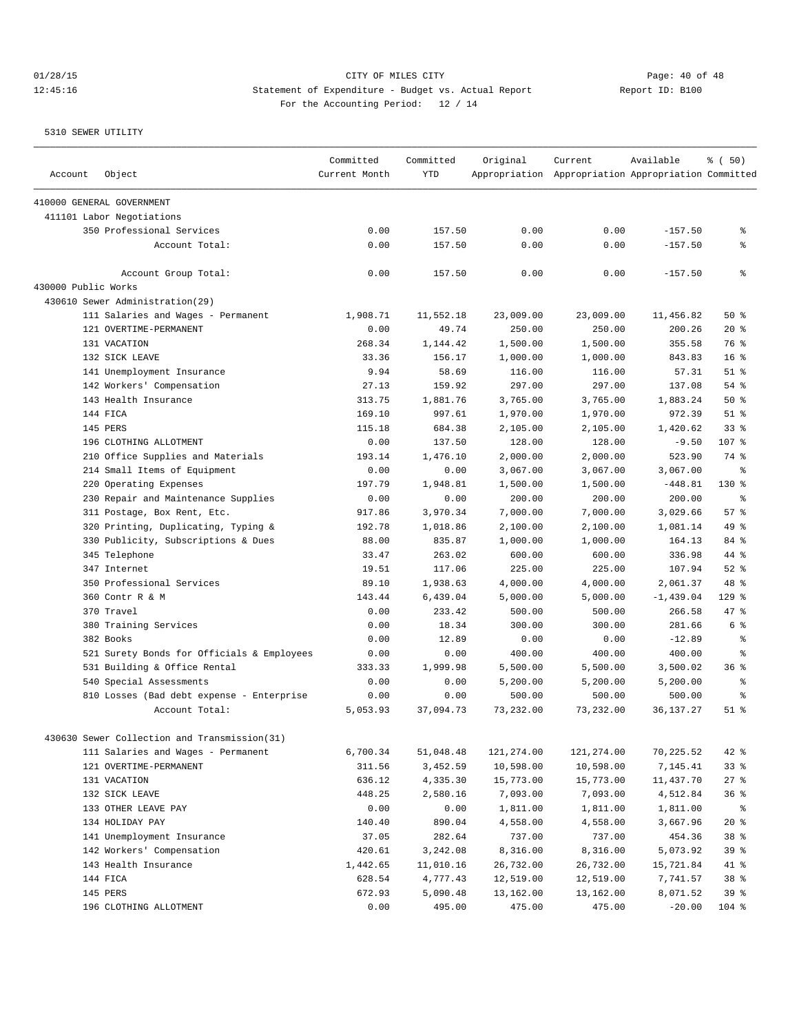CITY OF MILES CITY

Statement of Expenditure - Budget vs. Actual Report

Report ID: B100

For the Accounting Period: 12 / 14

01/28/15 12:45:16

5310 SEWER UTILITY

| Account | Object | Committed Current Month | Committed YTD | Original Appropriation | Current Appropriation | Available Appropriation | % ( 50) Committed |
|---|---|---|---|---|---|---|---|
| 410000 GENERAL GOVERNMENT | | | | | | | |
| 411101 Labor Negotiations | | | | | | | |
| | 350 Professional Services | 0.00 | 157.50 | 0.00 | 0.00 | -157.50 | % |
| | Account Total: | 0.00 | 157.50 | 0.00 | 0.00 | -157.50 | % |
| | Account Group Total: | 0.00 | 157.50 | 0.00 | 0.00 | -157.50 | % |
| 430000 Public Works | | | | | | | |
| 430610 Sewer Administration(29) | | | | | | | |
| | 111 Salaries and Wages - Permanent | 1,908.71 | 11,552.18 | 23,009.00 | 23,009.00 | 11,456.82 | 50 % |
| | 121 OVERTIME-PERMANENT | 0.00 | 49.74 | 250.00 | 250.00 | 200.26 | 20 % |
| | 131 VACATION | 268.34 | 1,144.42 | 1,500.00 | 1,500.00 | 355.58 | 76 % |
| | 132 SICK LEAVE | 33.36 | 156.17 | 1,000.00 | 1,000.00 | 843.83 | 16 % |
| | 141 Unemployment Insurance | 9.94 | 58.69 | 116.00 | 116.00 | 57.31 | 51 % |
| | 142 Workers' Compensation | 27.13 | 159.92 | 297.00 | 297.00 | 137.08 | 54 % |
| | 143 Health Insurance | 313.75 | 1,881.76 | 3,765.00 | 3,765.00 | 1,883.24 | 50 % |
| | 144 FICA | 169.10 | 997.61 | 1,970.00 | 1,970.00 | 972.39 | 51 % |
| | 145 PERS | 115.18 | 684.38 | 2,105.00 | 2,105.00 | 1,420.62 | 33 % |
| | 196 CLOTHING ALLOTMENT | 0.00 | 137.50 | 128.00 | 128.00 | -9.50 | 107 % |
| | 210 Office Supplies and Materials | 193.14 | 1,476.10 | 2,000.00 | 2,000.00 | 523.90 | 74 % |
| | 214 Small Items of Equipment | 0.00 | 0.00 | 3,067.00 | 3,067.00 | 3,067.00 | % |
| | 220 Operating Expenses | 197.79 | 1,948.81 | 1,500.00 | 1,500.00 | -448.81 | 130 % |
| | 230 Repair and Maintenance Supplies | 0.00 | 0.00 | 200.00 | 200.00 | 200.00 | % |
| | 311 Postage, Box Rent, Etc. | 917.86 | 3,970.34 | 7,000.00 | 7,000.00 | 3,029.66 | 57 % |
| | 320 Printing, Duplicating, Typing & | 192.78 | 1,018.86 | 2,100.00 | 2,100.00 | 1,081.14 | 49 % |
| | 330 Publicity, Subscriptions & Dues | 88.00 | 835.87 | 1,000.00 | 1,000.00 | 164.13 | 84 % |
| | 345 Telephone | 33.47 | 263.02 | 600.00 | 600.00 | 336.98 | 44 % |
| | 347 Internet | 19.51 | 117.06 | 225.00 | 225.00 | 107.94 | 52 % |
| | 350 Professional Services | 89.10 | 1,938.63 | 4,000.00 | 4,000.00 | 2,061.37 | 48 % |
| | 360 Contr R & M | 143.44 | 6,439.04 | 5,000.00 | 5,000.00 | -1,439.04 | 129 % |
| | 370 Travel | 0.00 | 233.42 | 500.00 | 500.00 | 266.58 | 47 % |
| | 380 Training Services | 0.00 | 18.34 | 300.00 | 300.00 | 281.66 | 6 % |
| | 382 Books | 0.00 | 12.89 | 0.00 | 0.00 | -12.89 | % |
| | 521 Surety Bonds for Officials & Employees | 0.00 | 0.00 | 400.00 | 400.00 | 400.00 | % |
| | 531 Building & Office Rental | 333.33 | 1,999.98 | 5,500.00 | 5,500.00 | 3,500.02 | 36 % |
| | 540 Special Assessments | 0.00 | 0.00 | 5,200.00 | 5,200.00 | 5,200.00 | % |
| | 810 Losses (Bad debt expense - Enterprise | 0.00 | 0.00 | 500.00 | 500.00 | 500.00 | % |
| | Account Total: | 5,053.93 | 37,094.73 | 73,232.00 | 73,232.00 | 36,137.27 | 51 % |
| 430630 Sewer Collection and Transmission(31) | | | | | | | |
| | 111 Salaries and Wages - Permanent | 6,700.34 | 51,048.48 | 121,274.00 | 121,274.00 | 70,225.52 | 42 % |
| | 121 OVERTIME-PERMANENT | 311.56 | 3,452.59 | 10,598.00 | 10,598.00 | 7,145.41 | 33 % |
| | 131 VACATION | 636.12 | 4,335.30 | 15,773.00 | 15,773.00 | 11,437.70 | 27 % |
| | 132 SICK LEAVE | 448.25 | 2,580.16 | 7,093.00 | 7,093.00 | 4,512.84 | 36 % |
| | 133 OTHER LEAVE PAY | 0.00 | 0.00 | 1,811.00 | 1,811.00 | 1,811.00 | % |
| | 134 HOLIDAY PAY | 140.40 | 890.04 | 4,558.00 | 4,558.00 | 3,667.96 | 20 % |
| | 141 Unemployment Insurance | 37.05 | 282.64 | 737.00 | 737.00 | 454.36 | 38 % |
| | 142 Workers' Compensation | 420.61 | 3,242.08 | 8,316.00 | 8,316.00 | 5,073.92 | 39 % |
| | 143 Health Insurance | 1,442.65 | 11,010.16 | 26,732.00 | 26,732.00 | 15,721.84 | 41 % |
| | 144 FICA | 628.54 | 4,777.43 | 12,519.00 | 12,519.00 | 7,741.57 | 38 % |
| | 145 PERS | 672.93 | 5,090.48 | 13,162.00 | 13,162.00 | 8,071.52 | 39 % |
| | 196 CLOTHING ALLOTMENT | 0.00 | 495.00 | 475.00 | 475.00 | -20.00 | 104 % |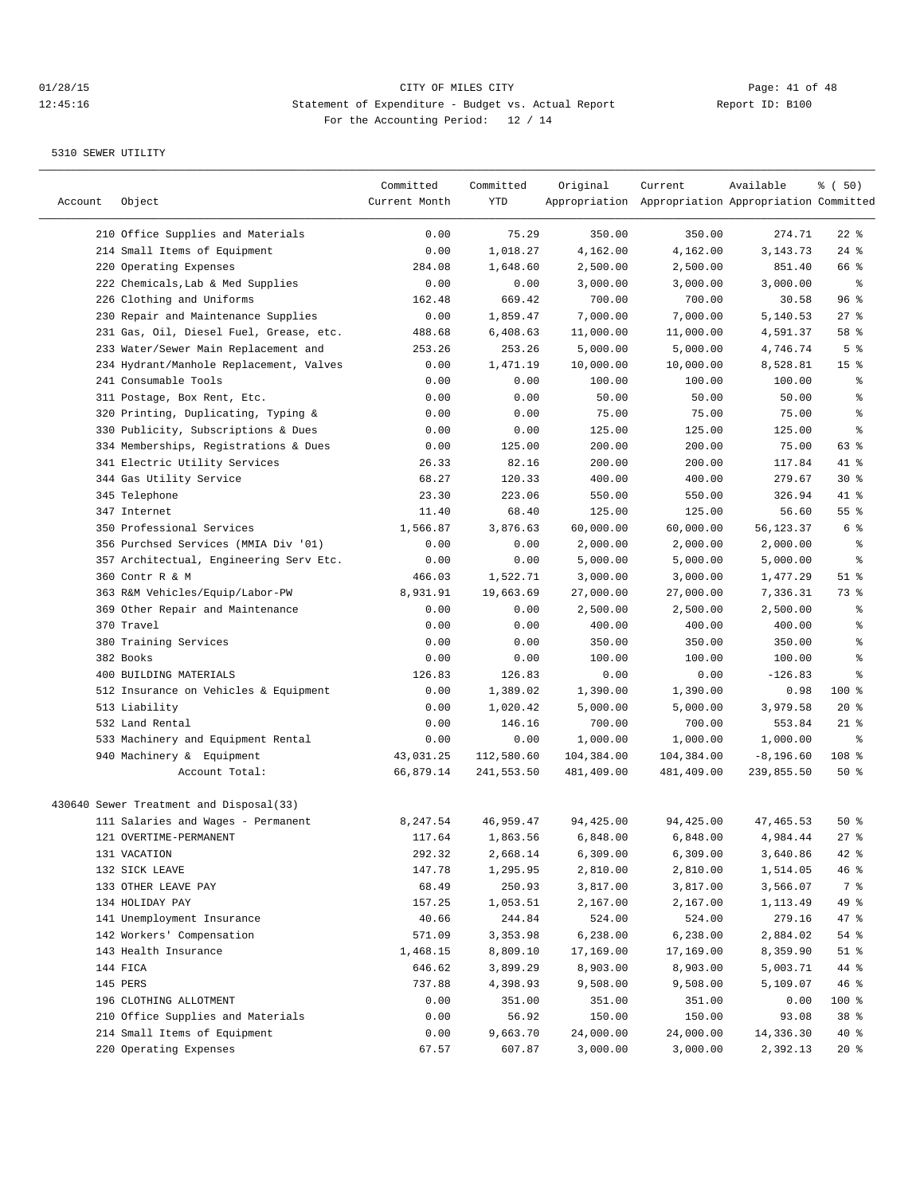CITY OF MILES CITY

Statement of Expenditure - Budget vs. Actual Report

Report ID: B100

For the Accounting Period: 12 / 14

5310 SEWER UTILITY

| Account | Object | Committed Current Month | Committed YTD | Original Appropriation | Current Appropriation | Available Appropriation | % ( 50) Committed |
|---|---|---|---|---|---|---|---|
| | 210 Office Supplies and Materials | 0.00 | 75.29 | 350.00 | 350.00 | 274.71 | 22 % |
| | 214 Small Items of Equipment | 0.00 | 1,018.27 | 4,162.00 | 4,162.00 | 3,143.73 | 24 % |
| | 220 Operating Expenses | 284.08 | 1,648.60 | 2,500.00 | 2,500.00 | 851.40 | 66 % |
| | 222 Chemicals,Lab & Med Supplies | 0.00 | 0.00 | 3,000.00 | 3,000.00 | 3,000.00 | % |
| | 226 Clothing and Uniforms | 162.48 | 669.42 | 700.00 | 700.00 | 30.58 | 96 % |
| | 230 Repair and Maintenance Supplies | 0.00 | 1,859.47 | 7,000.00 | 7,000.00 | 5,140.53 | 27 % |
| | 231 Gas, Oil, Diesel Fuel, Grease, etc. | 488.68 | 6,408.63 | 11,000.00 | 11,000.00 | 4,591.37 | 58 % |
| | 233 Water/Sewer Main Replacement and | 253.26 | 253.26 | 5,000.00 | 5,000.00 | 4,746.74 | 5 % |
| | 234 Hydrant/Manhole Replacement, Valves | 0.00 | 1,471.19 | 10,000.00 | 10,000.00 | 8,528.81 | 15 % |
| | 241 Consumable Tools | 0.00 | 0.00 | 100.00 | 100.00 | 100.00 | % |
| | 311 Postage, Box Rent, Etc. | 0.00 | 0.00 | 50.00 | 50.00 | 50.00 | % |
| | 320 Printing, Duplicating, Typing & | 0.00 | 0.00 | 75.00 | 75.00 | 75.00 | % |
| | 330 Publicity, Subscriptions & Dues | 0.00 | 0.00 | 125.00 | 125.00 | 125.00 | % |
| | 334 Memberships, Registrations & Dues | 0.00 | 125.00 | 200.00 | 200.00 | 75.00 | 63 % |
| | 341 Electric Utility Services | 26.33 | 82.16 | 200.00 | 200.00 | 117.84 | 41 % |
| | 344 Gas Utility Service | 68.27 | 120.33 | 400.00 | 400.00 | 279.67 | 30 % |
| | 345 Telephone | 23.30 | 223.06 | 550.00 | 550.00 | 326.94 | 41 % |
| | 347 Internet | 11.40 | 68.40 | 125.00 | 125.00 | 56.60 | 55 % |
| | 350 Professional Services | 1,566.87 | 3,876.63 | 60,000.00 | 60,000.00 | 56,123.37 | 6 % |
| | 356 Purchsed Services (MMIA Div '01) | 0.00 | 0.00 | 2,000.00 | 2,000.00 | 2,000.00 | % |
| | 357 Architectual, Engineering Serv Etc. | 0.00 | 0.00 | 5,000.00 | 5,000.00 | 5,000.00 | % |
| | 360 Contr R & M | 466.03 | 1,522.71 | 3,000.00 | 3,000.00 | 1,477.29 | 51 % |
| | 363 R&M Vehicles/Equip/Labor-PW | 8,931.91 | 19,663.69 | 27,000.00 | 27,000.00 | 7,336.31 | 73 % |
| | 369 Other Repair and Maintenance | 0.00 | 0.00 | 2,500.00 | 2,500.00 | 2,500.00 | % |
| | 370 Travel | 0.00 | 0.00 | 400.00 | 400.00 | 400.00 | % |
| | 380 Training Services | 0.00 | 0.00 | 350.00 | 350.00 | 350.00 | % |
| | 382 Books | 0.00 | 0.00 | 100.00 | 100.00 | 100.00 | % |
| | 400 BUILDING MATERIALS | 126.83 | 126.83 | 0.00 | 0.00 | -126.83 | % |
| | 512 Insurance on Vehicles & Equipment | 0.00 | 1,389.02 | 1,390.00 | 1,390.00 | 0.98 | 100 % |
| | 513 Liability | 0.00 | 1,020.42 | 5,000.00 | 5,000.00 | 3,979.58 | 20 % |
| | 532 Land Rental | 0.00 | 146.16 | 700.00 | 700.00 | 553.84 | 21 % |
| | 533 Machinery and Equipment Rental | 0.00 | 0.00 | 1,000.00 | 1,000.00 | 1,000.00 | % |
| | 940 Machinery & Equipment | 43,031.25 | 112,580.60 | 104,384.00 | 104,384.00 | -8,196.60 | 108 % |
| | Account Total: | 66,879.14 | 241,553.50 | 481,409.00 | 481,409.00 | 239,855.50 | 50 % |
| 430640 Sewer Treatment and Disposal(33) | | | | | | | |
| | 111 Salaries and Wages - Permanent | 8,247.54 | 46,959.47 | 94,425.00 | 94,425.00 | 47,465.53 | 50 % |
| | 121 OVERTIME-PERMANENT | 117.64 | 1,863.56 | 6,848.00 | 6,848.00 | 4,984.44 | 27 % |
| | 131 VACATION | 292.32 | 2,668.14 | 6,309.00 | 6,309.00 | 3,640.86 | 42 % |
| | 132 SICK LEAVE | 147.78 | 1,295.95 | 2,810.00 | 2,810.00 | 1,514.05 | 46 % |
| | 133 OTHER LEAVE PAY | 68.49 | 250.93 | 3,817.00 | 3,817.00 | 3,566.07 | 7 % |
| | 134 HOLIDAY PAY | 157.25 | 1,053.51 | 2,167.00 | 2,167.00 | 1,113.49 | 49 % |
| | 141 Unemployment Insurance | 40.66 | 244.84 | 524.00 | 524.00 | 279.16 | 47 % |
| | 142 Workers' Compensation | 571.09 | 3,353.98 | 6,238.00 | 6,238.00 | 2,884.02 | 54 % |
| | 143 Health Insurance | 1,468.15 | 8,809.10 | 17,169.00 | 17,169.00 | 8,359.90 | 51 % |
| | 144 FICA | 646.62 | 3,899.29 | 8,903.00 | 8,903.00 | 5,003.71 | 44 % |
| | 145 PERS | 737.88 | 4,398.93 | 9,508.00 | 9,508.00 | 5,109.07 | 46 % |
| | 196 CLOTHING ALLOTMENT | 0.00 | 351.00 | 351.00 | 351.00 | 0.00 | 100 % |
| | 210 Office Supplies and Materials | 0.00 | 56.92 | 150.00 | 150.00 | 93.08 | 38 % |
| | 214 Small Items of Equipment | 0.00 | 9,663.70 | 24,000.00 | 24,000.00 | 14,336.30 | 40 % |
| | 220 Operating Expenses | 67.57 | 607.87 | 3,000.00 | 3,000.00 | 2,392.13 | 20 % |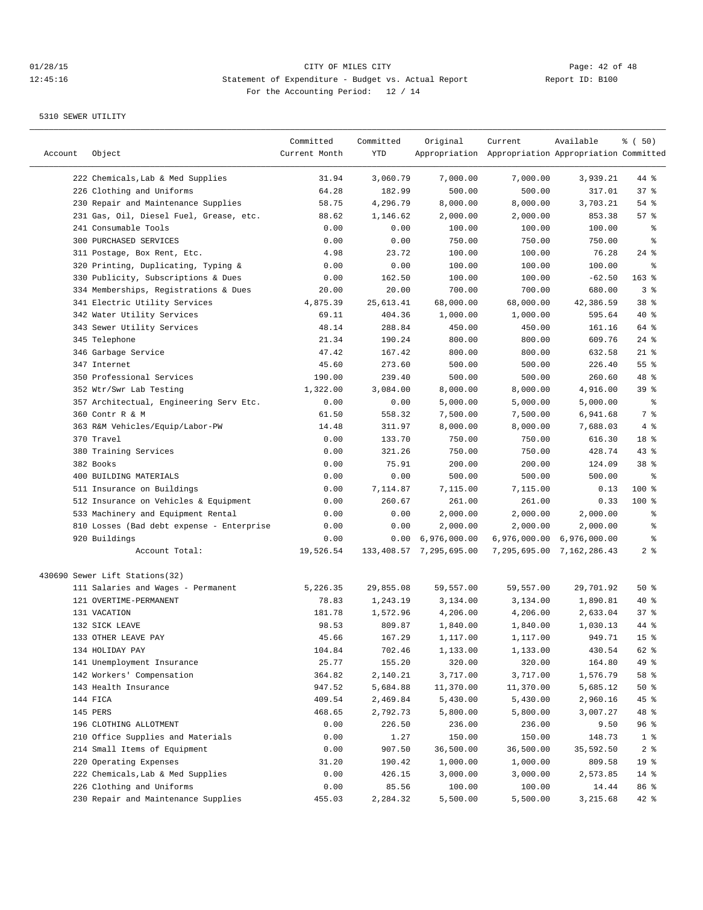CITY OF MILES CITY
Statement of Expenditure - Budget vs. Actual Report
Report ID: B100
For the Accounting Period: 12 / 14

5310 SEWER UTILITY

| Account | Object | Committed Current Month | Committed YTD | Original Appropriation | Current Appropriation | Available Appropriation | % ( 50) Committed |
|---|---|---|---|---|---|---|---|
| | 222 Chemicals,Lab & Med Supplies | 31.94 | 3,060.79 | 7,000.00 | 7,000.00 | 3,939.21 | 44 % |
| | 226 Clothing and Uniforms | 64.28 | 182.99 | 500.00 | 500.00 | 317.01 | 37 % |
| | 230 Repair and Maintenance Supplies | 58.75 | 4,296.79 | 8,000.00 | 8,000.00 | 3,703.21 | 54 % |
| | 231 Gas, Oil, Diesel Fuel, Grease, etc. | 88.62 | 1,146.62 | 2,000.00 | 2,000.00 | 853.38 | 57 % |
| | 241 Consumable Tools | 0.00 | 0.00 | 100.00 | 100.00 | 100.00 | % |
| | 300 PURCHASED SERVICES | 0.00 | 0.00 | 750.00 | 750.00 | 750.00 | % |
| | 311 Postage, Box Rent, Etc. | 4.98 | 23.72 | 100.00 | 100.00 | 76.28 | 24 % |
| | 320 Printing, Duplicating, Typing & | 0.00 | 0.00 | 100.00 | 100.00 | 100.00 | % |
| | 330 Publicity, Subscriptions & Dues | 0.00 | 162.50 | 100.00 | 100.00 | -62.50 | 163 % |
| | 334 Memberships, Registrations & Dues | 20.00 | 20.00 | 700.00 | 700.00 | 680.00 | 3 % |
| | 341 Electric Utility Services | 4,875.39 | 25,613.41 | 68,000.00 | 68,000.00 | 42,386.59 | 38 % |
| | 342 Water Utility Services | 69.11 | 404.36 | 1,000.00 | 1,000.00 | 595.64 | 40 % |
| | 343 Sewer Utility Services | 48.14 | 288.84 | 450.00 | 450.00 | 161.16 | 64 % |
| | 345 Telephone | 21.34 | 190.24 | 800.00 | 800.00 | 609.76 | 24 % |
| | 346 Garbage Service | 47.42 | 167.42 | 800.00 | 800.00 | 632.58 | 21 % |
| | 347 Internet | 45.60 | 273.60 | 500.00 | 500.00 | 226.40 | 55 % |
| | 350 Professional Services | 190.00 | 239.40 | 500.00 | 500.00 | 260.60 | 48 % |
| | 352 Wtr/Swr Lab Testing | 1,322.00 | 3,084.00 | 8,000.00 | 8,000.00 | 4,916.00 | 39 % |
| | 357 Architectual, Engineering Serv Etc. | 0.00 | 0.00 | 5,000.00 | 5,000.00 | 5,000.00 | % |
| | 360 Contr R & M | 61.50 | 558.32 | 7,500.00 | 7,500.00 | 6,941.68 | 7 % |
| | 363 R&M Vehicles/Equip/Labor-PW | 14.48 | 311.97 | 8,000.00 | 8,000.00 | 7,688.03 | 4 % |
| | 370 Travel | 0.00 | 133.70 | 750.00 | 750.00 | 616.30 | 18 % |
| | 380 Training Services | 0.00 | 321.26 | 750.00 | 750.00 | 428.74 | 43 % |
| | 382 Books | 0.00 | 75.91 | 200.00 | 200.00 | 124.09 | 38 % |
| | 400 BUILDING MATERIALS | 0.00 | 0.00 | 500.00 | 500.00 | 500.00 | % |
| | 511 Insurance on Buildings | 0.00 | 7,114.87 | 7,115.00 | 7,115.00 | 0.13 | 100 % |
| | 512 Insurance on Vehicles & Equipment | 0.00 | 260.67 | 261.00 | 261.00 | 0.33 | 100 % |
| | 533 Machinery and Equipment Rental | 0.00 | 0.00 | 2,000.00 | 2,000.00 | 2,000.00 | % |
| | 810 Losses (Bad debt expense - Enterprise | 0.00 | 0.00 | 2,000.00 | 2,000.00 | 2,000.00 | % |
| | 920 Buildings | 0.00 | 0.00 | 6,976,000.00 | 6,976,000.00 | 6,976,000.00 | % |
| | Account Total: | 19,526.54 | 133,408.57 | 7,295,695.00 | 7,295,695.00 | 7,162,286.43 | 2 % |
| 430690 Sewer Lift Stations(32) | | | | | | | |
| | 111 Salaries and Wages - Permanent | 5,226.35 | 29,855.08 | 59,557.00 | 59,557.00 | 29,701.92 | 50 % |
| | 121 OVERTIME-PERMANENT | 78.83 | 1,243.19 | 3,134.00 | 3,134.00 | 1,890.81 | 40 % |
| | 131 VACATION | 181.78 | 1,572.96 | 4,206.00 | 4,206.00 | 2,633.04 | 37 % |
| | 132 SICK LEAVE | 98.53 | 809.87 | 1,840.00 | 1,840.00 | 1,030.13 | 44 % |
| | 133 OTHER LEAVE PAY | 45.66 | 167.29 | 1,117.00 | 1,117.00 | 949.71 | 15 % |
| | 134 HOLIDAY PAY | 104.84 | 702.46 | 1,133.00 | 1,133.00 | 430.54 | 62 % |
| | 141 Unemployment Insurance | 25.77 | 155.20 | 320.00 | 320.00 | 164.80 | 49 % |
| | 142 Workers' Compensation | 364.82 | 2,140.21 | 3,717.00 | 3,717.00 | 1,576.79 | 58 % |
| | 143 Health Insurance | 947.52 | 5,684.88 | 11,370.00 | 11,370.00 | 5,685.12 | 50 % |
| | 144 FICA | 409.54 | 2,469.84 | 5,430.00 | 5,430.00 | 2,960.16 | 45 % |
| | 145 PERS | 468.65 | 2,792.73 | 5,800.00 | 5,800.00 | 3,007.27 | 48 % |
| | 196 CLOTHING ALLOTMENT | 0.00 | 226.50 | 236.00 | 236.00 | 9.50 | 96 % |
| | 210 Office Supplies and Materials | 0.00 | 1.27 | 150.00 | 150.00 | 148.73 | 1 % |
| | 214 Small Items of Equipment | 0.00 | 907.50 | 36,500.00 | 36,500.00 | 35,592.50 | 2 % |
| | 220 Operating Expenses | 31.20 | 190.42 | 1,000.00 | 1,000.00 | 809.58 | 19 % |
| | 222 Chemicals,Lab & Med Supplies | 0.00 | 426.15 | 3,000.00 | 3,000.00 | 2,573.85 | 14 % |
| | 226 Clothing and Uniforms | 0.00 | 85.56 | 100.00 | 100.00 | 14.44 | 86 % |
| | 230 Repair and Maintenance Supplies | 455.03 | 2,284.32 | 5,500.00 | 5,500.00 | 3,215.68 | 42 % |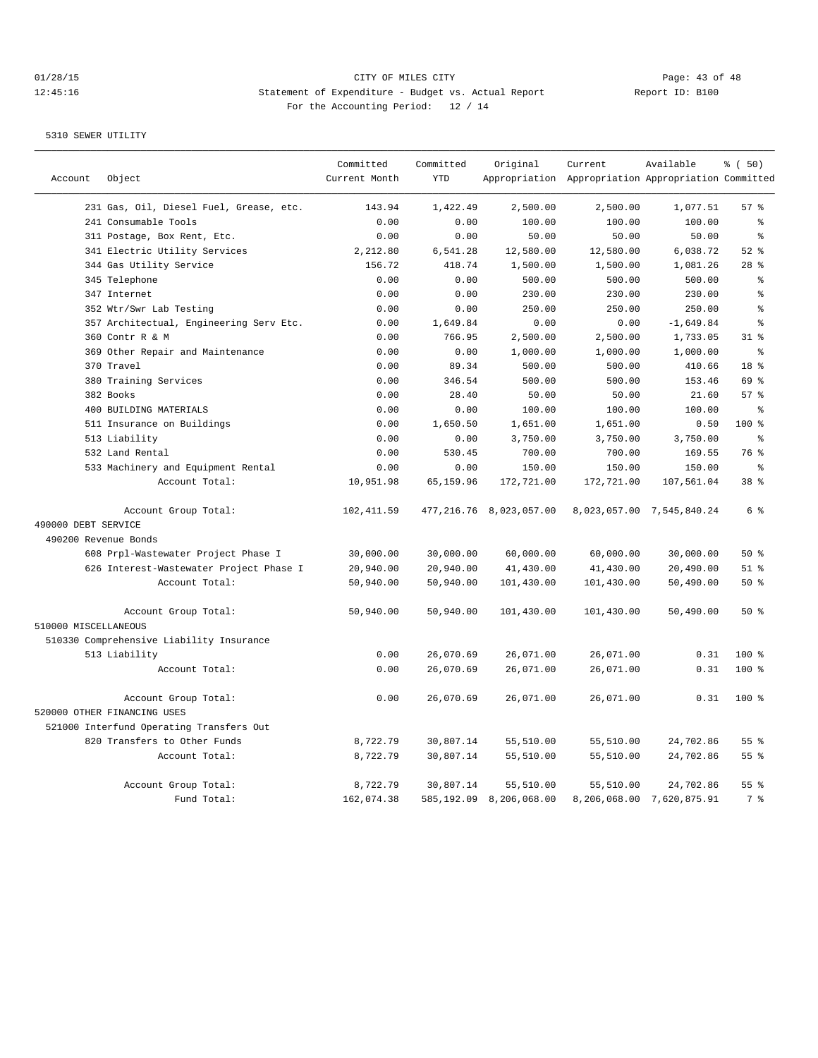CITY OF MILES CITY
Statement of Expenditure - Budget vs. Actual Report
For the Accounting Period: 12 / 14

Report ID: B100

5310 SEWER UTILITY

| Account | Object | Committed Current Month | Committed YTD | Original Appropriation | Current Appropriation | Available Appropriation | % ( 50) Committed |
|---|---|---|---|---|---|---|---|
| | 231 Gas, Oil, Diesel Fuel, Grease, etc. | 143.94 | 1,422.49 | 2,500.00 | 2,500.00 | 1,077.51 | 57 % |
| | 241 Consumable Tools | 0.00 | 0.00 | 100.00 | 100.00 | 100.00 | % |
| | 311 Postage, Box Rent, Etc. | 0.00 | 0.00 | 50.00 | 50.00 | 50.00 | % |
| | 341 Electric Utility Services | 2,212.80 | 6,541.28 | 12,580.00 | 12,580.00 | 6,038.72 | 52 % |
| | 344 Gas Utility Service | 156.72 | 418.74 | 1,500.00 | 1,500.00 | 1,081.26 | 28 % |
| | 345 Telephone | 0.00 | 0.00 | 500.00 | 500.00 | 500.00 | % |
| | 347 Internet | 0.00 | 0.00 | 230.00 | 230.00 | 230.00 | % |
| | 352 Wtr/Swr Lab Testing | 0.00 | 0.00 | 250.00 | 250.00 | 250.00 | % |
| | 357 Architectual, Engineering Serv Etc. | 0.00 | 1,649.84 | 0.00 | 0.00 | -1,649.84 | % |
| | 360 Contr R & M | 0.00 | 766.95 | 2,500.00 | 2,500.00 | 1,733.05 | 31 % |
| | 369 Other Repair and Maintenance | 0.00 | 0.00 | 1,000.00 | 1,000.00 | 1,000.00 | % |
| | 370 Travel | 0.00 | 89.34 | 500.00 | 500.00 | 410.66 | 18 % |
| | 380 Training Services | 0.00 | 346.54 | 500.00 | 500.00 | 153.46 | 69 % |
| | 382 Books | 0.00 | 28.40 | 50.00 | 50.00 | 21.60 | 57 % |
| | 400 BUILDING MATERIALS | 0.00 | 0.00 | 100.00 | 100.00 | 100.00 | % |
| | 511 Insurance on Buildings | 0.00 | 1,650.50 | 1,651.00 | 1,651.00 | 0.50 | 100 % |
| | 513 Liability | 0.00 | 0.00 | 3,750.00 | 3,750.00 | 3,750.00 | % |
| | 532 Land Rental | 0.00 | 530.45 | 700.00 | 700.00 | 169.55 | 76 % |
| | 533 Machinery and Equipment Rental | 0.00 | 0.00 | 150.00 | 150.00 | 150.00 | % |
| | Account Total: | 10,951.98 | 65,159.96 | 172,721.00 | 172,721.00 | 107,561.04 | 38 % |
| | Account Group Total: | 102,411.59 | 477,216.76 | 8,023,057.00 | 8,023,057.00 | 7,545,840.24 | 6 % |
| 490000 DEBT SERVICE | | | | | | | |
| 490200 Revenue Bonds | | | | | | | |
| | 608 Prpl-Wastewater Project Phase I | 30,000.00 | 30,000.00 | 60,000.00 | 60,000.00 | 30,000.00 | 50 % |
| | 626 Interest-Wastewater Project Phase I | 20,940.00 | 20,940.00 | 41,430.00 | 41,430.00 | 20,490.00 | 51 % |
| | Account Total: | 50,940.00 | 50,940.00 | 101,430.00 | 101,430.00 | 50,490.00 | 50 % |
| | Account Group Total: | 50,940.00 | 50,940.00 | 101,430.00 | 101,430.00 | 50,490.00 | 50 % |
| 510000 MISCELLANEOUS | | | | | | | |
| 510330 Comprehensive Liability Insurance | | | | | | | |
| | 513 Liability | 0.00 | 26,070.69 | 26,071.00 | 26,071.00 | 0.31 | 100 % |
| | Account Total: | 0.00 | 26,070.69 | 26,071.00 | 26,071.00 | 0.31 | 100 % |
| | Account Group Total: | 0.00 | 26,070.69 | 26,071.00 | 26,071.00 | 0.31 | 100 % |
| 520000 OTHER FINANCING USES | | | | | | | |
| 521000 Interfund Operating Transfers Out | | | | | | | |
| | 820 Transfers to Other Funds | 8,722.79 | 30,807.14 | 55,510.00 | 55,510.00 | 24,702.86 | 55 % |
| | Account Total: | 8,722.79 | 30,807.14 | 55,510.00 | 55,510.00 | 24,702.86 | 55 % |
| | Account Group Total: | 8,722.79 | 30,807.14 | 55,510.00 | 55,510.00 | 24,702.86 | 55 % |
| | Fund Total: | 162,074.38 | 585,192.09 | 8,206,068.00 | 8,206,068.00 | 7,620,875.91 | 7 % |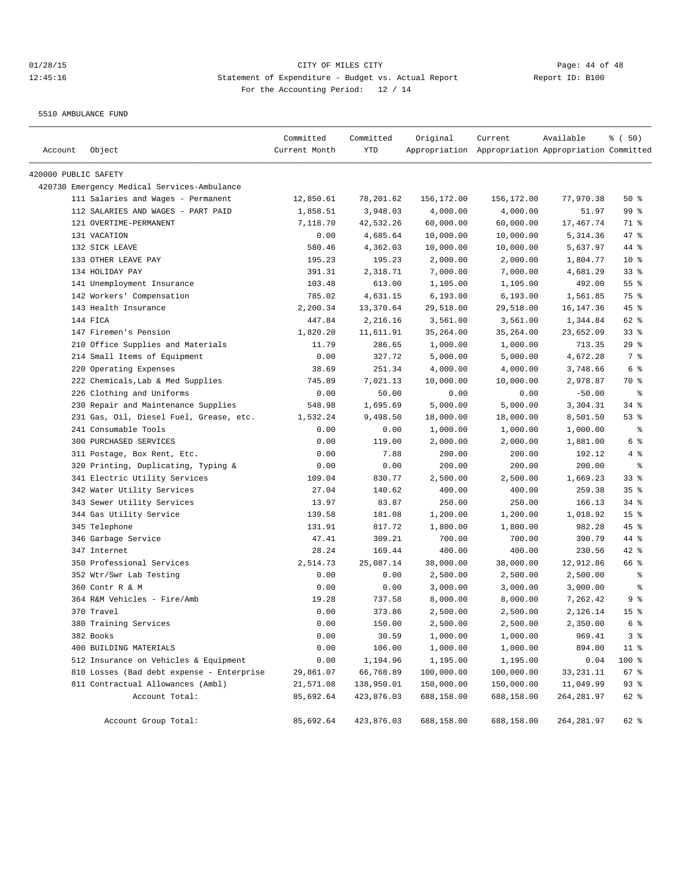CITY OF MILES CITY

Statement of Expenditure - Budget vs. Actual Report

Report ID: B100

For the Accounting Period: 12 / 14

5510 AMBULANCE FUND

| Account | Object | Committed Current Month | Committed YTD | Original Appropriation | Current Appropriation | Available Appropriation | % ( 50) Committed |
|---|---|---|---|---|---|---|---|
| 420000 PUBLIC SAFETY | | | | | | | |
| 420730 Emergency Medical Services-Ambulance | | | | | | | |
| | 111 Salaries and Wages - Permanent | 12,850.61 | 78,201.62 | 156,172.00 | 156,172.00 | 77,970.38 | 50 % |
| | 112 SALARIES AND WAGES - PART PAID | 1,858.51 | 3,948.03 | 4,000.00 | 4,000.00 | 51.97 | 99 % |
| | 121 OVERTIME-PERMANENT | 7,118.70 | 42,532.26 | 60,000.00 | 60,000.00 | 17,467.74 | 71 % |
| | 131 VACATION | 0.00 | 4,685.64 | 10,000.00 | 10,000.00 | 5,314.36 | 47 % |
| | 132 SICK LEAVE | 580.46 | 4,362.03 | 10,000.00 | 10,000.00 | 5,637.97 | 44 % |
| | 133 OTHER LEAVE PAY | 195.23 | 195.23 | 2,000.00 | 2,000.00 | 1,804.77 | 10 % |
| | 134 HOLIDAY PAY | 391.31 | 2,318.71 | 7,000.00 | 7,000.00 | 4,681.29 | 33 % |
| | 141 Unemployment Insurance | 103.48 | 613.00 | 1,105.00 | 1,105.00 | 492.00 | 55 % |
| | 142 Workers' Compensation | 785.02 | 4,631.15 | 6,193.00 | 6,193.00 | 1,561.85 | 75 % |
| | 143 Health Insurance | 2,200.34 | 13,370.64 | 29,518.00 | 29,518.00 | 16,147.36 | 45 % |
| | 144 FICA | 447.84 | 2,216.16 | 3,561.00 | 3,561.00 | 1,344.84 | 62 % |
| | 147 Firemen's Pension | 1,820.20 | 11,611.91 | 35,264.00 | 35,264.00 | 23,652.09 | 33 % |
| | 210 Office Supplies and Materials | 11.79 | 286.65 | 1,000.00 | 1,000.00 | 713.35 | 29 % |
| | 214 Small Items of Equipment | 0.00 | 327.72 | 5,000.00 | 5,000.00 | 4,672.28 | 7 % |
| | 220 Operating Expenses | 38.69 | 251.34 | 4,000.00 | 4,000.00 | 3,748.66 | 6 % |
| | 222 Chemicals,Lab & Med Supplies | 745.89 | 7,021.13 | 10,000.00 | 10,000.00 | 2,978.87 | 70 % |
| | 226 Clothing and Uniforms | 0.00 | 50.00 | 0.00 | 0.00 | -50.00 | % |
| | 230 Repair and Maintenance Supplies | 548.98 | 1,695.69 | 5,000.00 | 5,000.00 | 3,304.31 | 34 % |
| | 231 Gas, Oil, Diesel Fuel, Grease, etc. | 1,532.24 | 9,498.50 | 18,000.00 | 18,000.00 | 8,501.50 | 53 % |
| | 241 Consumable Tools | 0.00 | 0.00 | 1,000.00 | 1,000.00 | 1,000.00 | % |
| | 300 PURCHASED SERVICES | 0.00 | 119.00 | 2,000.00 | 2,000.00 | 1,881.00 | 6 % |
| | 311 Postage, Box Rent, Etc. | 0.00 | 7.88 | 200.00 | 200.00 | 192.12 | 4 % |
| | 320 Printing, Duplicating, Typing & | 0.00 | 0.00 | 200.00 | 200.00 | 200.00 | % |
| | 341 Electric Utility Services | 109.04 | 830.77 | 2,500.00 | 2,500.00 | 1,669.23 | 33 % |
| | 342 Water Utility Services | 27.04 | 140.62 | 400.00 | 400.00 | 259.38 | 35 % |
| | 343 Sewer Utility Services | 13.97 | 83.87 | 250.00 | 250.00 | 166.13 | 34 % |
| | 344 Gas Utility Service | 139.58 | 181.08 | 1,200.00 | 1,200.00 | 1,018.92 | 15 % |
| | 345 Telephone | 131.91 | 817.72 | 1,800.00 | 1,800.00 | 982.28 | 45 % |
| | 346 Garbage Service | 47.41 | 309.21 | 700.00 | 700.00 | 390.79 | 44 % |
| | 347 Internet | 28.24 | 169.44 | 400.00 | 400.00 | 230.56 | 42 % |
| | 350 Professional Services | 2,514.73 | 25,087.14 | 38,000.00 | 38,000.00 | 12,912.86 | 66 % |
| | 352 Wtr/Swr Lab Testing | 0.00 | 0.00 | 2,500.00 | 2,500.00 | 2,500.00 | % |
| | 360 Contr R & M | 0.00 | 0.00 | 3,000.00 | 3,000.00 | 3,000.00 | % |
| | 364 R&M Vehicles - Fire/Amb | 19.28 | 737.58 | 8,000.00 | 8,000.00 | 7,262.42 | 9 % |
| | 370 Travel | 0.00 | 373.86 | 2,500.00 | 2,500.00 | 2,126.14 | 15 % |
| | 380 Training Services | 0.00 | 150.00 | 2,500.00 | 2,500.00 | 2,350.00 | 6 % |
| | 382 Books | 0.00 | 30.59 | 1,000.00 | 1,000.00 | 969.41 | 3 % |
| | 400 BUILDING MATERIALS | 0.00 | 106.00 | 1,000.00 | 1,000.00 | 894.00 | 11 % |
| | 512 Insurance on Vehicles & Equipment | 0.00 | 1,194.96 | 1,195.00 | 1,195.00 | 0.04 | 100 % |
| | 810 Losses (Bad debt expense - Enterprise | 29,861.07 | 66,768.89 | 100,000.00 | 100,000.00 | 33,231.11 | 67 % |
| | 811 Contractual Allowances (Ambl) | 21,571.08 | 138,950.01 | 150,000.00 | 150,000.00 | 11,049.99 | 93 % |
| | Account Total: | 85,692.64 | 423,876.03 | 688,158.00 | 688,158.00 | 264,281.97 | 62 % |
| | Account Group Total: | 85,692.64 | 423,876.03 | 688,158.00 | 688,158.00 | 264,281.97 | 62 % |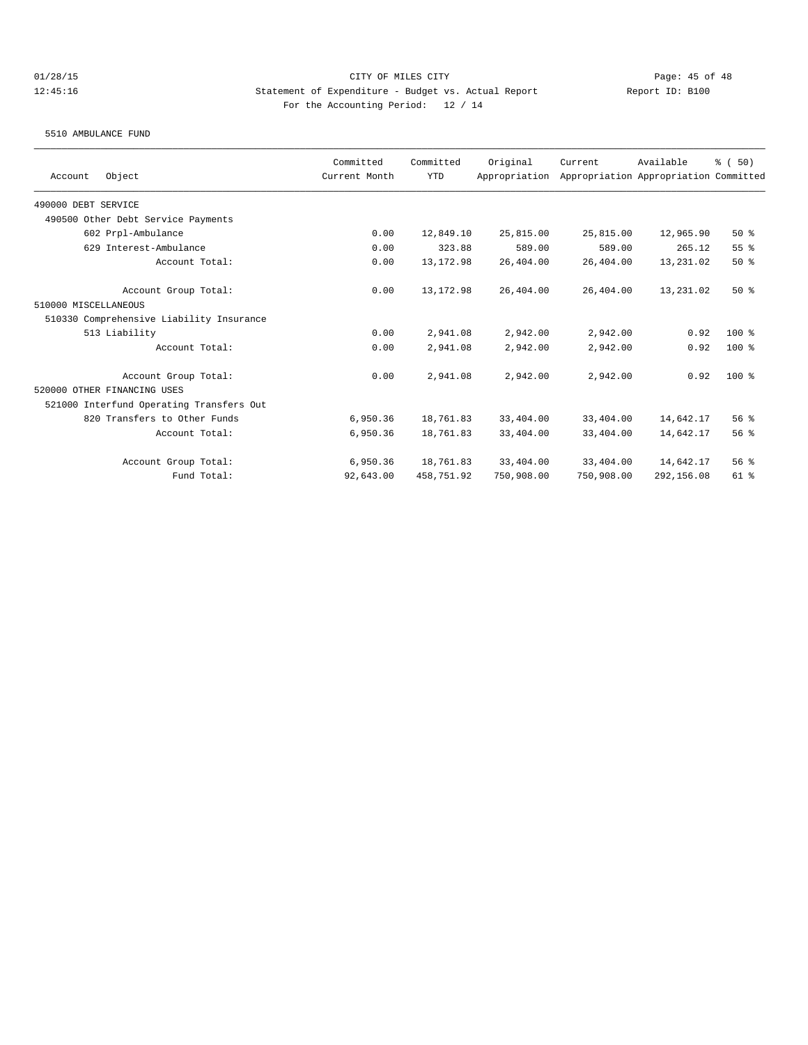CITY OF MILES CITY

Statement of Expenditure - Budget vs. Actual Report

For the Accounting Period: 12 / 14

Report ID: B100

01/28/15
12:45:16

5510 AMBULANCE FUND

| Account Object | Committed Current Month | Committed YTD | Original Appropriation | Current Appropriation | Available Appropriation | % ( 50) Committed |
|---|---|---|---|---|---|---|
| 490000 DEBT SERVICE | | | | | | |
| 490500 Other Debt Service Payments | | | | | | |
| 602 Prpl-Ambulance | 0.00 | 12,849.10 | 25,815.00 | 25,815.00 | 12,965.90 | 50 % |
| 629 Interest-Ambulance | 0.00 | 323.88 | 589.00 | 589.00 | 265.12 | 55 % |
| Account Total: | 0.00 | 13,172.98 | 26,404.00 | 26,404.00 | 13,231.02 | 50 % |
| Account Group Total: | 0.00 | 13,172.98 | 26,404.00 | 26,404.00 | 13,231.02 | 50 % |
| 510000 MISCELLANEOUS | | | | | | |
| 510330 Comprehensive Liability Insurance | | | | | | |
| 513 Liability | 0.00 | 2,941.08 | 2,942.00 | 2,942.00 | 0.92 | 100 % |
| Account Total: | 0.00 | 2,941.08 | 2,942.00 | 2,942.00 | 0.92 | 100 % |
| Account Group Total: | 0.00 | 2,941.08 | 2,942.00 | 2,942.00 | 0.92 | 100 % |
| 520000 OTHER FINANCING USES | | | | | | |
| 521000 Interfund Operating Transfers Out | | | | | | |
| 820 Transfers to Other Funds | 6,950.36 | 18,761.83 | 33,404.00 | 33,404.00 | 14,642.17 | 56 % |
| Account Total: | 6,950.36 | 18,761.83 | 33,404.00 | 33,404.00 | 14,642.17 | 56 % |
| Account Group Total: | 6,950.36 | 18,761.83 | 33,404.00 | 33,404.00 | 14,642.17 | 56 % |
| Fund Total: | 92,643.00 | 458,751.92 | 750,908.00 | 750,908.00 | 292,156.08 | 61 % |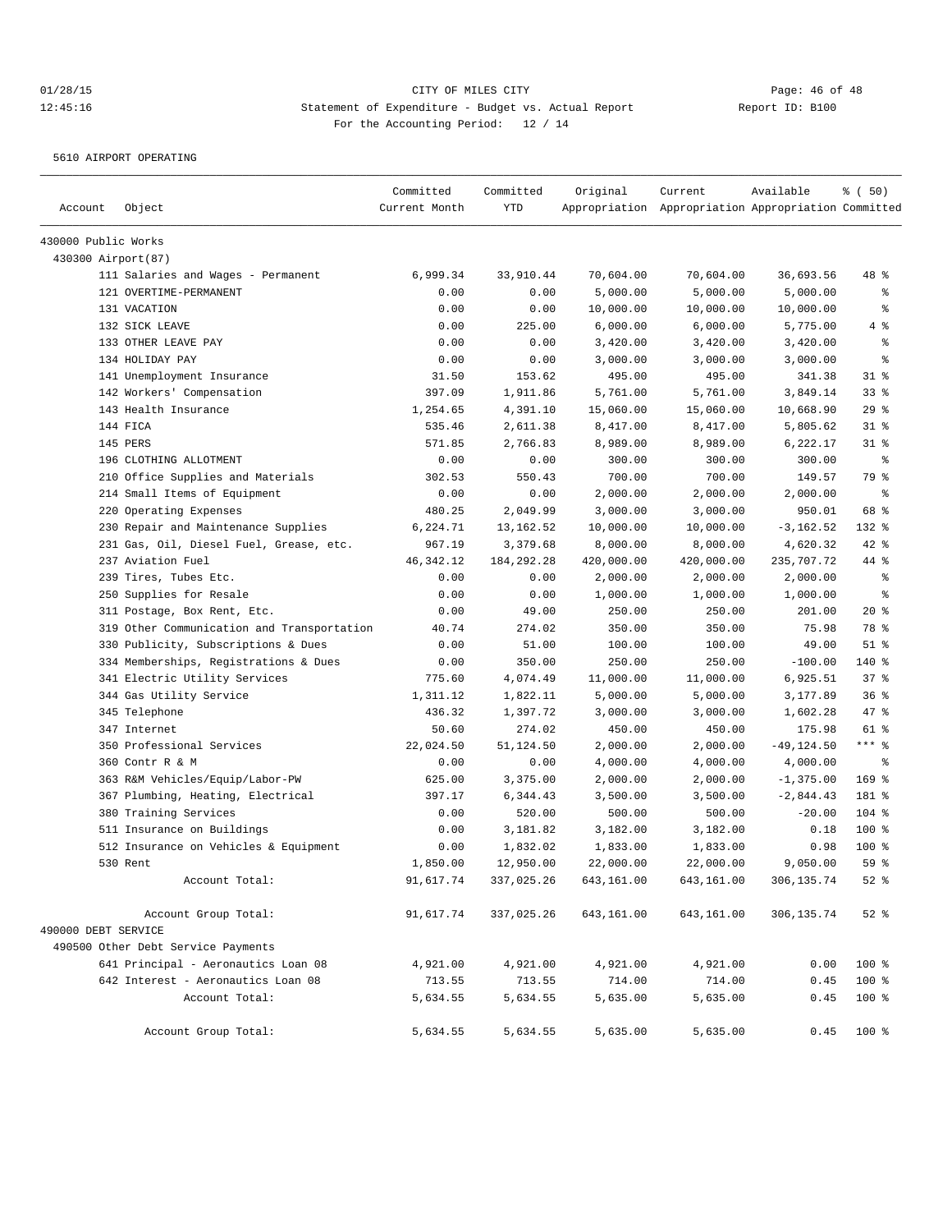01/28/15 CITY OF MILES CITY
12:45:16 Statement of Expenditure - Budget vs. Actual Report Report ID: B100
For the Accounting Period: 12 / 14

5610 AIRPORT OPERATING

| Account | Object | Committed Current Month | Committed YTD | Original Appropriation | Current Appropriation | Available Appropriation | % ( 50) Committed |
|---|---|---|---|---|---|---|---|
| 430000 Public Works | | | | | | | |
| 430300 Airport(87) | | | | | | | |
| | 111 Salaries and Wages - Permanent | 6,999.34 | 33,910.44 | 70,604.00 | 70,604.00 | 36,693.56 | 48 % |
| | 121 OVERTIME-PERMANENT | 0.00 | 0.00 | 5,000.00 | 5,000.00 | 5,000.00 | % |
| | 131 VACATION | 0.00 | 0.00 | 10,000.00 | 10,000.00 | 10,000.00 | % |
| | 132 SICK LEAVE | 0.00 | 225.00 | 6,000.00 | 6,000.00 | 5,775.00 | 4 % |
| | 133 OTHER LEAVE PAY | 0.00 | 0.00 | 3,420.00 | 3,420.00 | 3,420.00 | % |
| | 134 HOLIDAY PAY | 0.00 | 0.00 | 3,000.00 | 3,000.00 | 3,000.00 | % |
| | 141 Unemployment Insurance | 31.50 | 153.62 | 495.00 | 495.00 | 341.38 | 31 % |
| | 142 Workers' Compensation | 397.09 | 1,911.86 | 5,761.00 | 5,761.00 | 3,849.14 | 33 % |
| | 143 Health Insurance | 1,254.65 | 4,391.10 | 15,060.00 | 15,060.00 | 10,668.90 | 29 % |
| | 144 FICA | 535.46 | 2,611.38 | 8,417.00 | 8,417.00 | 5,805.62 | 31 % |
| | 145 PERS | 571.85 | 2,766.83 | 8,989.00 | 8,989.00 | 6,222.17 | 31 % |
| | 196 CLOTHING ALLOTMENT | 0.00 | 0.00 | 300.00 | 300.00 | 300.00 | % |
| | 210 Office Supplies and Materials | 302.53 | 550.43 | 700.00 | 700.00 | 149.57 | 79 % |
| | 214 Small Items of Equipment | 0.00 | 0.00 | 2,000.00 | 2,000.00 | 2,000.00 | % |
| | 220 Operating Expenses | 480.25 | 2,049.99 | 3,000.00 | 3,000.00 | 950.01 | 68 % |
| | 230 Repair and Maintenance Supplies | 6,224.71 | 13,162.52 | 10,000.00 | 10,000.00 | -3,162.52 | 132 % |
| | 231 Gas, Oil, Diesel Fuel, Grease, etc. | 967.19 | 3,379.68 | 8,000.00 | 8,000.00 | 4,620.32 | 42 % |
| | 237 Aviation Fuel | 46,342.12 | 184,292.28 | 420,000.00 | 420,000.00 | 235,707.72 | 44 % |
| | 239 Tires, Tubes Etc. | 0.00 | 0.00 | 2,000.00 | 2,000.00 | 2,000.00 | % |
| | 250 Supplies for Resale | 0.00 | 0.00 | 1,000.00 | 1,000.00 | 1,000.00 | % |
| | 311 Postage, Box Rent, Etc. | 0.00 | 49.00 | 250.00 | 250.00 | 201.00 | 20 % |
| | 319 Other Communication and Transportation | 40.74 | 274.02 | 350.00 | 350.00 | 75.98 | 78 % |
| | 330 Publicity, Subscriptions & Dues | 0.00 | 51.00 | 100.00 | 100.00 | 49.00 | 51 % |
| | 334 Memberships, Registrations & Dues | 0.00 | 350.00 | 250.00 | 250.00 | -100.00 | 140 % |
| | 341 Electric Utility Services | 775.60 | 4,074.49 | 11,000.00 | 11,000.00 | 6,925.51 | 37 % |
| | 344 Gas Utility Service | 1,311.12 | 1,822.11 | 5,000.00 | 5,000.00 | 3,177.89 | 36 % |
| | 345 Telephone | 436.32 | 1,397.72 | 3,000.00 | 3,000.00 | 1,602.28 | 47 % |
| | 347 Internet | 50.60 | 274.02 | 450.00 | 450.00 | 175.98 | 61 % |
| | 350 Professional Services | 22,024.50 | 51,124.50 | 2,000.00 | 2,000.00 | -49,124.50 | *** % |
| | 360 Contr R & M | 0.00 | 0.00 | 4,000.00 | 4,000.00 | 4,000.00 | % |
| | 363 R&M Vehicles/Equip/Labor-PW | 625.00 | 3,375.00 | 2,000.00 | 2,000.00 | -1,375.00 | 169 % |
| | 367 Plumbing, Heating, Electrical | 397.17 | 6,344.43 | 3,500.00 | 3,500.00 | -2,844.43 | 181 % |
| | 380 Training Services | 0.00 | 520.00 | 500.00 | 500.00 | -20.00 | 104 % |
| | 511 Insurance on Buildings | 0.00 | 3,181.82 | 3,182.00 | 3,182.00 | 0.18 | 100 % |
| | 512 Insurance on Vehicles & Equipment | 0.00 | 1,832.02 | 1,833.00 | 1,833.00 | 0.98 | 100 % |
| | 530 Rent | 1,850.00 | 12,950.00 | 22,000.00 | 22,000.00 | 9,050.00 | 59 % |
| | Account Total: | 91,617.74 | 337,025.26 | 643,161.00 | 643,161.00 | 306,135.74 | 52 % |
| | Account Group Total: | 91,617.74 | 337,025.26 | 643,161.00 | 643,161.00 | 306,135.74 | 52 % |
| 490000 DEBT SERVICE | | | | | | | |
| 490500 Other Debt Service Payments | | | | | | | |
| | 641 Principal - Aeronautics Loan 08 | 4,921.00 | 4,921.00 | 4,921.00 | 4,921.00 | 0.00 | 100 % |
| | 642 Interest - Aeronautics Loan 08 | 713.55 | 713.55 | 714.00 | 714.00 | 0.45 | 100 % |
| | Account Total: | 5,634.55 | 5,634.55 | 5,635.00 | 5,635.00 | 0.45 | 100 % |
| | Account Group Total: | 5,634.55 | 5,634.55 | 5,635.00 | 5,635.00 | 0.45 | 100 % |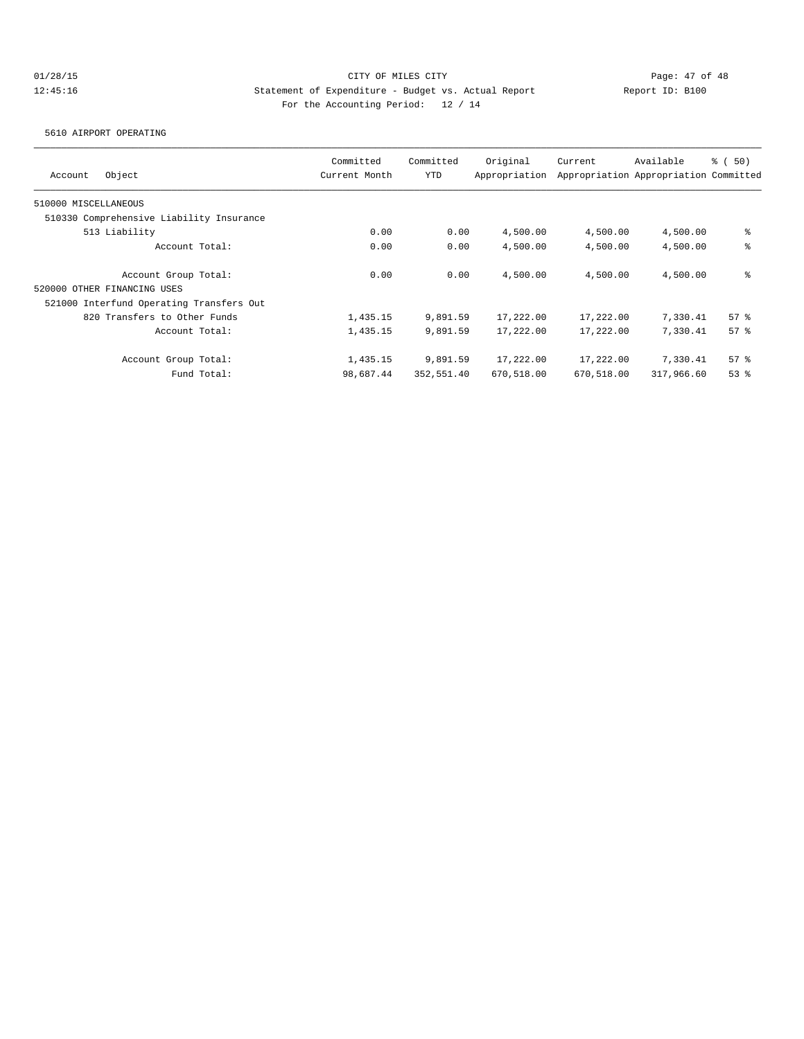CITY OF MILES CITY

Statement of Expenditure - Budget vs. Actual Report

Report ID: B100

For the Accounting Period: 12 / 14

01/28/15 12:45:16

5610 AIRPORT OPERATING

| Account Object | Committed Current Month | Committed YTD | Original Appropriation | Current Appropriation | Available Appropriation | % ( 50) Committed |
|---|---|---|---|---|---|---|
| 510000 MISCELLANEOUS | | | | | | |
| 510330 Comprehensive Liability Insurance | | | | | | |
| 513 Liability | 0.00 | 0.00 | 4,500.00 | 4,500.00 | 4,500.00 | % |
| Account Total: | 0.00 | 0.00 | 4,500.00 | 4,500.00 | 4,500.00 | % |
| Account Group Total: | 0.00 | 0.00 | 4,500.00 | 4,500.00 | 4,500.00 | % |
| 520000 OTHER FINANCING USES | | | | | | |
| 521000 Interfund Operating Transfers Out | | | | | | |
| 820 Transfers to Other Funds | 1,435.15 | 9,891.59 | 17,222.00 | 17,222.00 | 7,330.41 | 57 % |
| Account Total: | 1,435.15 | 9,891.59 | 17,222.00 | 17,222.00 | 7,330.41 | 57 % |
| Account Group Total: | 1,435.15 | 9,891.59 | 17,222.00 | 17,222.00 | 7,330.41 | 57 % |
| Fund Total: | 98,687.44 | 352,551.40 | 670,518.00 | 670,518.00 | 317,966.60 | 53 % |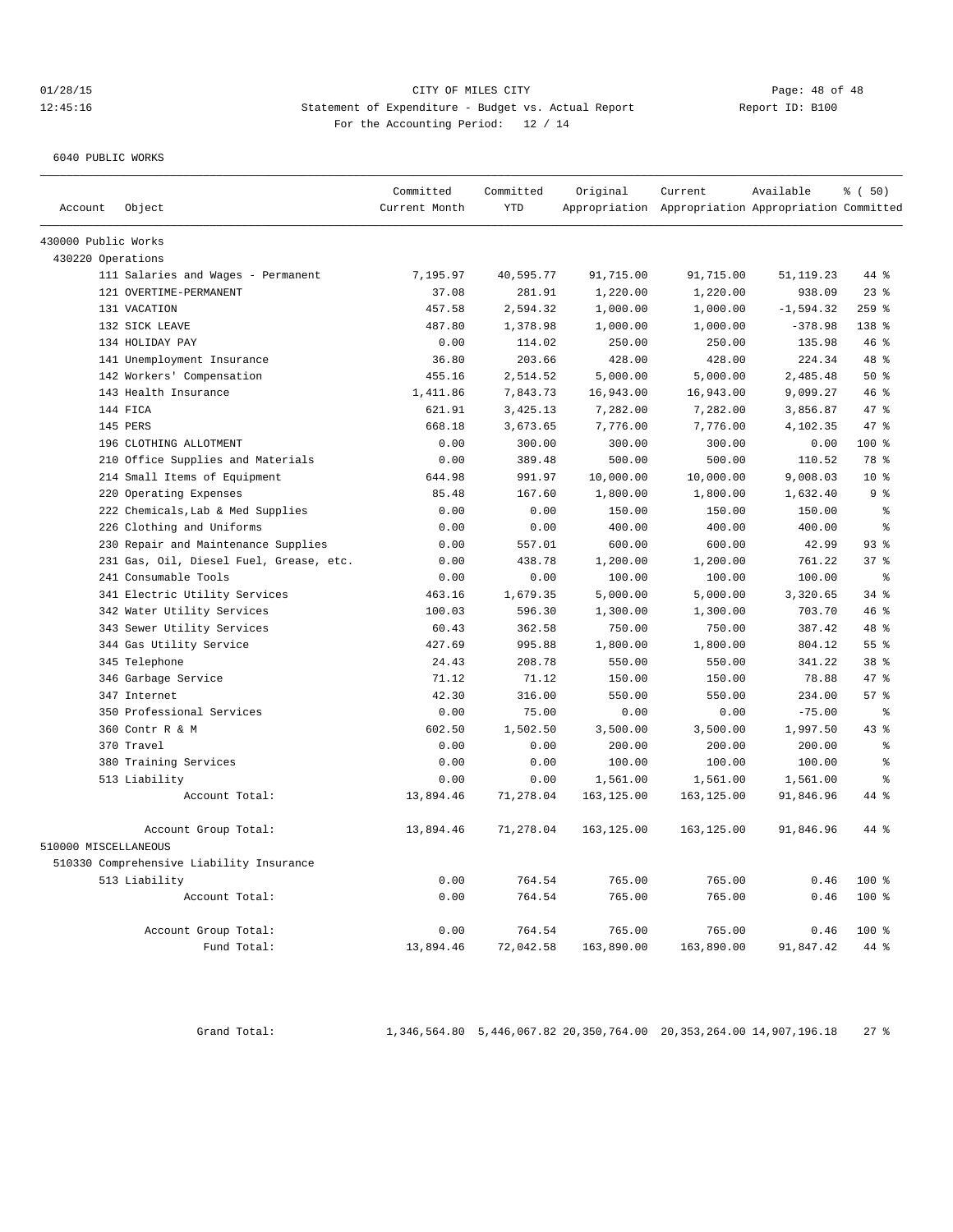01/28/15 CITY OF MILES CITY
12:45:16 Statement of Expenditure - Budget vs. Actual Report Report ID: B100
For the Accounting Period: 12 / 14

6040 PUBLIC WORKS

| Account | Object | Committed Current Month | Committed YTD | Original Appropriation | Current Appropriation | Available Appropriation | % ( 50) Committed |
|---|---|---|---|---|---|---|---|
| 430000 Public Works | | | | | | | |
| 430220 Operations | | | | | | | |
| | 111 Salaries and Wages - Permanent | 7,195.97 | 40,595.77 | 91,715.00 | 91,715.00 | 51,119.23 | 44 % |
| | 121 OVERTIME-PERMANENT | 37.08 | 281.91 | 1,220.00 | 1,220.00 | 938.09 | 23 % |
| | 131 VACATION | 457.58 | 2,594.32 | 1,000.00 | 1,000.00 | -1,594.32 | 259 % |
| | 132 SICK LEAVE | 487.80 | 1,378.98 | 1,000.00 | 1,000.00 | -378.98 | 138 % |
| | 134 HOLIDAY PAY | 0.00 | 114.02 | 250.00 | 250.00 | 135.98 | 46 % |
| | 141 Unemployment Insurance | 36.80 | 203.66 | 428.00 | 428.00 | 224.34 | 48 % |
| | 142 Workers' Compensation | 455.16 | 2,514.52 | 5,000.00 | 5,000.00 | 2,485.48 | 50 % |
| | 143 Health Insurance | 1,411.86 | 7,843.73 | 16,943.00 | 16,943.00 | 9,099.27 | 46 % |
| | 144 FICA | 621.91 | 3,425.13 | 7,282.00 | 7,282.00 | 3,856.87 | 47 % |
| | 145 PERS | 668.18 | 3,673.65 | 7,776.00 | 7,776.00 | 4,102.35 | 47 % |
| | 196 CLOTHING ALLOTMENT | 0.00 | 300.00 | 300.00 | 300.00 | 0.00 | 100 % |
| | 210 Office Supplies and Materials | 0.00 | 389.48 | 500.00 | 500.00 | 110.52 | 78 % |
| | 214 Small Items of Equipment | 644.98 | 991.97 | 10,000.00 | 10,000.00 | 9,008.03 | 10 % |
| | 220 Operating Expenses | 85.48 | 167.60 | 1,800.00 | 1,800.00 | 1,632.40 | 9 % |
| | 222 Chemicals,Lab & Med Supplies | 0.00 | 0.00 | 150.00 | 150.00 | 150.00 | % |
| | 226 Clothing and Uniforms | 0.00 | 0.00 | 400.00 | 400.00 | 400.00 | % |
| | 230 Repair and Maintenance Supplies | 0.00 | 557.01 | 600.00 | 600.00 | 42.99 | 93 % |
| | 231 Gas, Oil, Diesel Fuel, Grease, etc. | 0.00 | 438.78 | 1,200.00 | 1,200.00 | 761.22 | 37 % |
| | 241 Consumable Tools | 0.00 | 0.00 | 100.00 | 100.00 | 100.00 | % |
| | 341 Electric Utility Services | 463.16 | 1,679.35 | 5,000.00 | 5,000.00 | 3,320.65 | 34 % |
| | 342 Water Utility Services | 100.03 | 596.30 | 1,300.00 | 1,300.00 | 703.70 | 46 % |
| | 343 Sewer Utility Services | 60.43 | 362.58 | 750.00 | 750.00 | 387.42 | 48 % |
| | 344 Gas Utility Service | 427.69 | 995.88 | 1,800.00 | 1,800.00 | 804.12 | 55 % |
| | 345 Telephone | 24.43 | 208.78 | 550.00 | 550.00 | 341.22 | 38 % |
| | 346 Garbage Service | 71.12 | 71.12 | 150.00 | 150.00 | 78.88 | 47 % |
| | 347 Internet | 42.30 | 316.00 | 550.00 | 550.00 | 234.00 | 57 % |
| | 350 Professional Services | 0.00 | 75.00 | 0.00 | 0.00 | -75.00 | % |
| | 360 Contr R & M | 602.50 | 1,502.50 | 3,500.00 | 3,500.00 | 1,997.50 | 43 % |
| | 370 Travel | 0.00 | 0.00 | 200.00 | 200.00 | 200.00 | % |
| | 380 Training Services | 0.00 | 0.00 | 100.00 | 100.00 | 100.00 | % |
| | 513 Liability | 0.00 | 0.00 | 1,561.00 | 1,561.00 | 1,561.00 | % |
| | Account Total: | 13,894.46 | 71,278.04 | 163,125.00 | 163,125.00 | 91,846.96 | 44 % |
| | Account Group Total: | 13,894.46 | 71,278.04 | 163,125.00 | 163,125.00 | 91,846.96 | 44 % |
| 510000 MISCELLANEOUS | | | | | | | |
| 510330 Comprehensive Liability Insurance | | | | | | | |
| | 513 Liability | 0.00 | 764.54 | 765.00 | 765.00 | 0.46 | 100 % |
| | Account Total: | 0.00 | 764.54 | 765.00 | 765.00 | 0.46 | 100 % |
| | Account Group Total: | 0.00 | 764.54 | 765.00 | 765.00 | 0.46 | 100 % |
| | Fund Total: | 13,894.46 | 72,042.58 | 163,890.00 | 163,890.00 | 91,847.42 | 44 % |
| | Grand Total: | 1,346,564.80 | 5,446,067.82 | 20,350,764.00 | 20,353,264.00 | 14,907,196.18 | 27 % |